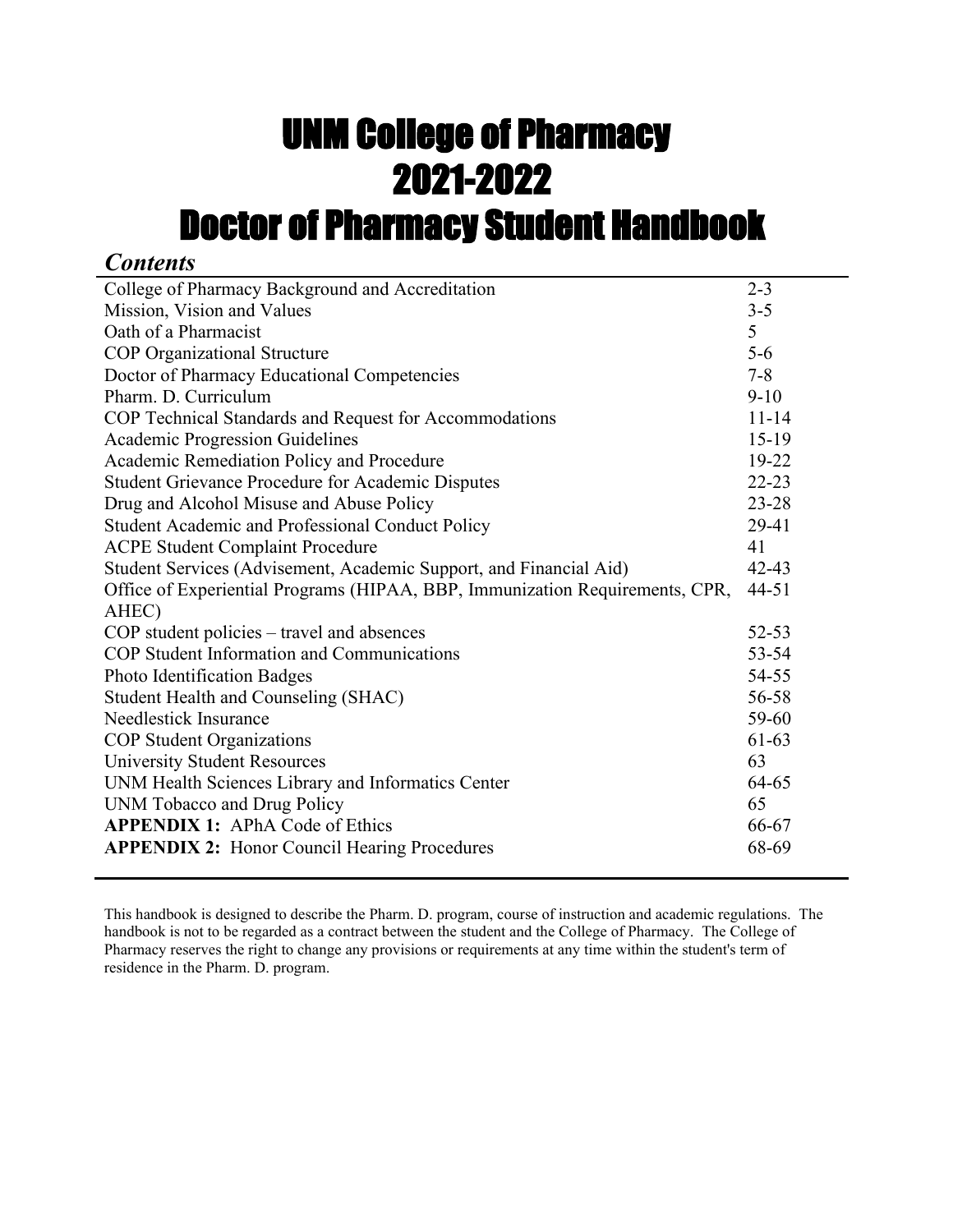# UNM College of Pharmacy
# 2021-2022
# Doctor of Pharmacy Student Handbook

## *Contents*

| | |
|---|---|
| College of Pharmacy Background and Accreditation | 2-3 |
| Mission, Vision and Values | 3-5 |
| Oath of a Pharmacist | 5 |
| COP Organizational Structure | 5-6 |
| Doctor of Pharmacy Educational Competencies | 7-8 |
| Pharm. D. Curriculum | 9-10 |
| COP Technical Standards and Request for Accommodations | 11-14 |
| Academic Progression Guidelines | 15-19 |
| Academic Remediation Policy and Procedure | 19-22 |
| Student Grievance Procedure for Academic Disputes | 22-23 |
| Drug and Alcohol Misuse and Abuse Policy | 23-28 |
| Student Academic and Professional Conduct Policy | 29-41 |
| ACPE Student Complaint Procedure | 41 |
| Student Services (Advisement, Academic Support, and Financial Aid) | 42-43 |
| Office of Experiential Programs (HIPAA, BBP, Immunization Requirements, CPR, AHEC) | 44-51 |
| COP student policies – travel and absences | 52-53 |
| COP Student Information and Communications | 53-54 |
| Photo Identification Badges | 54-55 |
| Student Health and Counseling (SHAC) | 56-58 |
| Needlestick Insurance | 59-60 |
| COP Student Organizations | 61-63 |
| University Student Resources | 63 |
| UNM Health Sciences Library and Informatics Center | 64-65 |
| UNM Tobacco and Drug Policy | 65 |
| **APPENDIX 1:** APhA Code of Ethics | 66-67 |
| **APPENDIX 2:** Honor Council Hearing Procedures | 68-69 |

This handbook is designed to describe the Pharm. D. program, course of instruction and academic regulations. The handbook is not to be regarded as a contract between the student and the College of Pharmacy. The College of Pharmacy reserves the right to change any provisions or requirements at any time within the student's term of residence in the Pharm. D. program.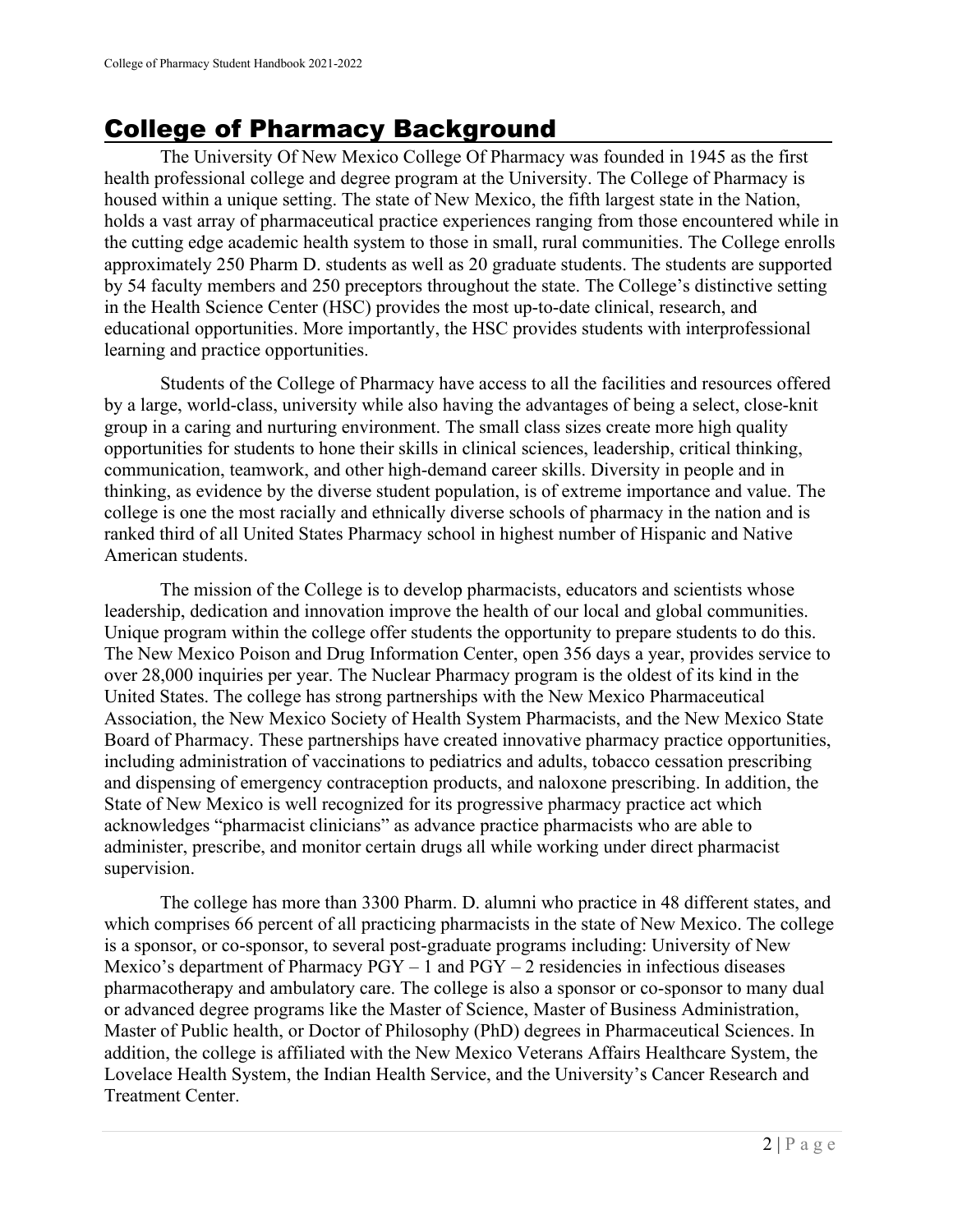# College of Pharmacy Background

The University Of New Mexico College Of Pharmacy was founded in 1945 as the first health professional college and degree program at the University. The College of Pharmacy is housed within a unique setting. The state of New Mexico, the fifth largest state in the Nation, holds a vast array of pharmaceutical practice experiences ranging from those encountered while in the cutting edge academic health system to those in small, rural communities. The College enrolls approximately 250 Pharm D. students as well as 20 graduate students. The students are supported by 54 faculty members and 250 preceptors throughout the state. The College's distinctive setting in the Health Science Center (HSC) provides the most up-to-date clinical, research, and educational opportunities. More importantly, the HSC provides students with interprofessional learning and practice opportunities.

Students of the College of Pharmacy have access to all the facilities and resources offered by a large, world-class, university while also having the advantages of being a select, close-knit group in a caring and nurturing environment. The small class sizes create more high quality opportunities for students to hone their skills in clinical sciences, leadership, critical thinking, communication, teamwork, and other high-demand career skills. Diversity in people and in thinking, as evidence by the diverse student population, is of extreme importance and value. The college is one the most racially and ethnically diverse schools of pharmacy in the nation and is ranked third of all United States Pharmacy school in highest number of Hispanic and Native American students.

The mission of the College is to develop pharmacists, educators and scientists whose leadership, dedication and innovation improve the health of our local and global communities. Unique program within the college offer students the opportunity to prepare students to do this. The New Mexico Poison and Drug Information Center, open 356 days a year, provides service to over 28,000 inquiries per year. The Nuclear Pharmacy program is the oldest of its kind in the United States. The college has strong partnerships with the New Mexico Pharmaceutical Association, the New Mexico Society of Health System Pharmacists, and the New Mexico State Board of Pharmacy. These partnerships have created innovative pharmacy practice opportunities, including administration of vaccinations to pediatrics and adults, tobacco cessation prescribing and dispensing of emergency contraception products, and naloxone prescribing. In addition, the State of New Mexico is well recognized for its progressive pharmacy practice act which acknowledges "pharmacist clinicians" as advance practice pharmacists who are able to administer, prescribe, and monitor certain drugs all while working under direct pharmacist supervision.

The college has more than 3300 Pharm. D. alumni who practice in 48 different states, and which comprises 66 percent of all practicing pharmacists in the state of New Mexico. The college is a sponsor, or co-sponsor, to several post-graduate programs including: University of New Mexico's department of Pharmacy PGY – 1 and PGY – 2 residencies in infectious diseases pharmacotherapy and ambulatory care. The college is also a sponsor or co-sponsor to many dual or advanced degree programs like the Master of Science, Master of Business Administration, Master of Public health, or Doctor of Philosophy (PhD) degrees in Pharmaceutical Sciences. In addition, the college is affiliated with the New Mexico Veterans Affairs Healthcare System, the Lovelace Health System, the Indian Health Service, and the University's Cancer Research and Treatment Center.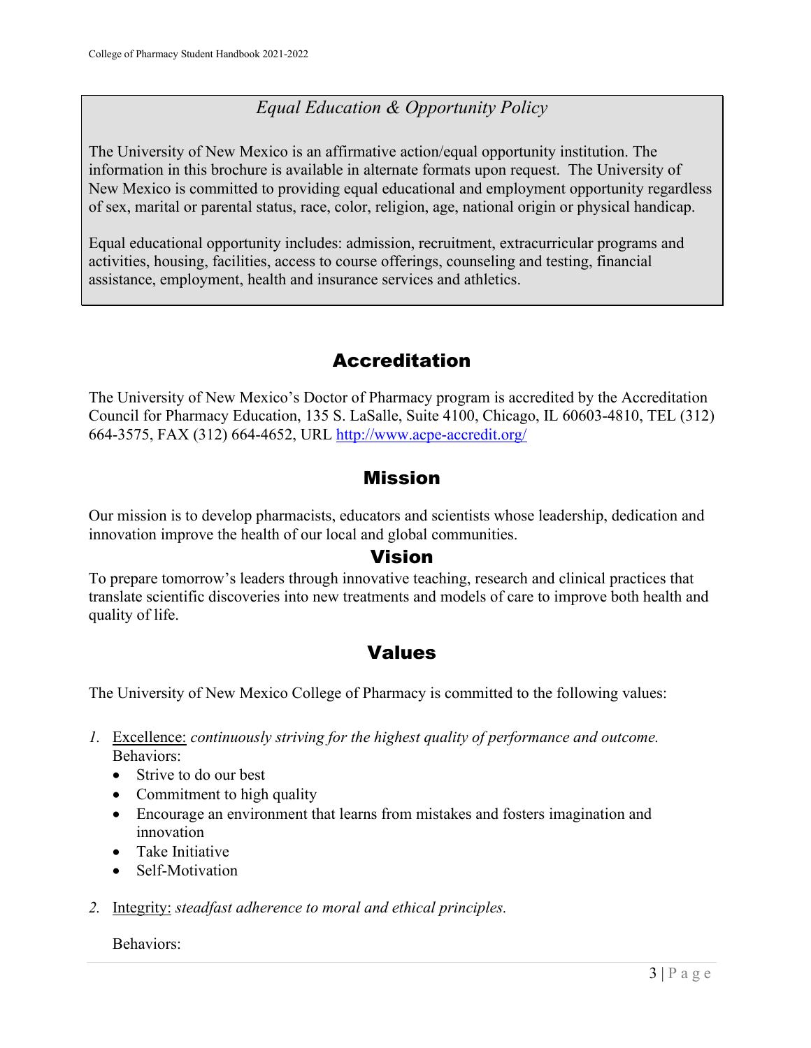### *Equal Education & Opportunity Policy*

The University of New Mexico is an affirmative action/equal opportunity institution. The information in this brochure is available in alternate formats upon request. The University of New Mexico is committed to providing equal educational and employment opportunity regardless of sex, marital or parental status, race, color, religion, age, national origin or physical handicap.

Equal educational opportunity includes: admission, recruitment, extracurricular programs and activities, housing, facilities, access to course offerings, counseling and testing, financial assistance, employment, health and insurance services and athletics.

## Accreditation

The University of New Mexico's Doctor of Pharmacy program is accredited by the Accreditation Council for Pharmacy Education, 135 S. LaSalle, Suite 4100, Chicago, IL 60603-4810, TEL (312) 664-3575, FAX (312) 664-4652, URL [http://www.acpe-accredit.org/](http://www.acpe-accredit.org/)

## Mission

Our mission is to develop pharmacists, educators and scientists whose leadership, dedication and innovation improve the health of our local and global communities.

## Vision

To prepare tomorrow's leaders through innovative teaching, research and clinical practices that translate scientific discoveries into new treatments and models of care to improve both health and quality of life.

## Values

The University of New Mexico College of Pharmacy is committed to the following values:

1. Excellence: *continuously striving for the highest quality of performance and outcome.*
   Behaviors:
   - Strive to do our best
   - Commitment to high quality
   - Encourage an environment that learns from mistakes and fosters imagination and innovation
   - Take Initiative
   - Self-Motivation

2. Integrity: *steadfast adherence to moral and ethical principles.*

   Behaviors: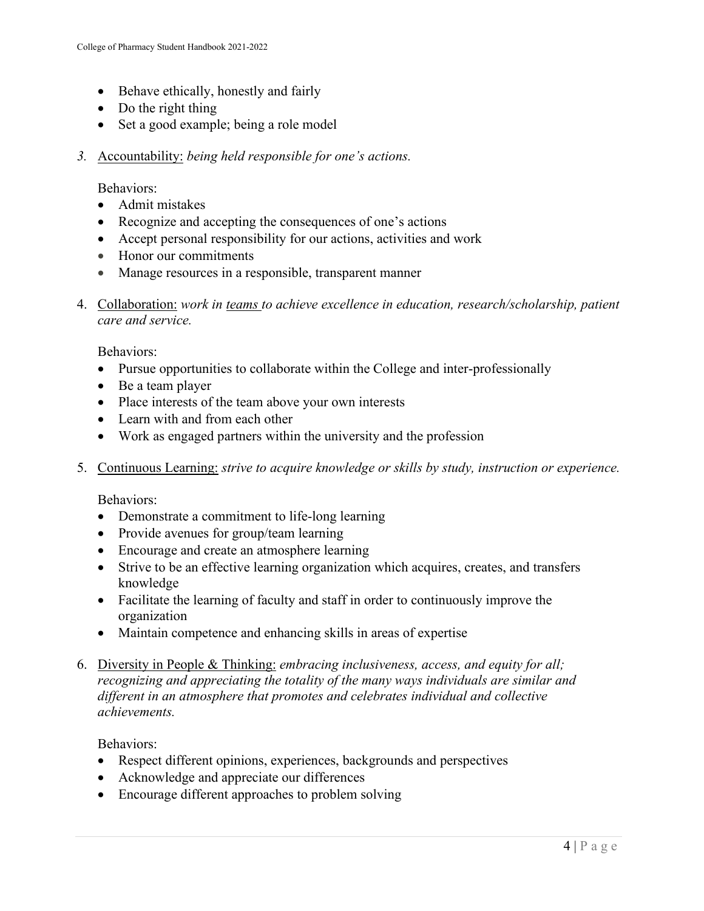- Behave ethically, honestly and fairly
- Do the right thing
- Set a good example; being a role model

*3.* <u>Accountability:</u> *being held responsible for one's actions.*

Behaviors:

- Admit mistakes
- Recognize and accepting the consequences of one's actions
- Accept personal responsibility for our actions, activities and work
- Honor our commitments
- Manage resources in a responsible, transparent manner

4. <u>Collaboration:</u> *work in <u>teams</u> to achieve excellence in education, research/scholarship, patient care and service.*

Behaviors:

- Pursue opportunities to collaborate within the College and inter-professionally
- Be a team player
- Place interests of the team above your own interests
- Learn with and from each other
- Work as engaged partners within the university and the profession

5. <u>Continuous Learning:</u> *strive to acquire knowledge or skills by study, instruction or experience.*

Behaviors:

- Demonstrate a commitment to life-long learning
- Provide avenues for group/team learning
- Encourage and create an atmosphere learning
- Strive to be an effective learning organization which acquires, creates, and transfers knowledge
- Facilitate the learning of faculty and staff in order to continuously improve the organization
- Maintain competence and enhancing skills in areas of expertise

6. <u>Diversity in People & Thinking:</u> *embracing inclusiveness, access, and equity for all; recognizing and appreciating the totality of the many ways individuals are similar and different in an atmosphere that promotes and celebrates individual and collective achievements.*

Behaviors:

- Respect different opinions, experiences, backgrounds and perspectives
- Acknowledge and appreciate our differences
- Encourage different approaches to problem solving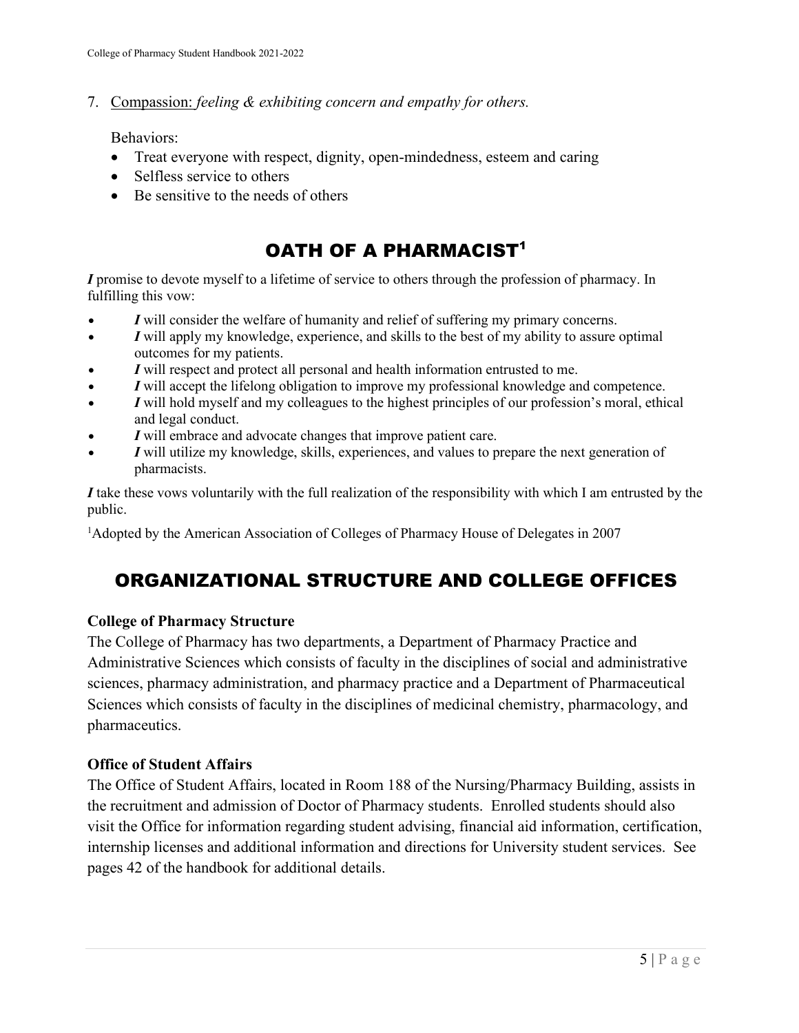7. Compassion: *feeling & exhibiting concern and empathy for others.*

   Behaviors:
   - Treat everyone with respect, dignity, open-mindedness, esteem and caring
   - Selfless service to others
   - Be sensitive to the needs of others

# OATH OF A PHARMACIST[1]

***I*** promise to devote myself to a lifetime of service to others through the profession of pharmacy. In fulfilling this vow:

- ***I*** will consider the welfare of humanity and relief of suffering my primary concerns.
- ***I*** will apply my knowledge, experience, and skills to the best of my ability to assure optimal outcomes for my patients.
- ***I*** will respect and protect all personal and health information entrusted to me.
- ***I*** will accept the lifelong obligation to improve my professional knowledge and competence.
- ***I*** will hold myself and my colleagues to the highest principles of our profession's moral, ethical and legal conduct.
- ***I*** will embrace and advocate changes that improve patient care.
- ***I*** will utilize my knowledge, skills, experiences, and values to prepare the next generation of pharmacists.

***I*** take these vows voluntarily with the full realization of the responsibility with which I am entrusted by the public.

[1]Adopted by the American Association of Colleges of Pharmacy House of Delegates in 2007

# ORGANIZATIONAL STRUCTURE AND COLLEGE OFFICES

**College of Pharmacy Structure**

The College of Pharmacy has two departments, a Department of Pharmacy Practice and Administrative Sciences which consists of faculty in the disciplines of social and administrative sciences, pharmacy administration, and pharmacy practice and a Department of Pharmaceutical Sciences which consists of faculty in the disciplines of medicinal chemistry, pharmacology, and pharmaceutics.

**Office of Student Affairs**

The Office of Student Affairs, located in Room 188 of the Nursing/Pharmacy Building, assists in the recruitment and admission of Doctor of Pharmacy students. Enrolled students should also visit the Office for information regarding student advising, financial aid information, certification, internship licenses and additional information and directions for University student services. See pages 42 of the handbook for additional details.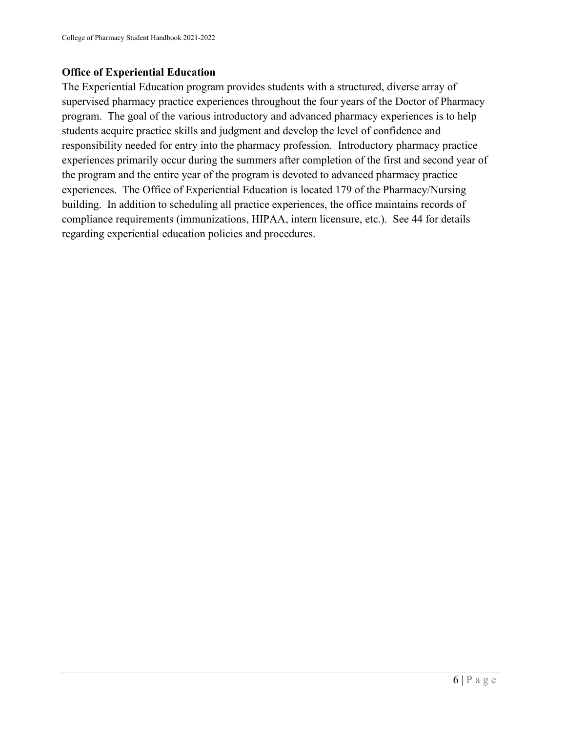**Office of Experiential Education**

The Experiential Education program provides students with a structured, diverse array of supervised pharmacy practice experiences throughout the four years of the Doctor of Pharmacy program. The goal of the various introductory and advanced pharmacy experiences is to help students acquire practice skills and judgment and develop the level of confidence and responsibility needed for entry into the pharmacy profession. Introductory pharmacy practice experiences primarily occur during the summers after completion of the first and second year of the program and the entire year of the program is devoted to advanced pharmacy practice experiences. The Office of Experiential Education is located 179 of the Pharmacy/Nursing building. In addition to scheduling all practice experiences, the office maintains records of compliance requirements (immunizations, HIPAA, intern licensure, etc.). See 44 for details regarding experiential education policies and procedures.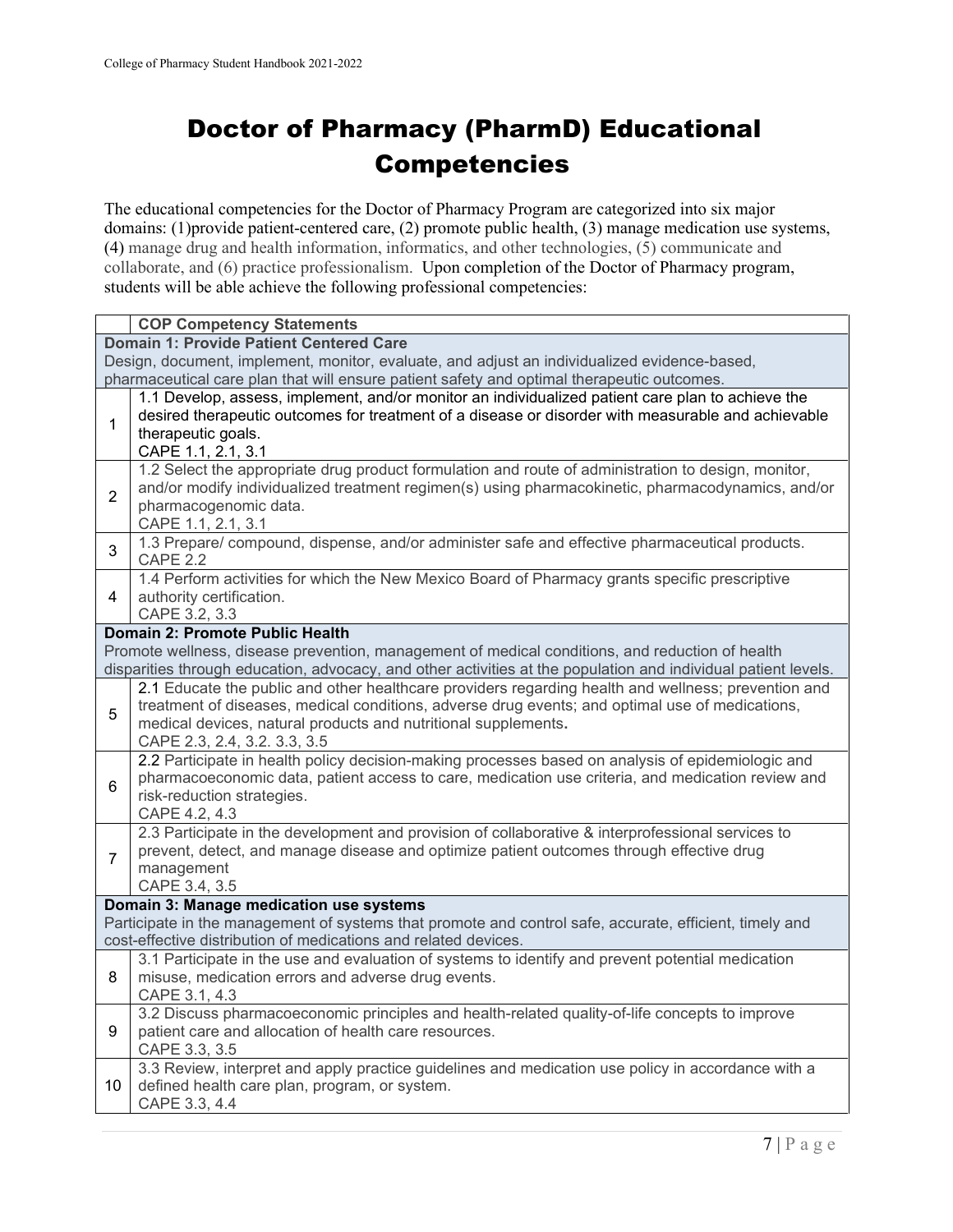# Doctor of Pharmacy (PharmD) Educational Competencies

The educational competencies for the Doctor of Pharmacy Program are categorized into six major domains: (1)provide patient-centered care, (2) promote public health, (3) manage medication use systems, (4) manage drug and health information, informatics, and other technologies, (5) communicate and collaborate, and (6) practice professionalism. Upon completion of the Doctor of Pharmacy program, students will be able achieve the following professional competencies:

| | COP Competency Statements |
|---|---|
| **Domain 1: Provide Patient Centered Care**<br>Design, document, implement, monitor, evaluate, and adjust an individualized evidence-based, pharmaceutical care plan that will ensure patient safety and optimal therapeutic outcomes. | |
| 1 | 1.1 Develop, assess, implement, and/or monitor an individualized patient care plan to achieve the desired therapeutic outcomes for treatment of a disease or disorder with measurable and achievable therapeutic goals.<br>CAPE 1.1, 2.1, 3.1 |
| 2 | 1.2 Select the appropriate drug product formulation and route of administration to design, monitor, and/or modify individualized treatment regimen(s) using pharmacokinetic, pharmacodynamics, and/or pharmacogenomic data.<br>CAPE 1.1, 2.1, 3.1 |
| 3 | 1.3 Prepare/ compound, dispense, and/or administer safe and effective pharmaceutical products.<br>CAPE 2.2 |
| 4 | 1.4 Perform activities for which the New Mexico Board of Pharmacy grants specific prescriptive authority certification.<br>CAPE 3.2, 3.3 |
| **Domain 2: Promote Public Health**<br>Promote wellness, disease prevention, management of medical conditions, and reduction of health disparities through education, advocacy, and other activities at the population and individual patient levels. | |
| 5 | 2.1 Educate the public and other healthcare providers regarding health and wellness; prevention and treatment of diseases, medical conditions, adverse drug events; and optimal use of medications, medical devices, natural products and nutritional supplements.<br>CAPE 2.3, 2.4, 3.2. 3.3, 3.5 |
| 6 | 2.2 Participate in health policy decision-making processes based on analysis of epidemiologic and pharmacoeconomic data, patient access to care, medication use criteria, and medication review and risk-reduction strategies.<br>CAPE 4.2, 4.3 |
| 7 | 2.3 Participate in the development and provision of collaborative & interprofessional services to prevent, detect, and manage disease and optimize patient outcomes through effective drug management<br>CAPE 3.4, 3.5 |
| **Domain 3: Manage medication use systems**<br>Participate in the management of systems that promote and control safe, accurate, efficient, timely and cost-effective distribution of medications and related devices. | |
| 8 | 3.1 Participate in the use and evaluation of systems to identify and prevent potential medication misuse, medication errors and adverse drug events.<br>CAPE 3.1, 4.3 |
| 9 | 3.2 Discuss pharmacoeconomic principles and health-related quality-of-life concepts to improve patient care and allocation of health care resources.<br>CAPE 3.3, 3.5 |
| 10 | 3.3 Review, interpret and apply practice guidelines and medication use policy in accordance with a defined health care plan, program, or system.<br>CAPE 3.3, 4.4 |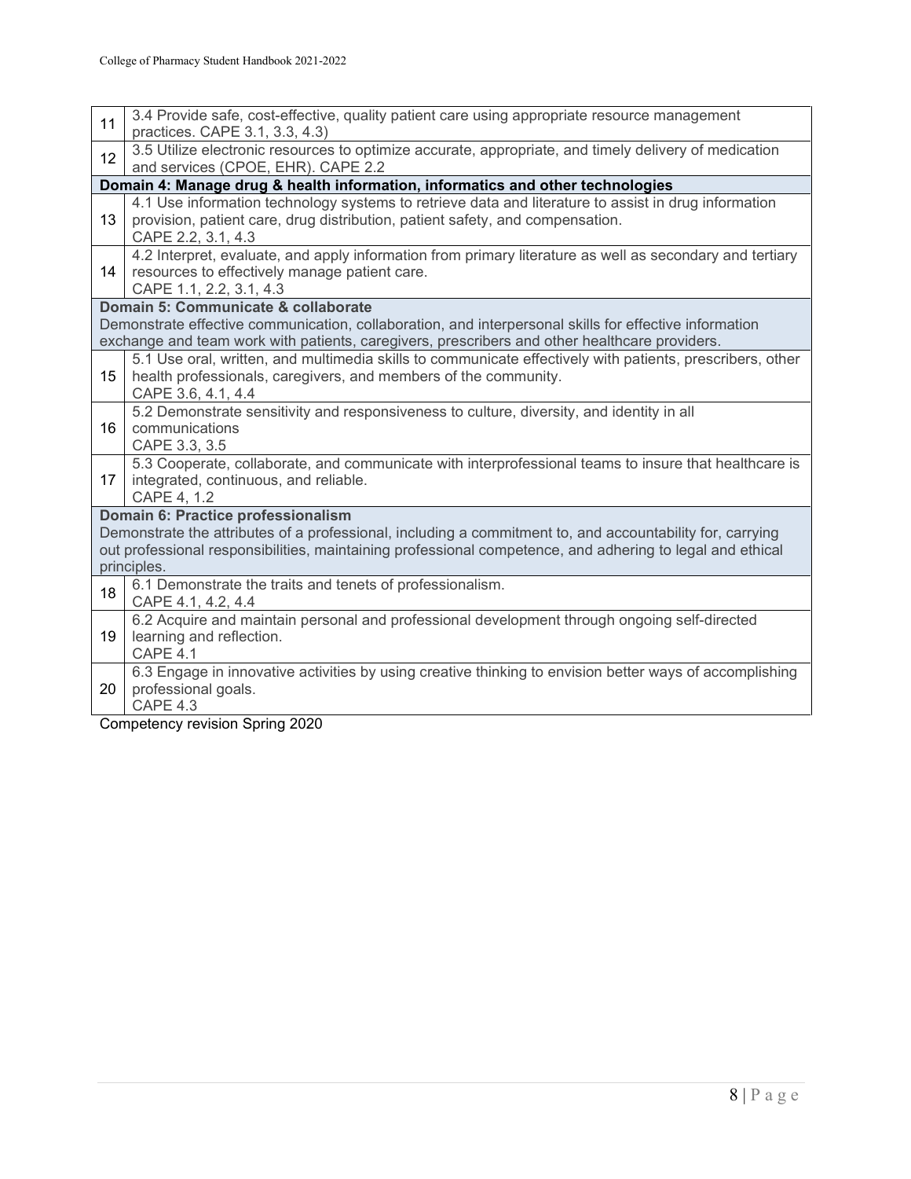| | |
|---|---|
| 11 | 3.4 Provide safe, cost-effective, quality patient care using appropriate resource management practices. CAPE 3.1, 3.3, 4.3) |
| 12 | 3.5 Utilize electronic resources to optimize accurate, appropriate, and timely delivery of medication and services (CPOE, EHR). CAPE 2.2 |
| **Domain 4: Manage drug & health information, informatics and other technologies** | |
| 13 | 4.1 Use information technology systems to retrieve data and literature to assist in drug information provision, patient care, drug distribution, patient safety, and compensation.<br>CAPE 2.2, 3.1, 4.3 |
| 14 | 4.2 Interpret, evaluate, and apply information from primary literature as well as secondary and tertiary resources to effectively manage patient care.<br>CAPE 1.1, 2.2, 3.1, 4.3 |
| **Domain 5: Communicate & collaborate**<br>Demonstrate effective communication, collaboration, and interpersonal skills for effective information exchange and team work with patients, caregivers, prescribers and other healthcare providers. | |
| 15 | 5.1 Use oral, written, and multimedia skills to communicate effectively with patients, prescribers, other health professionals, caregivers, and members of the community.<br>CAPE 3.6, 4.1, 4.4 |
| 16 | 5.2 Demonstrate sensitivity and responsiveness to culture, diversity, and identity in all communications<br>CAPE 3.3, 3.5 |
| 17 | 5.3 Cooperate, collaborate, and communicate with interprofessional teams to insure that healthcare is integrated, continuous, and reliable.<br>CAPE 4, 1.2 |
| **Domain 6: Practice professionalism**<br>Demonstrate the attributes of a professional, including a commitment to, and accountability for, carrying out professional responsibilities, maintaining professional competence, and adhering to legal and ethical principles. | |
| 18 | 6.1 Demonstrate the traits and tenets of professionalism.<br>CAPE 4.1, 4.2, 4.4 |
| 19 | 6.2 Acquire and maintain personal and professional development through ongoing self-directed learning and reflection.<br>CAPE 4.1 |
| 20 | 6.3 Engage in innovative activities by using creative thinking to envision better ways of accomplishing professional goals.<br>CAPE 4.3 |

Competency revision Spring 2020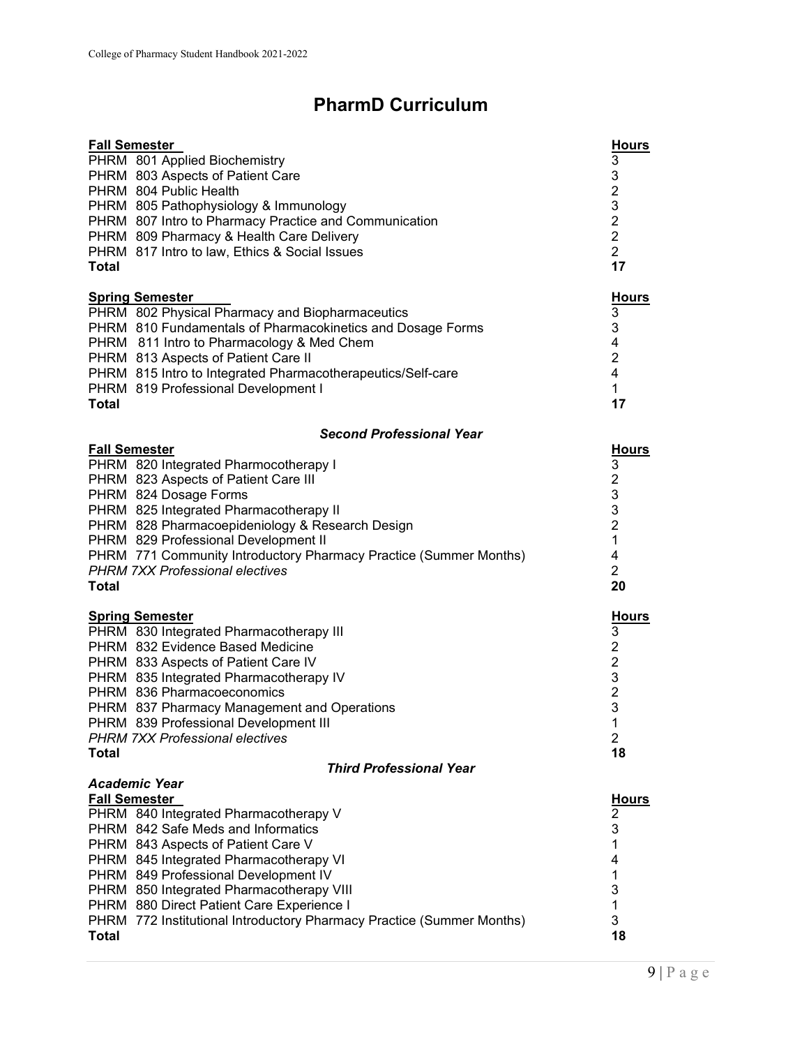# PharmD Curriculum

| Fall Semester | Hours |
|---|---|
| PHRM 801 Applied Biochemistry | 3 |
| PHRM 803 Aspects of Patient Care | 3 |
| PHRM 804 Public Health | 2 |
| PHRM 805 Pathophysiology & Immunology | 3 |
| PHRM 807 Intro to Pharmacy Practice and Communication | 2 |
| PHRM 809 Pharmacy & Health Care Delivery | 2 |
| PHRM 817 Intro to law, Ethics & Social Issues | 2 |
| **Total** | **17** |

| Spring Semester | Hours |
|---|---|
| PHRM 802 Physical Pharmacy and Biopharmaceutics | 3 |
| PHRM 810 Fundamentals of Pharmacokinetics and Dosage Forms | 3 |
| PHRM 811 Intro to Pharmacology & Med Chem | 4 |
| PHRM 813 Aspects of Patient Care II | 2 |
| PHRM 815 Intro to Integrated Pharmacotherapeutics/Self-care | 4 |
| PHRM 819 Professional Development I | 1 |
| **Total** | **17** |

### *Second Professional Year*

| Fall Semester | Hours |
|---|---|
| PHRM 820 Integrated Pharmocotherapy I | 3 |
| PHRM 823 Aspects of Patient Care III | 2 |
| PHRM 824 Dosage Forms | 3 |
| PHRM 825 Integrated Pharmacotherapy II | 3 |
| PHRM 828 Pharmacoepideniology & Research Design | 2 |
| PHRM 829 Professional Development II | 1 |
| PHRM 771 Community Introductory Pharmacy Practice (Summer Months) | 4 |
| *PHRM 7XX Professional electives* | 2 |
| **Total** | **20** |

| Spring Semester | Hours |
|---|---|
| PHRM 830 Integrated Pharmacotherapy III | 3 |
| PHRM 832 Evidence Based Medicine | 2 |
| PHRM 833 Aspects of Patient Care IV | 2 |
| PHRM 835 Integrated Pharmacotherapy IV | 3 |
| PHRM 836 Pharmacoeconomics | 2 |
| PHRM 837 Pharmacy Management and Operations | 3 |
| PHRM 839 Professional Development III | 1 |
| *PHRM 7XX Professional electives* | 2 |
| **Total** | **18** |

### *Third Professional Year*

***Academic Year***

| Fall Semester | Hours |
|---|---|
| PHRM 840 Integrated Pharmacotherapy V | 2 |
| PHRM 842 Safe Meds and Informatics | 3 |
| PHRM 843 Aspects of Patient Care V | 1 |
| PHRM 845 Integrated Pharmacotherapy VI | 4 |
| PHRM 849 Professional Development IV | 1 |
| PHRM 850 Integrated Pharmacotherapy VIII | 3 |
| PHRM 880 Direct Patient Care Experience I | 1 |
| PHRM 772 Institutional Introductory Pharmacy Practice (Summer Months) | 3 |
| **Total** | **18** |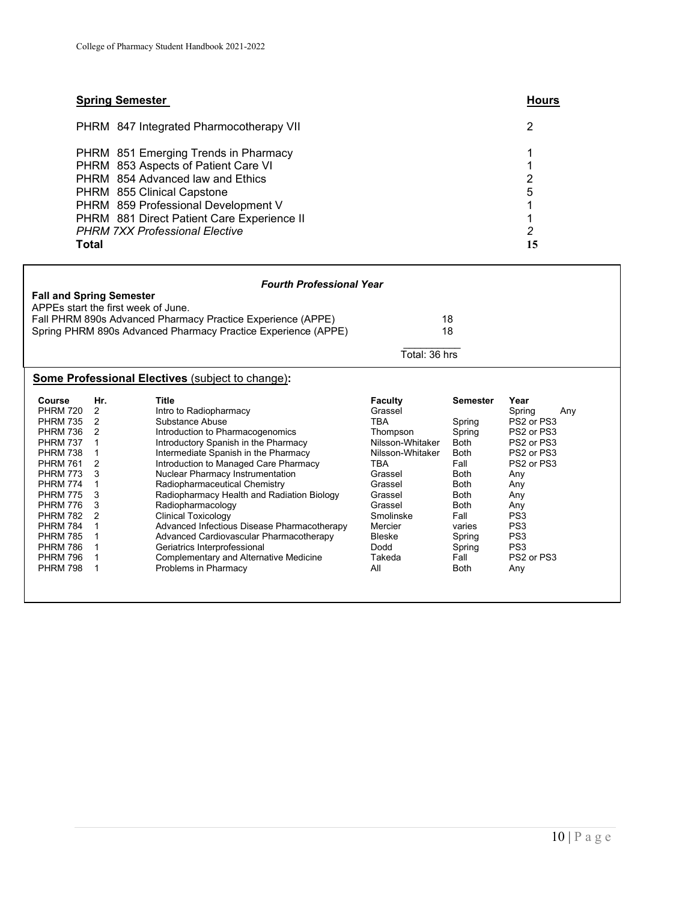| **Spring Semester** | **Hours** |
|---|---|
| PHRM 847 Integrated Pharmocotherapy VII | 2 |
| PHRM 851 Emerging Trends in Pharmacy | 1 |
| PHRM 853 Aspects of Patient Care VI | 1 |
| PHRM 854 Advanced law and Ethics | 2 |
| PHRM 855 Clinical Capstone | 5 |
| PHRM 859 Professional Development V | 1 |
| PHRM 881 Direct Patient Care Experience II | 1 |
| *PHRM 7XX Professional Elective* | *2* |
| **Total** | **15** |

***Fourth Professional Year***

**Fall and Spring Semester**

APPEs start the first week of June.

| | |
|---|---|
| Fall PHRM 890s Advanced Pharmacy Practice Experience (APPE) | 18 |
| Spring PHRM 890s Advanced Pharmacy Practice Experience (APPE) | 18 |
| | Total: 36 hrs |

**Some Professional Electives** (subject to change)**:**

| Course | Hr. | Title | Faculty | Semester | Year |
|---|---|---|---|---|---|
| PHRM 720 | 2 | Intro to Radiopharmacy | Grassel | | Spring Any |
| PHRM 735 | 2 | Substance Abuse | TBA | Spring | PS2 or PS3 |
| PHRM 736 | 2 | Introduction to Pharmacogenomics | Thompson | Spring | PS2 or PS3 |
| PHRM 737 | 1 | Introductory Spanish in the Pharmacy | Nilsson-Whitaker | Both | PS2 or PS3 |
| PHRM 738 | 1 | Intermediate Spanish in the Pharmacy | Nilsson-Whitaker | Both | PS2 or PS3 |
| PHRM 761 | 2 | Introduction to Managed Care Pharmacy | TBA | Fall | PS2 or PS3 |
| PHRM 773 | 3 | Nuclear Pharmacy Instrumentation | Grassel | Both | Any |
| PHRM 774 | 1 | Radiopharmaceutical Chemistry | Grassel | Both | Any |
| PHRM 775 | 3 | Radiopharmacy Health and Radiation Biology | Grassel | Both | Any |
| PHRM 776 | 3 | Radiopharmacology | Grassel | Both | Any |
| PHRM 782 | 2 | Clinical Toxicology | Smolinske | Fall | PS3 |
| PHRM 784 | 1 | Advanced Infectious Disease Pharmacotherapy | Mercier | varies | PS3 |
| PHRM 785 | 1 | Advanced Cardiovascular Pharmacotherapy | Bleske | Spring | PS3 |
| PHRM 786 | 1 | Geriatrics Interprofessional | Dodd | Spring | PS3 |
| PHRM 796 | 1 | Complementary and Alternative Medicine | Takeda | Fall | PS2 or PS3 |
| PHRM 798 | 1 | Problems in Pharmacy | All | Both | Any |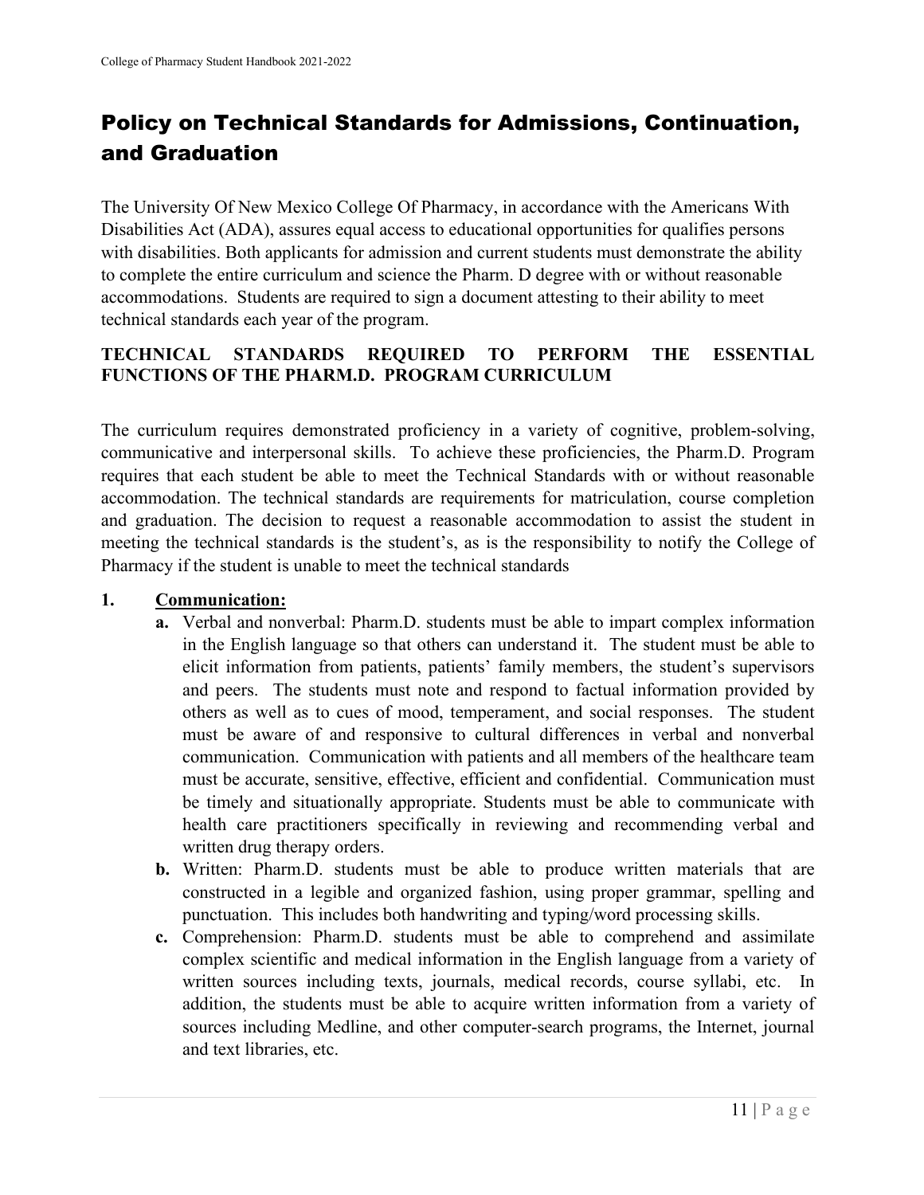# Policy on Technical Standards for Admissions, Continuation, and Graduation

The University Of New Mexico College Of Pharmacy, in accordance with the Americans With Disabilities Act (ADA), assures equal access to educational opportunities for qualifies persons with disabilities. Both applicants for admission and current students must demonstrate the ability to complete the entire curriculum and science the Pharm. D degree with or without reasonable accommodations. Students are required to sign a document attesting to their ability to meet technical standards each year of the program.

**TECHNICAL STANDARDS REQUIRED TO PERFORM THE ESSENTIAL FUNCTIONS OF THE PHARM.D. PROGRAM CURRICULUM**

The curriculum requires demonstrated proficiency in a variety of cognitive, problem-solving, communicative and interpersonal skills. To achieve these proficiencies, the Pharm.D. Program requires that each student be able to meet the Technical Standards with or without reasonable accommodation. The technical standards are requirements for matriculation, course completion and graduation. The decision to request a reasonable accommodation to assist the student in meeting the technical standards is the student's, as is the responsibility to notify the College of Pharmacy if the student is unable to meet the technical standards

**1. <u>Communication:</u>**

- **a.** Verbal and nonverbal: Pharm.D. students must be able to impart complex information in the English language so that others can understand it. The student must be able to elicit information from patients, patients' family members, the student's supervisors and peers. The students must note and respond to factual information provided by others as well as to cues of mood, temperament, and social responses. The student must be aware of and responsive to cultural differences in verbal and nonverbal communication. Communication with patients and all members of the healthcare team must be accurate, sensitive, effective, efficient and confidential. Communication must be timely and situationally appropriate. Students must be able to communicate with health care practitioners specifically in reviewing and recommending verbal and written drug therapy orders.
- **b.** Written: Pharm.D. students must be able to produce written materials that are constructed in a legible and organized fashion, using proper grammar, spelling and punctuation. This includes both handwriting and typing/word processing skills.
- **c.** Comprehension: Pharm.D. students must be able to comprehend and assimilate complex scientific and medical information in the English language from a variety of written sources including texts, journals, medical records, course syllabi, etc. In addition, the students must be able to acquire written information from a variety of sources including Medline, and other computer-search programs, the Internet, journal and text libraries, etc.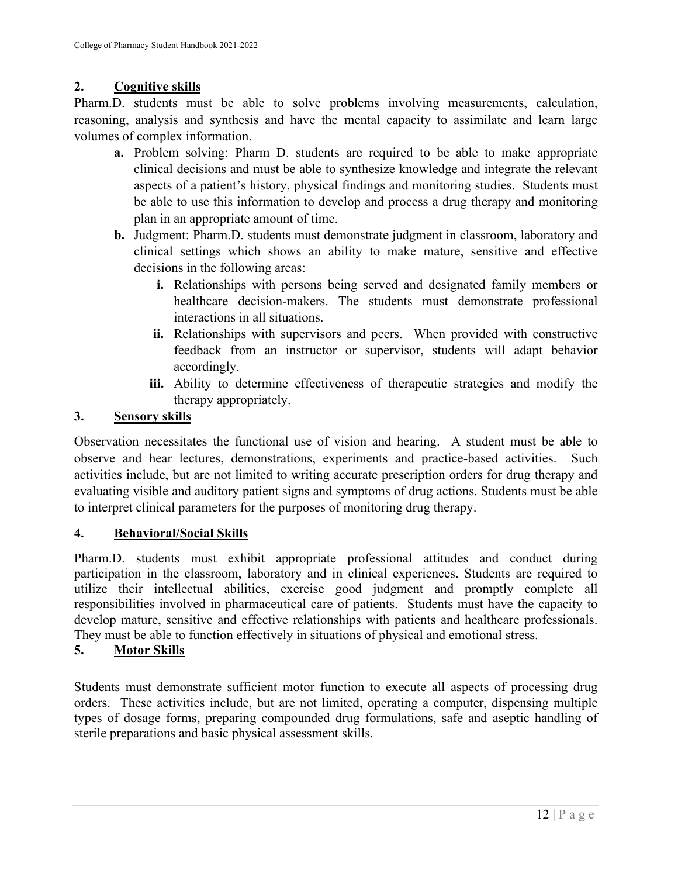## 2. Cognitive skills

Pharm.D. students must be able to solve problems involving measurements, calculation, reasoning, analysis and synthesis and have the mental capacity to assimilate and learn large volumes of complex information.

- **a.** Problem solving: Pharm D. students are required to be able to make appropriate clinical decisions and must be able to synthesize knowledge and integrate the relevant aspects of a patient's history, physical findings and monitoring studies. Students must be able to use this information to develop and process a drug therapy and monitoring plan in an appropriate amount of time.
- **b.** Judgment: Pharm.D. students must demonstrate judgment in classroom, laboratory and clinical settings which shows an ability to make mature, sensitive and effective decisions in the following areas:
    - **i.** Relationships with persons being served and designated family members or healthcare decision-makers. The students must demonstrate professional interactions in all situations.
    - **ii.** Relationships with supervisors and peers. When provided with constructive feedback from an instructor or supervisor, students will adapt behavior accordingly.
    - **iii.** Ability to determine effectiveness of therapeutic strategies and modify the therapy appropriately.

## 3. Sensory skills

Observation necessitates the functional use of vision and hearing. A student must be able to observe and hear lectures, demonstrations, experiments and practice-based activities. Such activities include, but are not limited to writing accurate prescription orders for drug therapy and evaluating visible and auditory patient signs and symptoms of drug actions. Students must be able to interpret clinical parameters for the purposes of monitoring drug therapy.

## 4. Behavioral/Social Skills

Pharm.D. students must exhibit appropriate professional attitudes and conduct during participation in the classroom, laboratory and in clinical experiences. Students are required to utilize their intellectual abilities, exercise good judgment and promptly complete all responsibilities involved in pharmaceutical care of patients. Students must have the capacity to develop mature, sensitive and effective relationships with patients and healthcare professionals. They must be able to function effectively in situations of physical and emotional stress.

## 5. Motor Skills

Students must demonstrate sufficient motor function to execute all aspects of processing drug orders. These activities include, but are not limited, operating a computer, dispensing multiple types of dosage forms, preparing compounded drug formulations, safe and aseptic handling of sterile preparations and basic physical assessment skills.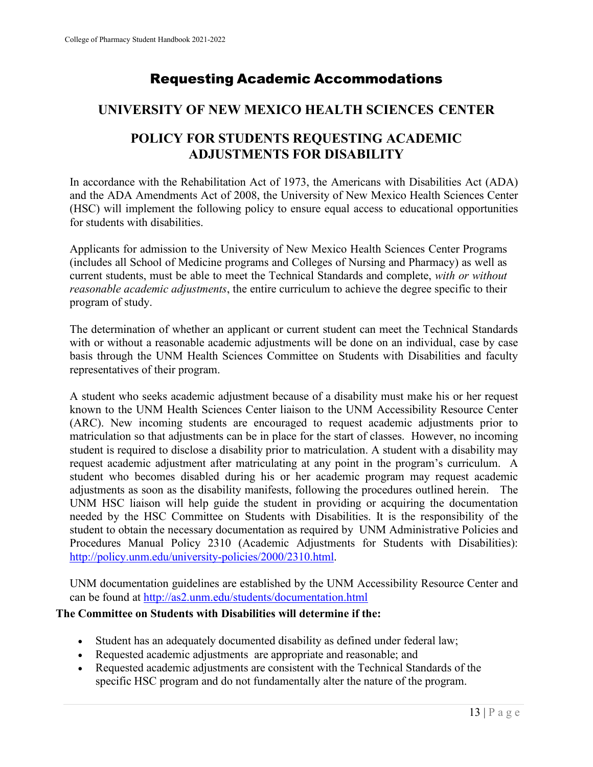# Requesting Academic Accommodations

## UNIVERSITY OF NEW MEXICO HEALTH SCIENCES CENTER

## POLICY FOR STUDENTS REQUESTING ACADEMIC ADJUSTMENTS FOR DISABILITY

In accordance with the Rehabilitation Act of 1973, the Americans with Disabilities Act (ADA) and the ADA Amendments Act of 2008, the University of New Mexico Health Sciences Center (HSC) will implement the following policy to ensure equal access to educational opportunities for students with disabilities.

Applicants for admission to the University of New Mexico Health Sciences Center Programs (includes all School of Medicine programs and Colleges of Nursing and Pharmacy) as well as current students, must be able to meet the Technical Standards and complete, *with or without reasonable academic adjustments*, the entire curriculum to achieve the degree specific to their program of study.

The determination of whether an applicant or current student can meet the Technical Standards with or without a reasonable academic adjustments will be done on an individual, case by case basis through the UNM Health Sciences Committee on Students with Disabilities and faculty representatives of their program.

A student who seeks academic adjustment because of a disability must make his or her request known to the UNM Health Sciences Center liaison to the UNM Accessibility Resource Center (ARC). New incoming students are encouraged to request academic adjustments prior to matriculation so that adjustments can be in place for the start of classes. However, no incoming student is required to disclose a disability prior to matriculation. A student with a disability may request academic adjustment after matriculating at any point in the program's curriculum. A student who becomes disabled during his or her academic program may request academic adjustments as soon as the disability manifests, following the procedures outlined herein. The UNM HSC liaison will help guide the student in providing or acquiring the documentation needed by the HSC Committee on Students with Disabilities. It is the responsibility of the student to obtain the necessary documentation as required by UNM Administrative Policies and Procedures Manual Policy 2310 (Academic Adjustments for Students with Disabilities): http://policy.unm.edu/university-policies/2000/2310.html.

UNM documentation guidelines are established by the UNM Accessibility Resource Center and can be found at http://as2.unm.edu/students/documentation.html

**The Committee on Students with Disabilities will determine if the:**

- Student has an adequately documented disability as defined under federal law;
- Requested academic adjustments are appropriate and reasonable; and
- Requested academic adjustments are consistent with the Technical Standards of the specific HSC program and do not fundamentally alter the nature of the program.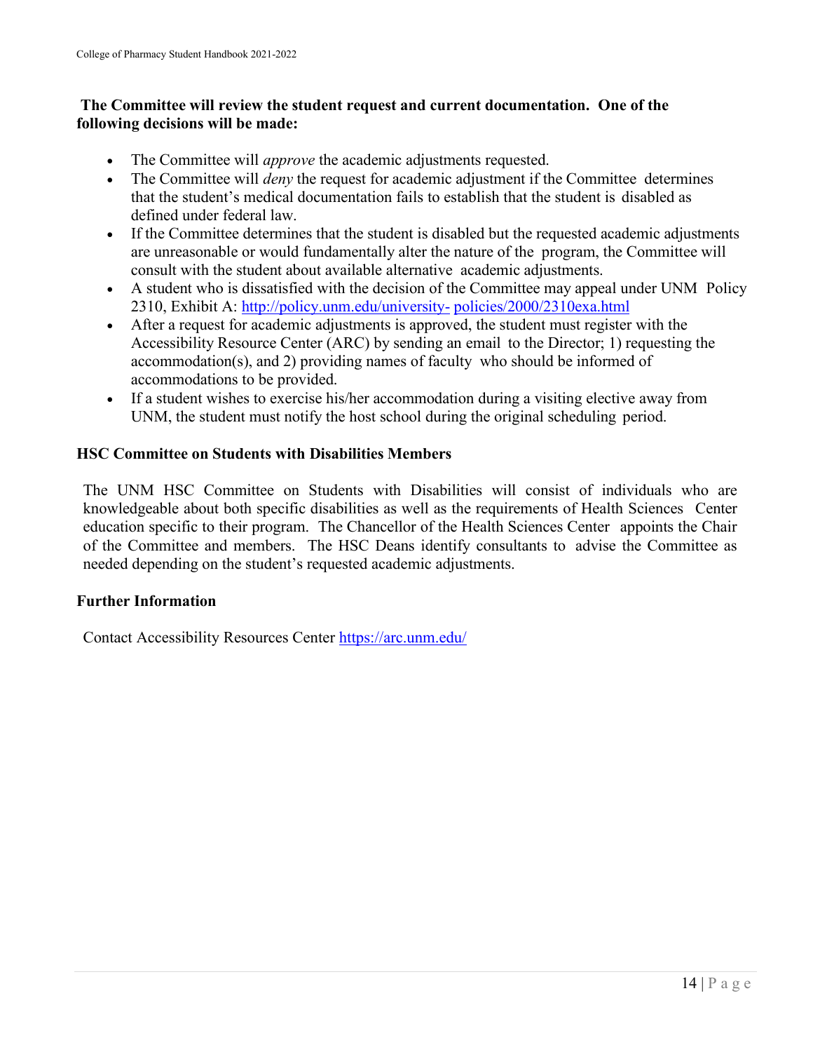**The Committee will review the student request and current documentation. One of the following decisions will be made:**

- The Committee will *approve* the academic adjustments requested.
- The Committee will *deny* the request for academic adjustment if the Committee determines that the student's medical documentation fails to establish that the student is disabled as defined under federal law.
- If the Committee determines that the student is disabled but the requested academic adjustments are unreasonable or would fundamentally alter the nature of the program, the Committee will consult with the student about available alternative academic adjustments.
- A student who is dissatisfied with the decision of the Committee may appeal under UNM Policy 2310, Exhibit A: [http://policy.unm.edu/university-policies/2000/2310exa.html](http://policy.unm.edu/university-policies/2000/2310exa.html)
- After a request for academic adjustments is approved, the student must register with the Accessibility Resource Center (ARC) by sending an email to the Director; 1) requesting the accommodation(s), and 2) providing names of faculty who should be informed of accommodations to be provided.
- If a student wishes to exercise his/her accommodation during a visiting elective away from UNM, the student must notify the host school during the original scheduling period.

### HSC Committee on Students with Disabilities Members

The UNM HSC Committee on Students with Disabilities will consist of individuals who are knowledgeable about both specific disabilities as well as the requirements of Health Sciences Center education specific to their program. The Chancellor of the Health Sciences Center appoints the Chair of the Committee and members. The HSC Deans identify consultants to advise the Committee as needed depending on the student's requested academic adjustments.

### Further Information

Contact Accessibility Resources Center [https://arc.unm.edu/](https://arc.unm.edu/)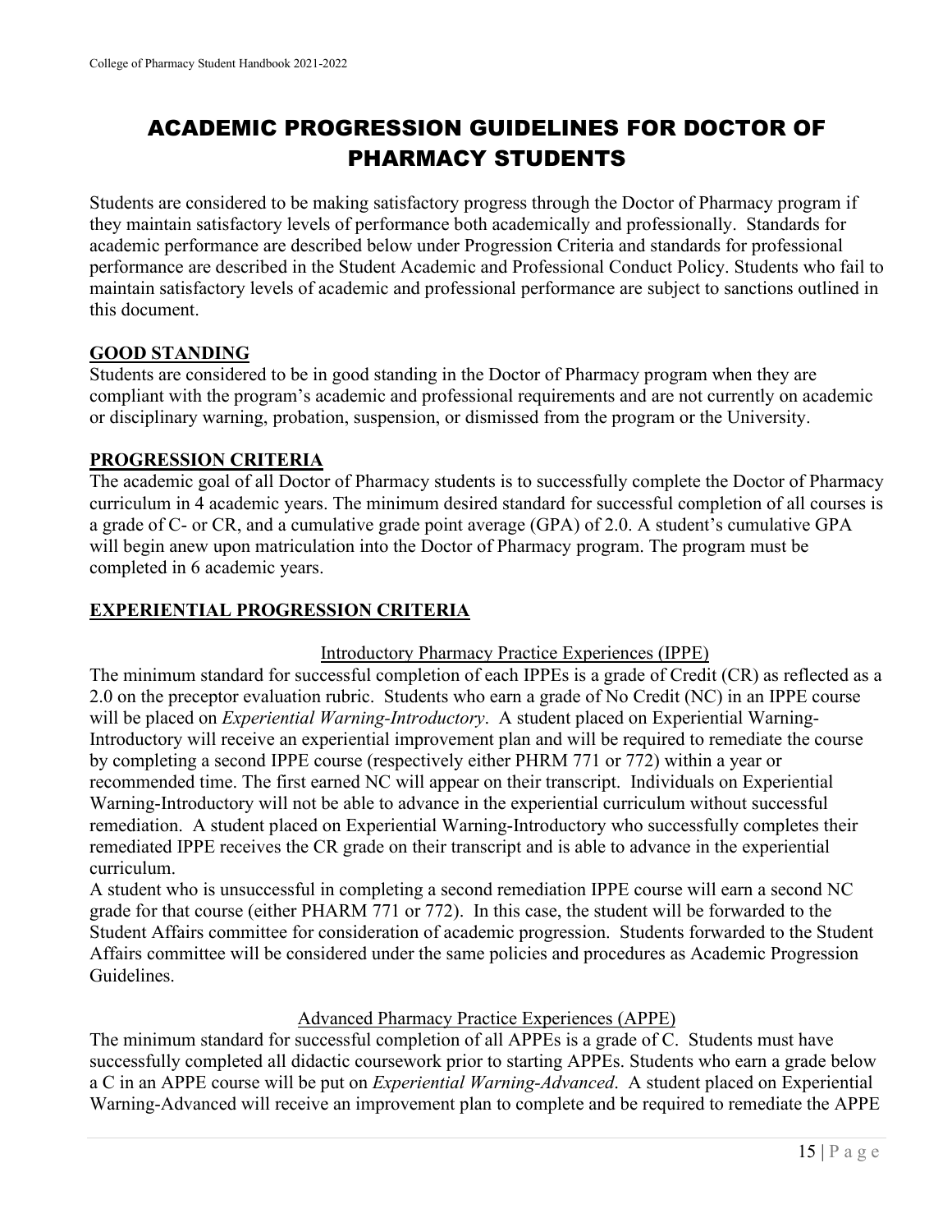# ACADEMIC PROGRESSION GUIDELINES FOR DOCTOR OF PHARMACY STUDENTS

Students are considered to be making satisfactory progress through the Doctor of Pharmacy program if they maintain satisfactory levels of performance both academically and professionally. Standards for academic performance are described below under Progression Criteria and standards for professional performance are described in the Student Academic and Professional Conduct Policy. Students who fail to maintain satisfactory levels of academic and professional performance are subject to sanctions outlined in this document.

## GOOD STANDING

Students are considered to be in good standing in the Doctor of Pharmacy program when they are compliant with the program's academic and professional requirements and are not currently on academic or disciplinary warning, probation, suspension, or dismissed from the program or the University.

## PROGRESSION CRITERIA

The academic goal of all Doctor of Pharmacy students is to successfully complete the Doctor of Pharmacy curriculum in 4 academic years. The minimum desired standard for successful completion of all courses is a grade of C- or CR, and a cumulative grade point average (GPA) of 2.0. A student's cumulative GPA will begin anew upon matriculation into the Doctor of Pharmacy program. The program must be completed in 6 academic years.

## EXPERIENTIAL PROGRESSION CRITERIA

### Introductory Pharmacy Practice Experiences (IPPE)

The minimum standard for successful completion of each IPPEs is a grade of Credit (CR) as reflected as a 2.0 on the preceptor evaluation rubric. Students who earn a grade of No Credit (NC) in an IPPE course will be placed on *Experiential Warning-Introductory*. A student placed on Experiential Warning-Introductory will receive an experiential improvement plan and will be required to remediate the course by completing a second IPPE course (respectively either PHRM 771 or 772) within a year or recommended time. The first earned NC will appear on their transcript. Individuals on Experiential Warning-Introductory will not be able to advance in the experiential curriculum without successful remediation. A student placed on Experiential Warning-Introductory who successfully completes their remediated IPPE receives the CR grade on their transcript and is able to advance in the experiential curriculum.

A student who is unsuccessful in completing a second remediation IPPE course will earn a second NC grade for that course (either PHARM 771 or 772). In this case, the student will be forwarded to the Student Affairs committee for consideration of academic progression. Students forwarded to the Student Affairs committee will be considered under the same policies and procedures as Academic Progression Guidelines.

### Advanced Pharmacy Practice Experiences (APPE)

The minimum standard for successful completion of all APPEs is a grade of C. Students must have successfully completed all didactic coursework prior to starting APPEs. Students who earn a grade below a C in an APPE course will be put on *Experiential Warning-Advanced*. A student placed on Experiential Warning-Advanced will receive an improvement plan to complete and be required to remediate the APPE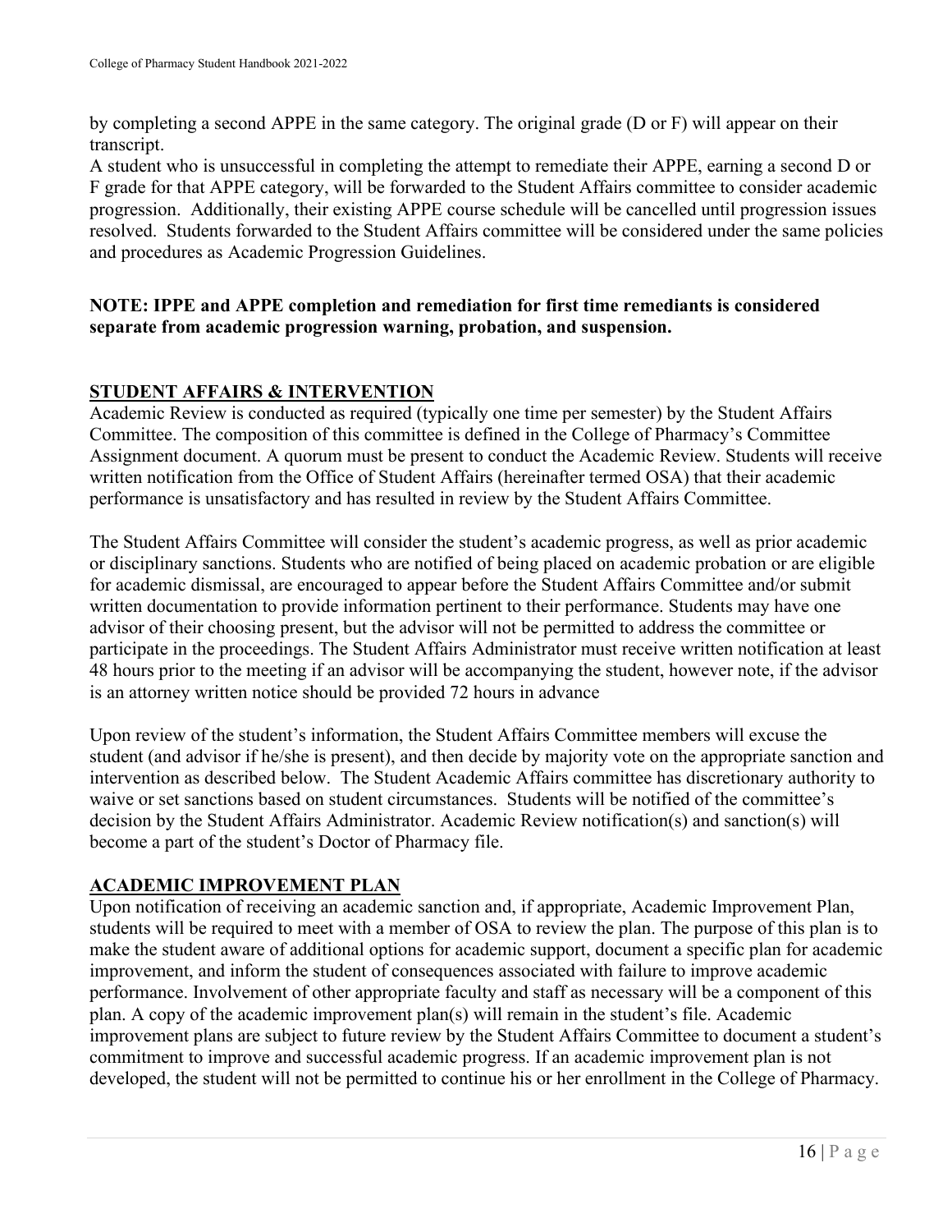by completing a second APPE in the same category. The original grade (D or F) will appear on their transcript.

A student who is unsuccessful in completing the attempt to remediate their APPE, earning a second D or F grade for that APPE category, will be forwarded to the Student Affairs committee to consider academic progression. Additionally, their existing APPE course schedule will be cancelled until progression issues resolved. Students forwarded to the Student Affairs committee will be considered under the same policies and procedures as Academic Progression Guidelines.

**NOTE: IPPE and APPE completion and remediation for first time remediants is considered separate from academic progression warning, probation, and suspension.**

## STUDENT AFFAIRS & INTERVENTION

Academic Review is conducted as required (typically one time per semester) by the Student Affairs Committee. The composition of this committee is defined in the College of Pharmacy's Committee Assignment document. A quorum must be present to conduct the Academic Review. Students will receive written notification from the Office of Student Affairs (hereinafter termed OSA) that their academic performance is unsatisfactory and has resulted in review by the Student Affairs Committee.

The Student Affairs Committee will consider the student's academic progress, as well as prior academic or disciplinary sanctions. Students who are notified of being placed on academic probation or are eligible for academic dismissal, are encouraged to appear before the Student Affairs Committee and/or submit written documentation to provide information pertinent to their performance. Students may have one advisor of their choosing present, but the advisor will not be permitted to address the committee or participate in the proceedings. The Student Affairs Administrator must receive written notification at least 48 hours prior to the meeting if an advisor will be accompanying the student, however note, if the advisor is an attorney written notice should be provided 72 hours in advance

Upon review of the student's information, the Student Affairs Committee members will excuse the student (and advisor if he/she is present), and then decide by majority vote on the appropriate sanction and intervention as described below. The Student Academic Affairs committee has discretionary authority to waive or set sanctions based on student circumstances. Students will be notified of the committee's decision by the Student Affairs Administrator. Academic Review notification(s) and sanction(s) will become a part of the student's Doctor of Pharmacy file.

## ACADEMIC IMPROVEMENT PLAN

Upon notification of receiving an academic sanction and, if appropriate, Academic Improvement Plan, students will be required to meet with a member of OSA to review the plan. The purpose of this plan is to make the student aware of additional options for academic support, document a specific plan for academic improvement, and inform the student of consequences associated with failure to improve academic performance. Involvement of other appropriate faculty and staff as necessary will be a component of this plan. A copy of the academic improvement plan(s) will remain in the student's file. Academic improvement plans are subject to future review by the Student Affairs Committee to document a student's commitment to improve and successful academic progress. If an academic improvement plan is not developed, the student will not be permitted to continue his or her enrollment in the College of Pharmacy.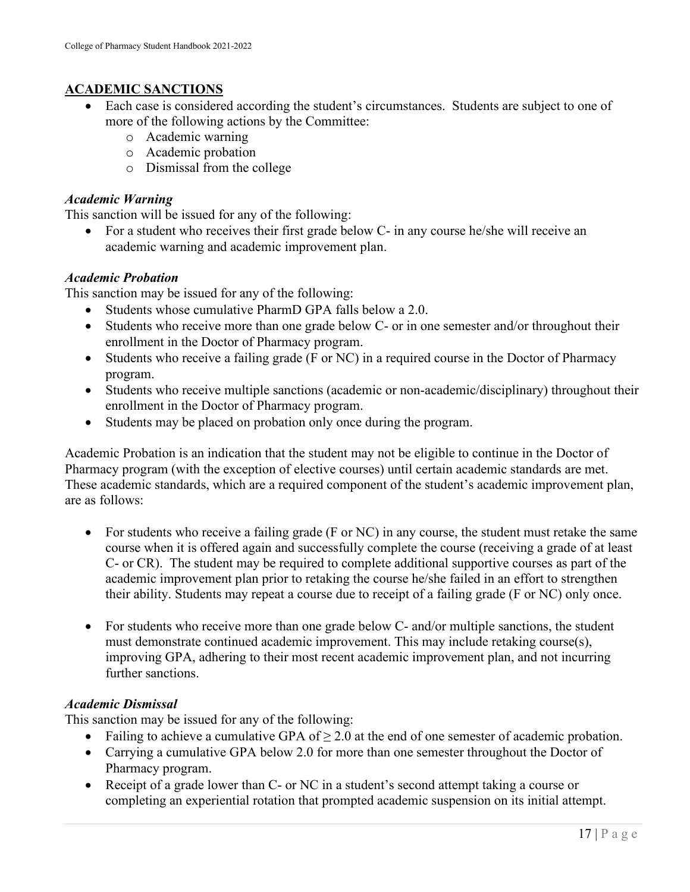## ACADEMIC SANCTIONS

- Each case is considered according the student's circumstances. Students are subject to one of more of the following actions by the Committee:
  - Academic warning
  - Academic probation
  - Dismissal from the college

### *Academic Warning*

This sanction will be issued for any of the following:

- For a student who receives their first grade below C- in any course he/she will receive an academic warning and academic improvement plan.

### *Academic Probation*

This sanction may be issued for any of the following:

- Students whose cumulative PharmD GPA falls below a 2.0.
- Students who receive more than one grade below C- or in one semester and/or throughout their enrollment in the Doctor of Pharmacy program.
- Students who receive a failing grade (F or NC) in a required course in the Doctor of Pharmacy program.
- Students who receive multiple sanctions (academic or non-academic/disciplinary) throughout their enrollment in the Doctor of Pharmacy program.
- Students may be placed on probation only once during the program.

Academic Probation is an indication that the student may not be eligible to continue in the Doctor of Pharmacy program (with the exception of elective courses) until certain academic standards are met. These academic standards, which are a required component of the student's academic improvement plan, are as follows:

- For students who receive a failing grade (F or NC) in any course, the student must retake the same course when it is offered again and successfully complete the course (receiving a grade of at least C- or CR). The student may be required to complete additional supportive courses as part of the academic improvement plan prior to retaking the course he/she failed in an effort to strengthen their ability. Students may repeat a course due to receipt of a failing grade (F or NC) only once.

- For students who receive more than one grade below C- and/or multiple sanctions, the student must demonstrate continued academic improvement. This may include retaking course(s), improving GPA, adhering to their most recent academic improvement plan, and not incurring further sanctions.

### *Academic Dismissal*

This sanction may be issued for any of the following:

- Failing to achieve a cumulative GPA of $\geq 2.0$ at the end of one semester of academic probation.
- Carrying a cumulative GPA below 2.0 for more than one semester throughout the Doctor of Pharmacy program.
- Receipt of a grade lower than C- or NC in a student's second attempt taking a course or completing an experiential rotation that prompted academic suspension on its initial attempt.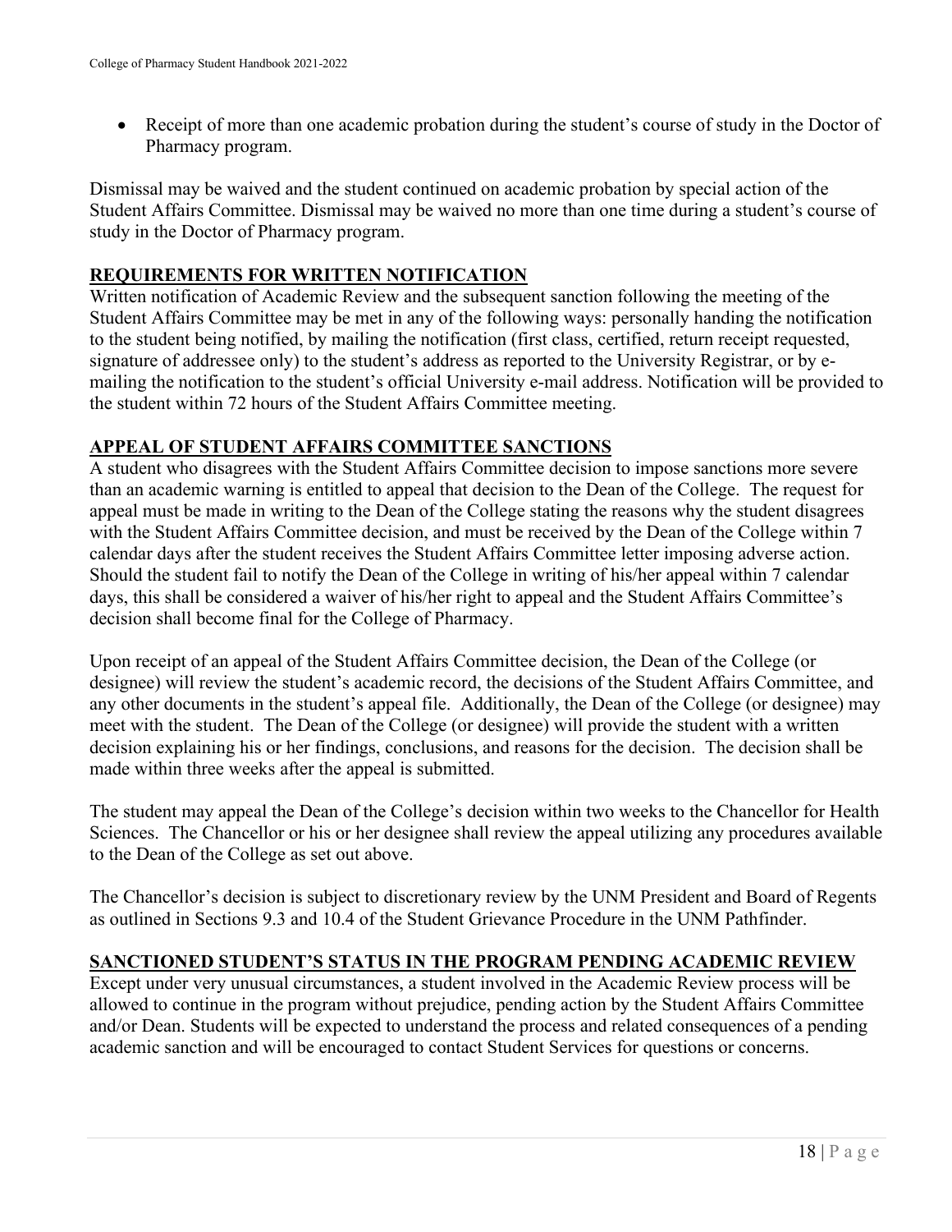- Receipt of more than one academic probation during the student's course of study in the Doctor of Pharmacy program.

Dismissal may be waived and the student continued on academic probation by special action of the Student Affairs Committee. Dismissal may be waived no more than one time during a student's course of study in the Doctor of Pharmacy program.

## REQUIREMENTS FOR WRITTEN NOTIFICATION

Written notification of Academic Review and the subsequent sanction following the meeting of the Student Affairs Committee may be met in any of the following ways: personally handing the notification to the student being notified, by mailing the notification (first class, certified, return receipt requested, signature of addressee only) to the student's address as reported to the University Registrar, or by e-mailing the notification to the student's official University e-mail address. Notification will be provided to the student within 72 hours of the Student Affairs Committee meeting.

## APPEAL OF STUDENT AFFAIRS COMMITTEE SANCTIONS

A student who disagrees with the Student Affairs Committee decision to impose sanctions more severe than an academic warning is entitled to appeal that decision to the Dean of the College. The request for appeal must be made in writing to the Dean of the College stating the reasons why the student disagrees with the Student Affairs Committee decision, and must be received by the Dean of the College within 7 calendar days after the student receives the Student Affairs Committee letter imposing adverse action. Should the student fail to notify the Dean of the College in writing of his/her appeal within 7 calendar days, this shall be considered a waiver of his/her right to appeal and the Student Affairs Committee's decision shall become final for the College of Pharmacy.

Upon receipt of an appeal of the Student Affairs Committee decision, the Dean of the College (or designee) will review the student's academic record, the decisions of the Student Affairs Committee, and any other documents in the student's appeal file. Additionally, the Dean of the College (or designee) may meet with the student. The Dean of the College (or designee) will provide the student with a written decision explaining his or her findings, conclusions, and reasons for the decision. The decision shall be made within three weeks after the appeal is submitted.

The student may appeal the Dean of the College's decision within two weeks to the Chancellor for Health Sciences. The Chancellor or his or her designee shall review the appeal utilizing any procedures available to the Dean of the College as set out above.

The Chancellor's decision is subject to discretionary review by the UNM President and Board of Regents as outlined in Sections 9.3 and 10.4 of the Student Grievance Procedure in the UNM Pathfinder.

## SANCTIONED STUDENT'S STATUS IN THE PROGRAM PENDING ACADEMIC REVIEW

Except under very unusual circumstances, a student involved in the Academic Review process will be allowed to continue in the program without prejudice, pending action by the Student Affairs Committee and/or Dean. Students will be expected to understand the process and related consequences of a pending academic sanction and will be encouraged to contact Student Services for questions or concerns.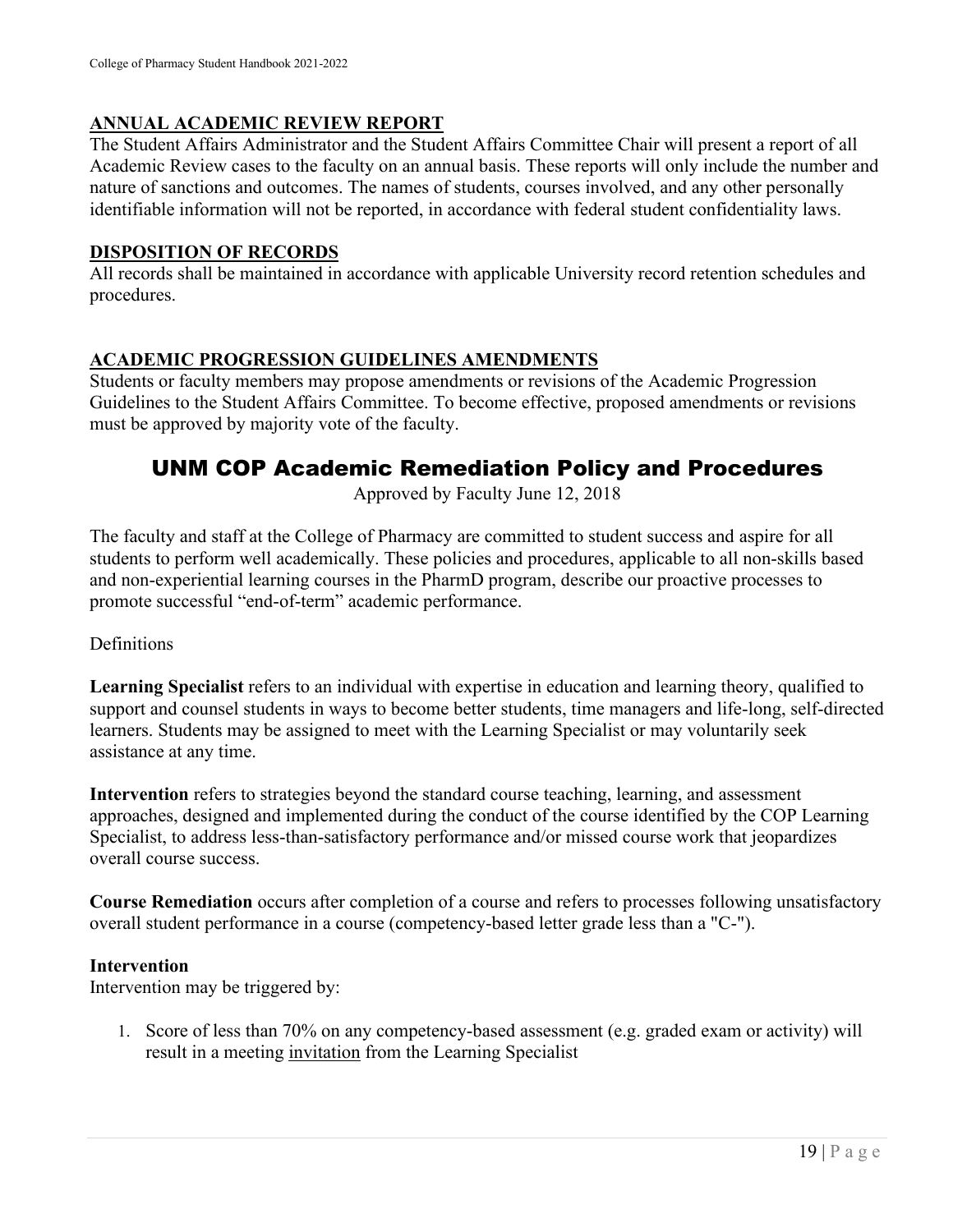## ANNUAL ACADEMIC REVIEW REPORT

The Student Affairs Administrator and the Student Affairs Committee Chair will present a report of all Academic Review cases to the faculty on an annual basis. These reports will only include the number and nature of sanctions and outcomes. The names of students, courses involved, and any other personally identifiable information will not be reported, in accordance with federal student confidentiality laws.

## DISPOSITION OF RECORDS

All records shall be maintained in accordance with applicable University record retention schedules and procedures.

## ACADEMIC PROGRESSION GUIDELINES AMENDMENTS

Students or faculty members may propose amendments or revisions of the Academic Progression Guidelines to the Student Affairs Committee. To become effective, proposed amendments or revisions must be approved by majority vote of the faculty.

# UNM COP Academic Remediation Policy and Procedures

Approved by Faculty June 12, 2018

The faculty and staff at the College of Pharmacy are committed to student success and aspire for all students to perform well academically. These policies and procedures, applicable to all non-skills based and non-experiential learning courses in the PharmD program, describe our proactive processes to promote successful "end-of-term" academic performance.

Definitions

**Learning Specialist** refers to an individual with expertise in education and learning theory, qualified to support and counsel students in ways to become better students, time managers and life-long, self-directed learners. Students may be assigned to meet with the Learning Specialist or may voluntarily seek assistance at any time.

**Intervention** refers to strategies beyond the standard course teaching, learning, and assessment approaches, designed and implemented during the conduct of the course identified by the COP Learning Specialist, to address less-than-satisfactory performance and/or missed course work that jeopardizes overall course success.

**Course Remediation** occurs after completion of a course and refers to processes following unsatisfactory overall student performance in a course (competency-based letter grade less than a "C-").

**Intervention**

Intervention may be triggered by:

1. Score of less than 70% on any competency-based assessment (e.g. graded exam or activity) will result in a meeting <u>invitation</u> from the Learning Specialist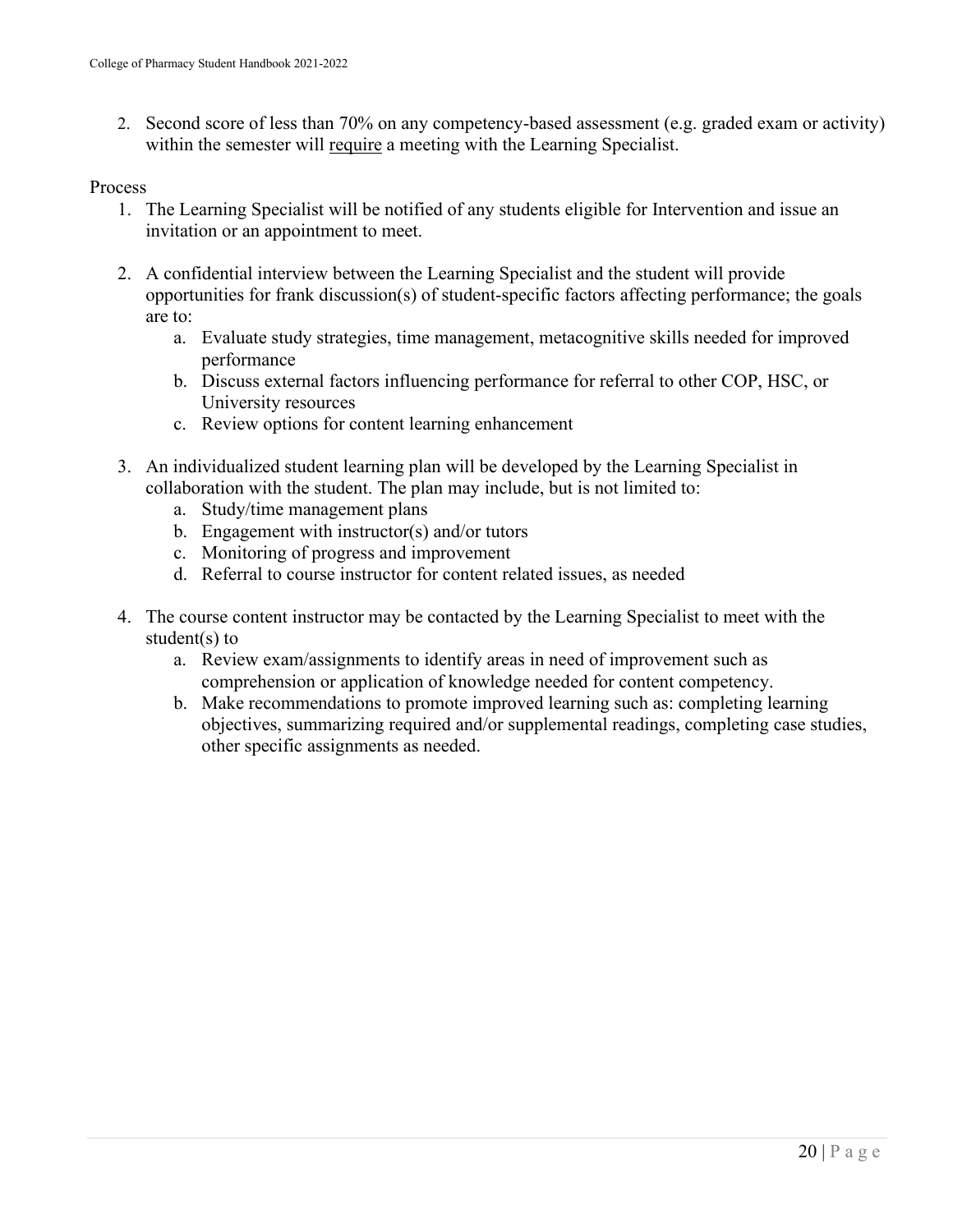2. Second score of less than 70% on any competency-based assessment (e.g. graded exam or activity) within the semester will <u>require</u> a meeting with the Learning Specialist.

Process

1. The Learning Specialist will be notified of any students eligible for Intervention and issue an invitation or an appointment to meet.

2. A confidential interview between the Learning Specialist and the student will provide opportunities for frank discussion(s) of student-specific factors affecting performance; the goals are to:
   a. Evaluate study strategies, time management, metacognitive skills needed for improved performance
   b. Discuss external factors influencing performance for referral to other COP, HSC, or University resources
   c. Review options for content learning enhancement

3. An individualized student learning plan will be developed by the Learning Specialist in collaboration with the student. The plan may include, but is not limited to:
   a. Study/time management plans
   b. Engagement with instructor(s) and/or tutors
   c. Monitoring of progress and improvement
   d. Referral to course instructor for content related issues, as needed

4. The course content instructor may be contacted by the Learning Specialist to meet with the student(s) to
   a. Review exam/assignments to identify areas in need of improvement such as comprehension or application of knowledge needed for content competency.
   b. Make recommendations to promote improved learning such as: completing learning objectives, summarizing required and/or supplemental readings, completing case studies, other specific assignments as needed.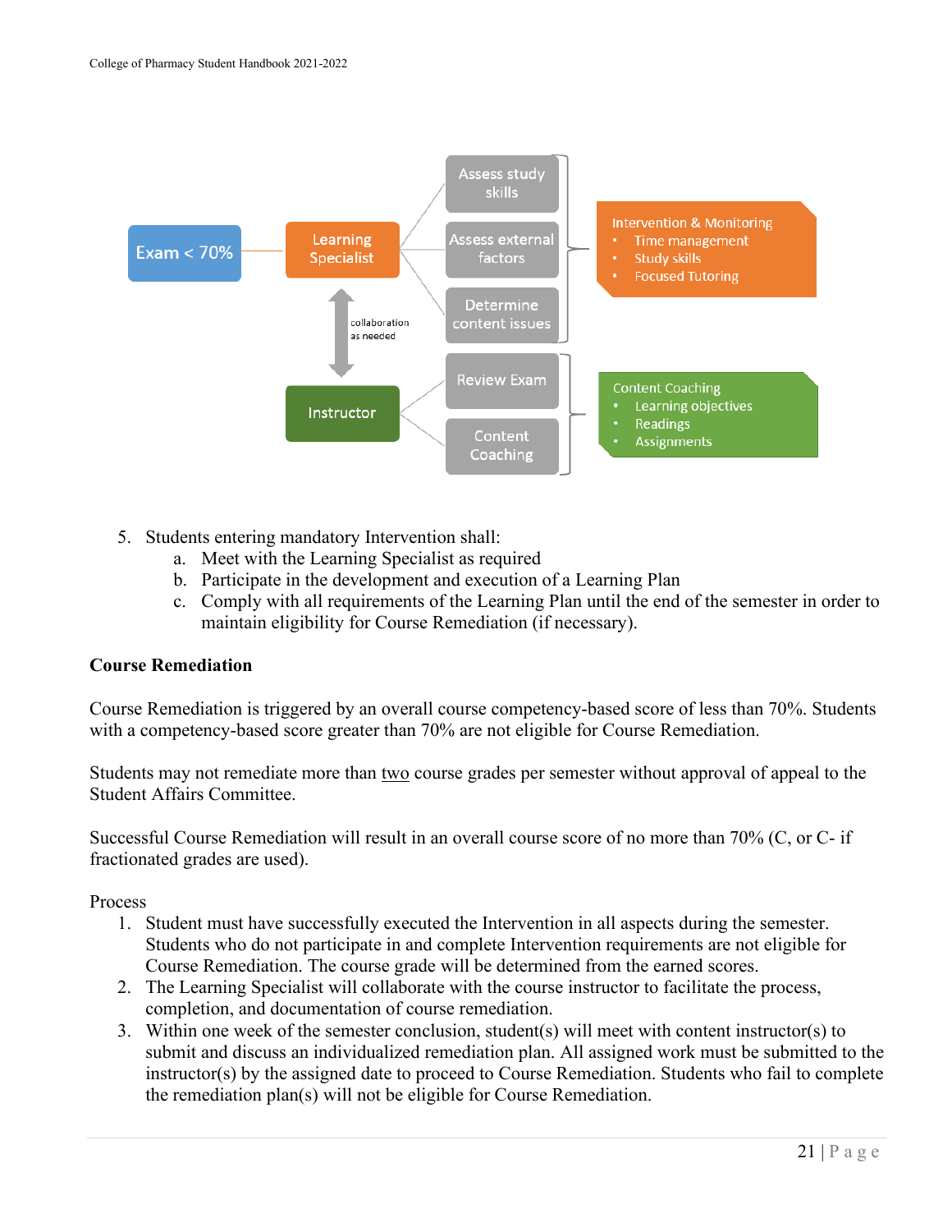Exam < 70%

Learning Specialist

- Assess study skills
- Assess external factors
- Determine content issues

Intervention & Monitoring
- Time management
- Study skills
- Focused Tutoring

collaboration as needed

Instructor

- Review Exam
- Content Coaching

Content Coaching
- Learning objectives
- Readings
- Assignments

5. Students entering mandatory Intervention shall:
   a. Meet with the Learning Specialist as required
   b. Participate in the development and execution of a Learning Plan
   c. Comply with all requirements of the Learning Plan until the end of the semester in order to maintain eligibility for Course Remediation (if necessary).

**Course Remediation**

Course Remediation is triggered by an overall course competency-based score of less than 70%. Students with a competency-based score greater than 70% are not eligible for Course Remediation.

Students may not remediate more than two course grades per semester without approval of appeal to the Student Affairs Committee.

Successful Course Remediation will result in an overall course score of no more than 70% (C, or C- if fractionated grades are used).

Process

1. Student must have successfully executed the Intervention in all aspects during the semester. Students who do not participate in and complete Intervention requirements are not eligible for Course Remediation. The course grade will be determined from the earned scores.
2. The Learning Specialist will collaborate with the course instructor to facilitate the process, completion, and documentation of course remediation.
3. Within one week of the semester conclusion, student(s) will meet with content instructor(s) to submit and discuss an individualized remediation plan. All assigned work must be submitted to the instructor(s) by the assigned date to proceed to Course Remediation. Students who fail to complete the remediation plan(s) will not be eligible for Course Remediation.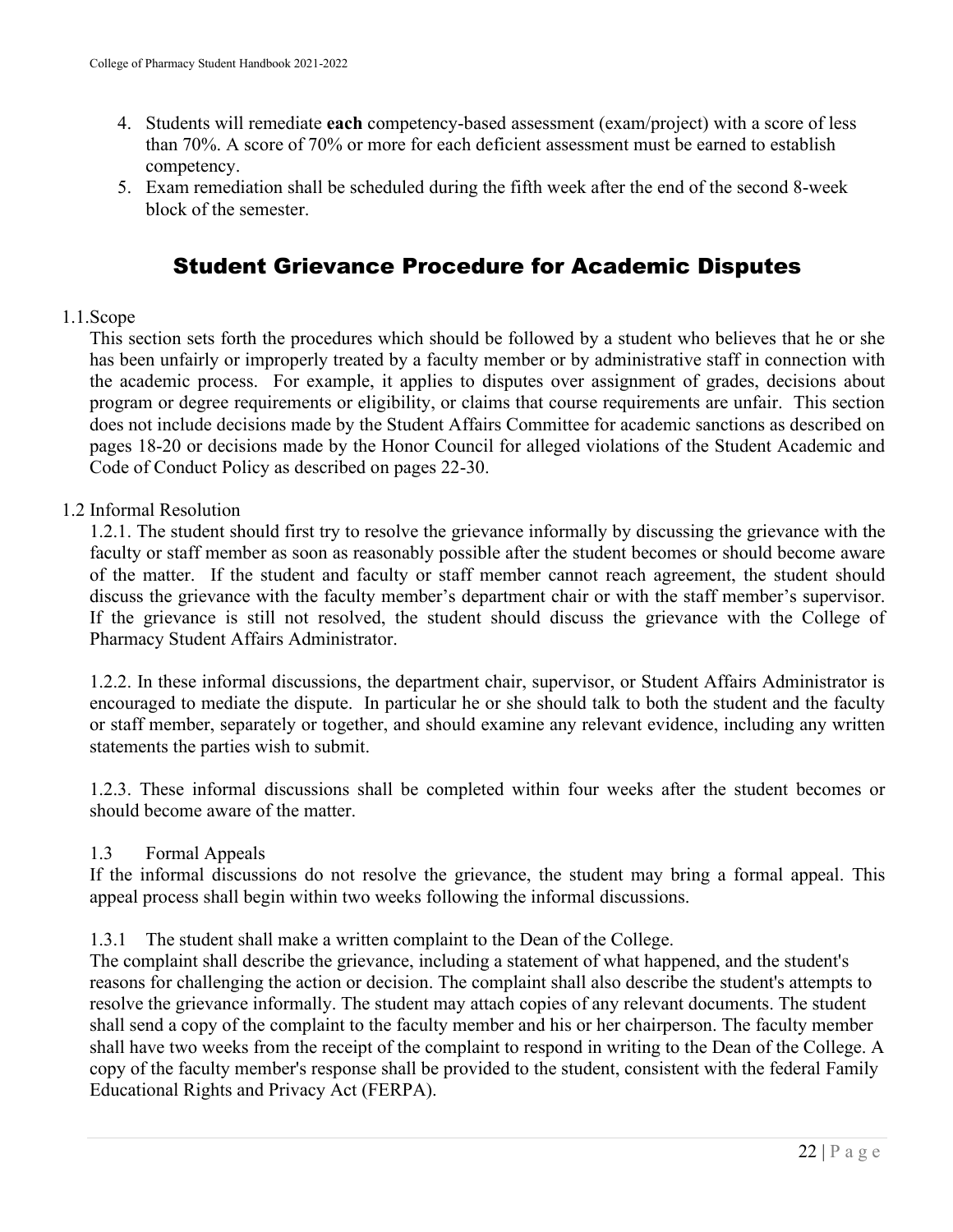4. Students will remediate **each** competency-based assessment (exam/project) with a score of less than 70%. A score of 70% or more for each deficient assessment must be earned to establish competency.
5. Exam remediation shall be scheduled during the fifth week after the end of the second 8-week block of the semester.

## Student Grievance Procedure for Academic Disputes

1.1. Scope

This section sets forth the procedures which should be followed by a student who believes that he or she has been unfairly or improperly treated by a faculty member or by administrative staff in connection with the academic process. For example, it applies to disputes over assignment of grades, decisions about program or degree requirements or eligibility, or claims that course requirements are unfair. This section does not include decisions made by the Student Affairs Committee for academic sanctions as described on pages 18-20 or decisions made by the Honor Council for alleged violations of the Student Academic and Code of Conduct Policy as described on pages 22-30.

1.2 Informal Resolution

1.2.1. The student should first try to resolve the grievance informally by discussing the grievance with the faculty or staff member as soon as reasonably possible after the student becomes or should become aware of the matter. If the student and faculty or staff member cannot reach agreement, the student should discuss the grievance with the faculty member's department chair or with the staff member's supervisor. If the grievance is still not resolved, the student should discuss the grievance with the College of Pharmacy Student Affairs Administrator.

1.2.2. In these informal discussions, the department chair, supervisor, or Student Affairs Administrator is encouraged to mediate the dispute. In particular he or she should talk to both the student and the faculty or staff member, separately or together, and should examine any relevant evidence, including any written statements the parties wish to submit.

1.2.3. These informal discussions shall be completed within four weeks after the student becomes or should become aware of the matter.

1.3 Formal Appeals

If the informal discussions do not resolve the grievance, the student may bring a formal appeal. This appeal process shall begin within two weeks following the informal discussions.

1.3.1 The student shall make a written complaint to the Dean of the College.

The complaint shall describe the grievance, including a statement of what happened, and the student's reasons for challenging the action or decision. The complaint shall also describe the student's attempts to resolve the grievance informally. The student may attach copies of any relevant documents. The student shall send a copy of the complaint to the faculty member and his or her chairperson. The faculty member shall have two weeks from the receipt of the complaint to respond in writing to the Dean of the College. A copy of the faculty member's response shall be provided to the student, consistent with the federal Family Educational Rights and Privacy Act (FERPA).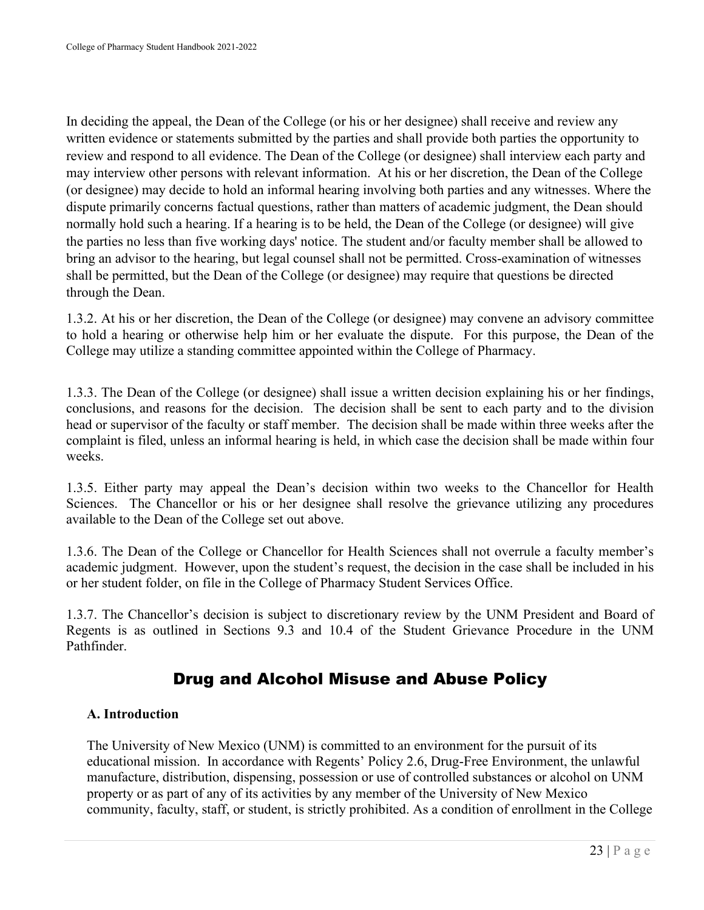In deciding the appeal, the Dean of the College (or his or her designee) shall receive and review any written evidence or statements submitted by the parties and shall provide both parties the opportunity to review and respond to all evidence. The Dean of the College (or designee) shall interview each party and may interview other persons with relevant information. At his or her discretion, the Dean of the College (or designee) may decide to hold an informal hearing involving both parties and any witnesses. Where the dispute primarily concerns factual questions, rather than matters of academic judgment, the Dean should normally hold such a hearing. If a hearing is to be held, the Dean of the College (or designee) will give the parties no less than five working days' notice. The student and/or faculty member shall be allowed to bring an advisor to the hearing, but legal counsel shall not be permitted. Cross-examination of witnesses shall be permitted, but the Dean of the College (or designee) may require that questions be directed through the Dean.

1.3.2. At his or her discretion, the Dean of the College (or designee) may convene an advisory committee to hold a hearing or otherwise help him or her evaluate the dispute. For this purpose, the Dean of the College may utilize a standing committee appointed within the College of Pharmacy.

1.3.3. The Dean of the College (or designee) shall issue a written decision explaining his or her findings, conclusions, and reasons for the decision. The decision shall be sent to each party and to the division head or supervisor of the faculty or staff member. The decision shall be made within three weeks after the complaint is filed, unless an informal hearing is held, in which case the decision shall be made within four weeks.

1.3.5. Either party may appeal the Dean's decision within two weeks to the Chancellor for Health Sciences. The Chancellor or his or her designee shall resolve the grievance utilizing any procedures available to the Dean of the College set out above.

1.3.6. The Dean of the College or Chancellor for Health Sciences shall not overrule a faculty member's academic judgment. However, upon the student's request, the decision in the case shall be included in his or her student folder, on file in the College of Pharmacy Student Services Office.

1.3.7. The Chancellor's decision is subject to discretionary review by the UNM President and Board of Regents is as outlined in Sections 9.3 and 10.4 of the Student Grievance Procedure in the UNM Pathfinder.

## Drug and Alcohol Misuse and Abuse Policy

### A. Introduction

The University of New Mexico (UNM) is committed to an environment for the pursuit of its educational mission. In accordance with Regents' Policy 2.6, Drug-Free Environment, the unlawful manufacture, distribution, dispensing, possession or use of controlled substances or alcohol on UNM property or as part of any of its activities by any member of the University of New Mexico community, faculty, staff, or student, is strictly prohibited. As a condition of enrollment in the College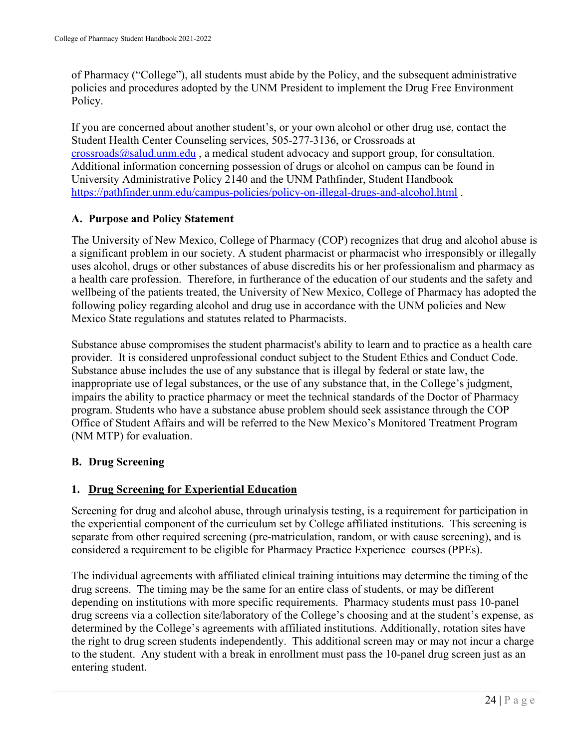of Pharmacy ("College"), all students must abide by the Policy, and the subsequent administrative policies and procedures adopted by the UNM President to implement the Drug Free Environment Policy.

If you are concerned about another student's, or your own alcohol or other drug use, contact the Student Health Center Counseling services, 505-277-3136, or Crossroads at crossroads@salud.unm.edu , a medical student advocacy and support group, for consultation. Additional information concerning possession of drugs or alcohol on campus can be found in University Administrative Policy 2140 and the UNM Pathfinder, Student Handbook https://pathfinder.unm.edu/campus-policies/policy-on-illegal-drugs-and-alcohol.html .

### A. Purpose and Policy Statement

The University of New Mexico, College of Pharmacy (COP) recognizes that drug and alcohol abuse is a significant problem in our society. A student pharmacist or pharmacist who irresponsibly or illegally uses alcohol, drugs or other substances of abuse discredits his or her professionalism and pharmacy as a health care profession. Therefore, in furtherance of the education of our students and the safety and wellbeing of the patients treated, the University of New Mexico, College of Pharmacy has adopted the following policy regarding alcohol and drug use in accordance with the UNM policies and New Mexico State regulations and statutes related to Pharmacists.

Substance abuse compromises the student pharmacist's ability to learn and to practice as a health care provider. It is considered unprofessional conduct subject to the Student Ethics and Conduct Code. Substance abuse includes the use of any substance that is illegal by federal or state law, the inappropriate use of legal substances, or the use of any substance that, in the College's judgment, impairs the ability to practice pharmacy or meet the technical standards of the Doctor of Pharmacy program. Students who have a substance abuse problem should seek assistance through the COP Office of Student Affairs and will be referred to the New Mexico's Monitored Treatment Program (NM MTP) for evaluation.

### B. Drug Screening

#### 1. <u>Drug Screening for Experiential Education</u>

Screening for drug and alcohol abuse, through urinalysis testing, is a requirement for participation in the experiential component of the curriculum set by College affiliated institutions. This screening is separate from other required screening (pre-matriculation, random, or with cause screening), and is considered a requirement to be eligible for Pharmacy Practice Experience courses (PPEs).

The individual agreements with affiliated clinical training intuitions may determine the timing of the drug screens. The timing may be the same for an entire class of students, or may be different depending on institutions with more specific requirements. Pharmacy students must pass 10-panel drug screens via a collection site/laboratory of the College's choosing and at the student's expense, as determined by the College's agreements with affiliated institutions. Additionally, rotation sites have the right to drug screen students independently. This additional screen may or may not incur a charge to the student. Any student with a break in enrollment must pass the 10-panel drug screen just as an entering student.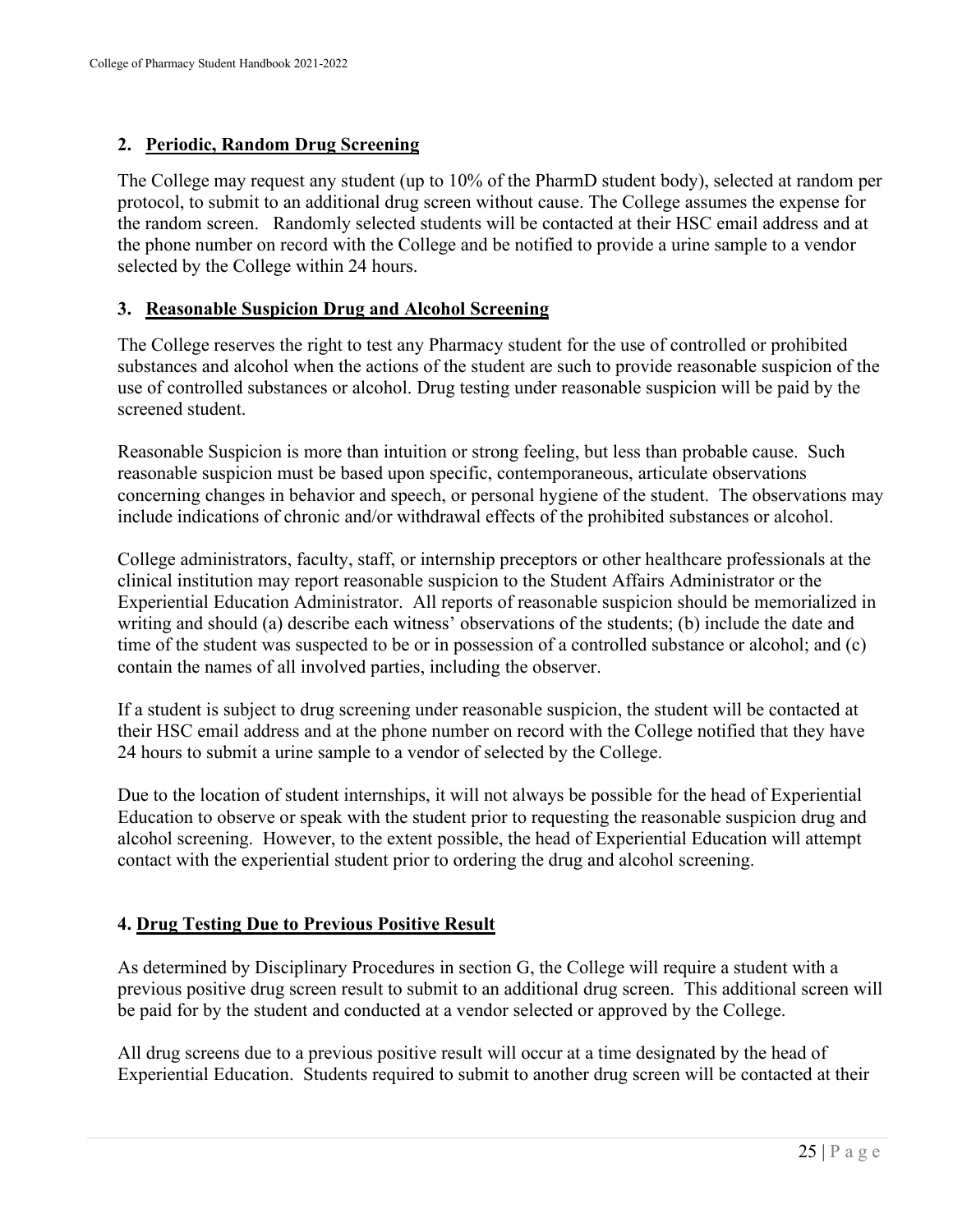### 2. Periodic, Random Drug Screening

The College may request any student (up to 10% of the PharmD student body), selected at random per protocol, to submit to an additional drug screen without cause. The College assumes the expense for the random screen. Randomly selected students will be contacted at their HSC email address and at the phone number on record with the College and be notified to provide a urine sample to a vendor selected by the College within 24 hours.

### 3. Reasonable Suspicion Drug and Alcohol Screening

The College reserves the right to test any Pharmacy student for the use of controlled or prohibited substances and alcohol when the actions of the student are such to provide reasonable suspicion of the use of controlled substances or alcohol. Drug testing under reasonable suspicion will be paid by the screened student.

Reasonable Suspicion is more than intuition or strong feeling, but less than probable cause. Such reasonable suspicion must be based upon specific, contemporaneous, articulate observations concerning changes in behavior and speech, or personal hygiene of the student. The observations may include indications of chronic and/or withdrawal effects of the prohibited substances or alcohol.

College administrators, faculty, staff, or internship preceptors or other healthcare professionals at the clinical institution may report reasonable suspicion to the Student Affairs Administrator or the Experiential Education Administrator. All reports of reasonable suspicion should be memorialized in writing and should (a) describe each witness' observations of the students; (b) include the date and time of the student was suspected to be or in possession of a controlled substance or alcohol; and (c) contain the names of all involved parties, including the observer.

If a student is subject to drug screening under reasonable suspicion, the student will be contacted at their HSC email address and at the phone number on record with the College notified that they have 24 hours to submit a urine sample to a vendor of selected by the College.

Due to the location of student internships, it will not always be possible for the head of Experiential Education to observe or speak with the student prior to requesting the reasonable suspicion drug and alcohol screening. However, to the extent possible, the head of Experiential Education will attempt contact with the experiential student prior to ordering the drug and alcohol screening.

### 4. Drug Testing Due to Previous Positive Result

As determined by Disciplinary Procedures in section G, the College will require a student with a previous positive drug screen result to submit to an additional drug screen. This additional screen will be paid for by the student and conducted at a vendor selected or approved by the College.

All drug screens due to a previous positive result will occur at a time designated by the head of Experiential Education. Students required to submit to another drug screen will be contacted at their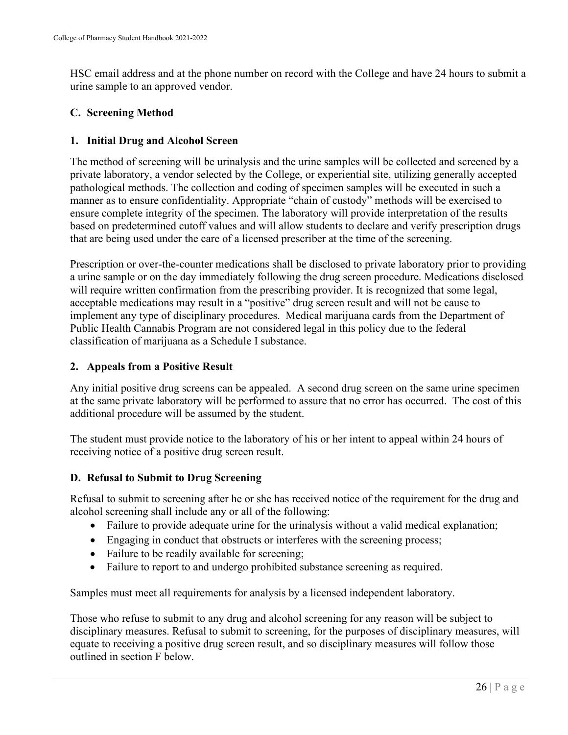HSC email address and at the phone number on record with the College and have 24 hours to submit a urine sample to an approved vendor.

### C. Screening Method

#### 1. Initial Drug and Alcohol Screen

The method of screening will be urinalysis and the urine samples will be collected and screened by a private laboratory, a vendor selected by the College, or experiential site, utilizing generally accepted pathological methods. The collection and coding of specimen samples will be executed in such a manner as to ensure confidentiality. Appropriate "chain of custody" methods will be exercised to ensure complete integrity of the specimen. The laboratory will provide interpretation of the results based on predetermined cutoff values and will allow students to declare and verify prescription drugs that are being used under the care of a licensed prescriber at the time of the screening.

Prescription or over-the-counter medications shall be disclosed to private laboratory prior to providing a urine sample or on the day immediately following the drug screen procedure. Medications disclosed will require written confirmation from the prescribing provider. It is recognized that some legal, acceptable medications may result in a "positive" drug screen result and will not be cause to implement any type of disciplinary procedures. Medical marijuana cards from the Department of Public Health Cannabis Program are not considered legal in this policy due to the federal classification of marijuana as a Schedule I substance.

#### 2. Appeals from a Positive Result

Any initial positive drug screens can be appealed. A second drug screen on the same urine specimen at the same private laboratory will be performed to assure that no error has occurred. The cost of this additional procedure will be assumed by the student.

The student must provide notice to the laboratory of his or her intent to appeal within 24 hours of receiving notice of a positive drug screen result.

### D. Refusal to Submit to Drug Screening

Refusal to submit to screening after he or she has received notice of the requirement for the drug and alcohol screening shall include any or all of the following:

- Failure to provide adequate urine for the urinalysis without a valid medical explanation;
- Engaging in conduct that obstructs or interferes with the screening process;
- Failure to be readily available for screening;
- Failure to report to and undergo prohibited substance screening as required.

Samples must meet all requirements for analysis by a licensed independent laboratory.

Those who refuse to submit to any drug and alcohol screening for any reason will be subject to disciplinary measures. Refusal to submit to screening, for the purposes of disciplinary measures, will equate to receiving a positive drug screen result, and so disciplinary measures will follow those outlined in section F below.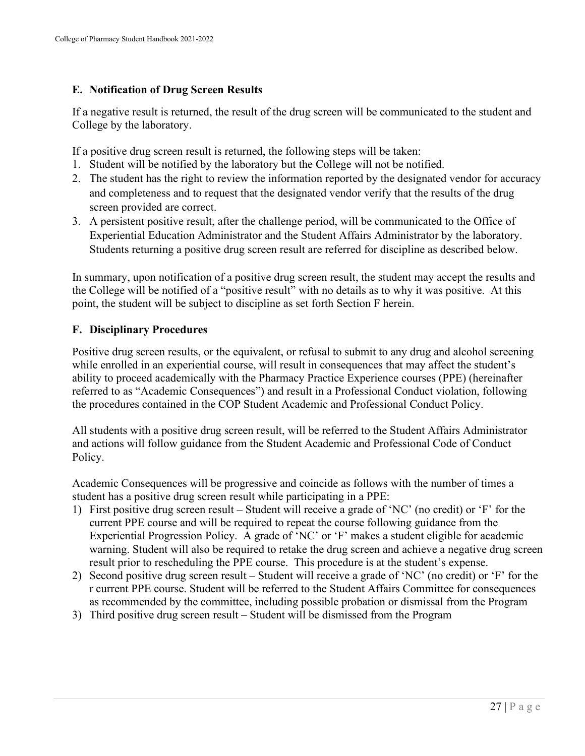### E. Notification of Drug Screen Results

If a negative result is returned, the result of the drug screen will be communicated to the student and College by the laboratory.

If a positive drug screen result is returned, the following steps will be taken:

1. Student will be notified by the laboratory but the College will not be notified.
2. The student has the right to review the information reported by the designated vendor for accuracy and completeness and to request that the designated vendor verify that the results of the drug screen provided are correct.
3. A persistent positive result, after the challenge period, will be communicated to the Office of Experiential Education Administrator and the Student Affairs Administrator by the laboratory. Students returning a positive drug screen result are referred for discipline as described below.

In summary, upon notification of a positive drug screen result, the student may accept the results and the College will be notified of a "positive result" with no details as to why it was positive. At this point, the student will be subject to discipline as set forth Section F herein.

### F. Disciplinary Procedures

Positive drug screen results, or the equivalent, or refusal to submit to any drug and alcohol screening while enrolled in an experiential course, will result in consequences that may affect the student's ability to proceed academically with the Pharmacy Practice Experience courses (PPE) (hereinafter referred to as "Academic Consequences") and result in a Professional Conduct violation, following the procedures contained in the COP Student Academic and Professional Conduct Policy.

All students with a positive drug screen result, will be referred to the Student Affairs Administrator and actions will follow guidance from the Student Academic and Professional Code of Conduct Policy.

Academic Consequences will be progressive and coincide as follows with the number of times a student has a positive drug screen result while participating in a PPE:

1) First positive drug screen result – Student will receive a grade of 'NC' (no credit) or 'F' for the current PPE course and will be required to repeat the course following guidance from the Experiential Progression Policy. A grade of 'NC' or 'F' makes a student eligible for academic warning. Student will also be required to retake the drug screen and achieve a negative drug screen result prior to rescheduling the PPE course. This procedure is at the student's expense.
2) Second positive drug screen result – Student will receive a grade of 'NC' (no credit) or 'F' for the r current PPE course. Student will be referred to the Student Affairs Committee for consequences as recommended by the committee, including possible probation or dismissal from the Program
3) Third positive drug screen result – Student will be dismissed from the Program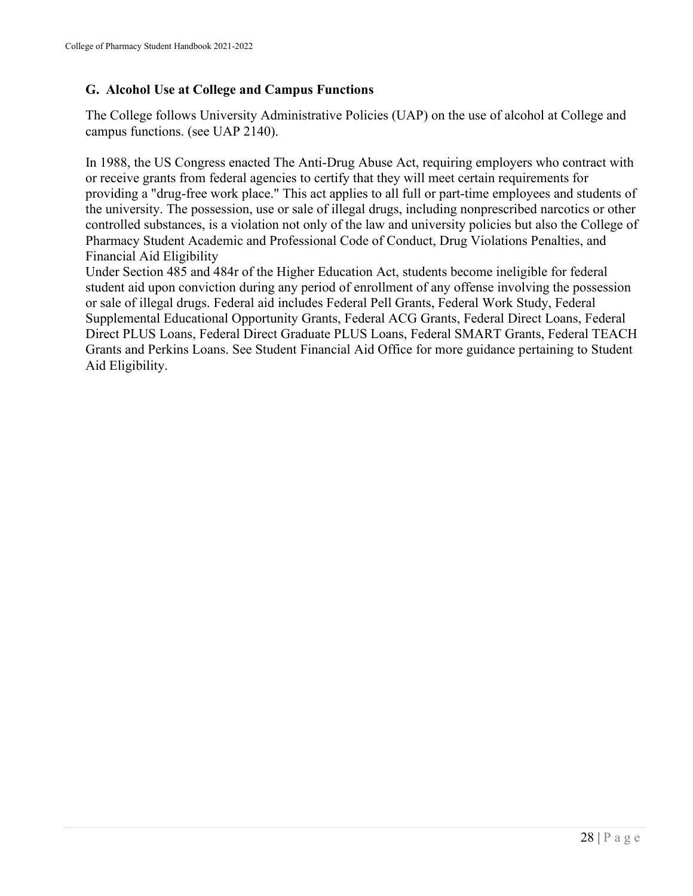### G. Alcohol Use at College and Campus Functions

The College follows University Administrative Policies (UAP) on the use of alcohol at College and campus functions. (see UAP 2140).

In 1988, the US Congress enacted The Anti-Drug Abuse Act, requiring employers who contract with or receive grants from federal agencies to certify that they will meet certain requirements for providing a "drug-free work place." This act applies to all full or part-time employees and students of the university. The possession, use or sale of illegal drugs, including nonprescribed narcotics or other controlled substances, is a violation not only of the law and university policies but also the College of Pharmacy Student Academic and Professional Code of Conduct, Drug Violations Penalties, and Financial Aid Eligibility

Under Section 485 and 484r of the Higher Education Act, students become ineligible for federal student aid upon conviction during any period of enrollment of any offense involving the possession or sale of illegal drugs. Federal aid includes Federal Pell Grants, Federal Work Study, Federal Supplemental Educational Opportunity Grants, Federal ACG Grants, Federal Direct Loans, Federal Direct PLUS Loans, Federal Direct Graduate PLUS Loans, Federal SMART Grants, Federal TEACH Grants and Perkins Loans. See Student Financial Aid Office for more guidance pertaining to Student Aid Eligibility.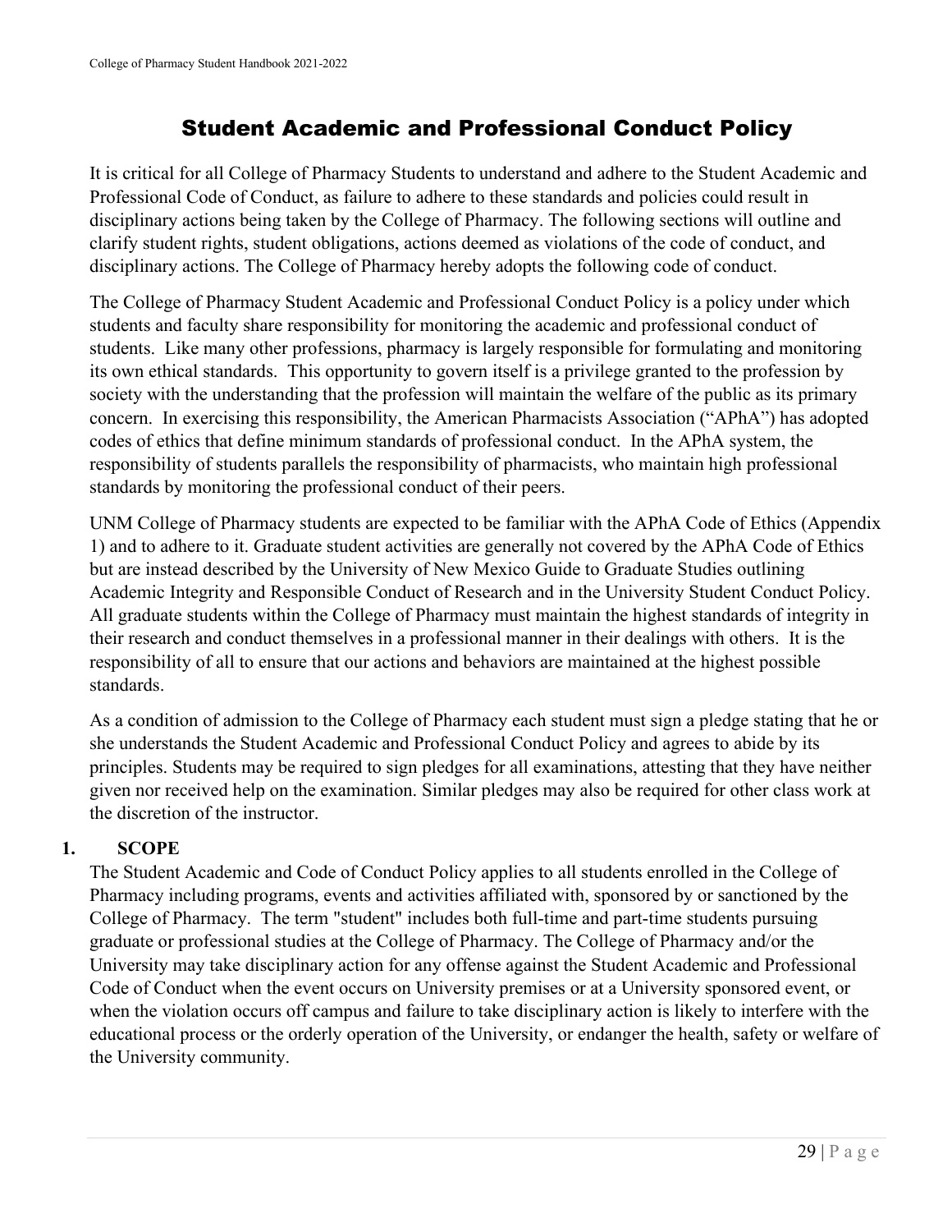# Student Academic and Professional Conduct Policy

It is critical for all College of Pharmacy Students to understand and adhere to the Student Academic and Professional Code of Conduct, as failure to adhere to these standards and policies could result in disciplinary actions being taken by the College of Pharmacy. The following sections will outline and clarify student rights, student obligations, actions deemed as violations of the code of conduct, and disciplinary actions. The College of Pharmacy hereby adopts the following code of conduct.

The College of Pharmacy Student Academic and Professional Conduct Policy is a policy under which students and faculty share responsibility for monitoring the academic and professional conduct of students. Like many other professions, pharmacy is largely responsible for formulating and monitoring its own ethical standards. This opportunity to govern itself is a privilege granted to the profession by society with the understanding that the profession will maintain the welfare of the public as its primary concern. In exercising this responsibility, the American Pharmacists Association ("APhA") has adopted codes of ethics that define minimum standards of professional conduct. In the APhA system, the responsibility of students parallels the responsibility of pharmacists, who maintain high professional standards by monitoring the professional conduct of their peers.

UNM College of Pharmacy students are expected to be familiar with the APhA Code of Ethics (Appendix 1) and to adhere to it. Graduate student activities are generally not covered by the APhA Code of Ethics but are instead described by the University of New Mexico Guide to Graduate Studies outlining Academic Integrity and Responsible Conduct of Research and in the University Student Conduct Policy. All graduate students within the College of Pharmacy must maintain the highest standards of integrity in their research and conduct themselves in a professional manner in their dealings with others. It is the responsibility of all to ensure that our actions and behaviors are maintained at the highest possible standards.

As a condition of admission to the College of Pharmacy each student must sign a pledge stating that he or she understands the Student Academic and Professional Conduct Policy and agrees to abide by its principles. Students may be required to sign pledges for all examinations, attesting that they have neither given nor received help on the examination. Similar pledges may also be required for other class work at the discretion of the instructor.

## 1. SCOPE

The Student Academic and Code of Conduct Policy applies to all students enrolled in the College of Pharmacy including programs, events and activities affiliated with, sponsored by or sanctioned by the College of Pharmacy. The term "student" includes both full-time and part-time students pursuing graduate or professional studies at the College of Pharmacy. The College of Pharmacy and/or the University may take disciplinary action for any offense against the Student Academic and Professional Code of Conduct when the event occurs on University premises or at a University sponsored event, or when the violation occurs off campus and failure to take disciplinary action is likely to interfere with the educational process or the orderly operation of the University, or endanger the health, safety or welfare of the University community.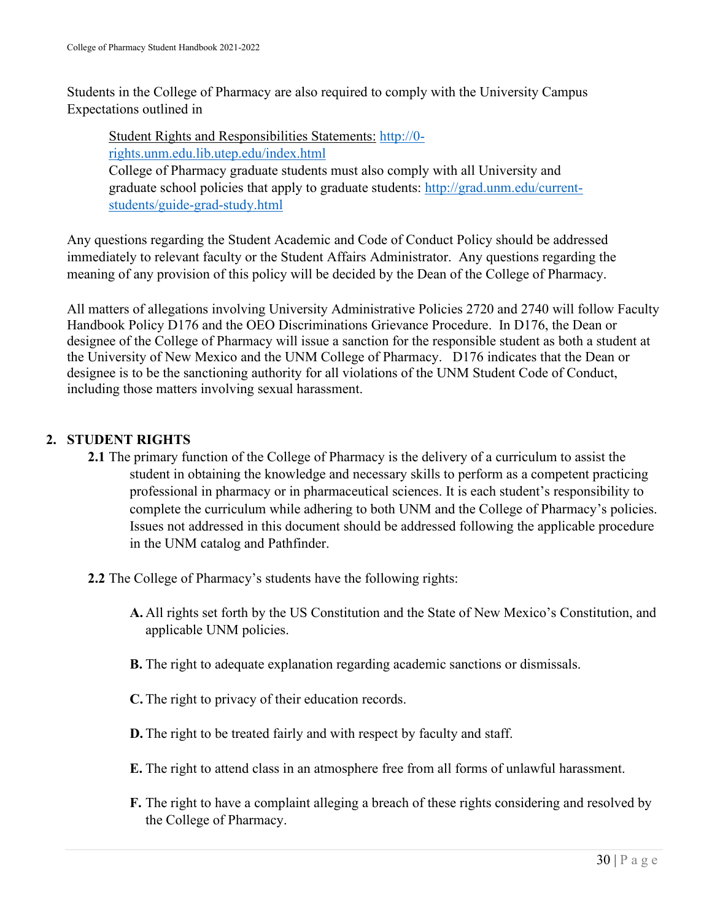Students in the College of Pharmacy are also required to comply with the University Campus Expectations outlined in

> Student Rights and Responsibilities Statements: http://0-rights.unm.edu.lib.utep.edu/index.html
> College of Pharmacy graduate students must also comply with all University and graduate school policies that apply to graduate students: http://grad.unm.edu/current-students/guide-grad-study.html

Any questions regarding the Student Academic and Code of Conduct Policy should be addressed immediately to relevant faculty or the Student Affairs Administrator. Any questions regarding the meaning of any provision of this policy will be decided by the Dean of the College of Pharmacy.

All matters of allegations involving University Administrative Policies 2720 and 2740 will follow Faculty Handbook Policy D176 and the OEO Discriminations Grievance Procedure. In D176, the Dean or designee of the College of Pharmacy will issue a sanction for the responsible student as both a student at the University of New Mexico and the UNM College of Pharmacy. D176 indicates that the Dean or designee is to be the sanctioning authority for all violations of the UNM Student Code of Conduct, including those matters involving sexual harassment.

## 2. STUDENT RIGHTS

**2.1** The primary function of the College of Pharmacy is the delivery of a curriculum to assist the student in obtaining the knowledge and necessary skills to perform as a competent practicing professional in pharmacy or in pharmaceutical sciences. It is each student's responsibility to complete the curriculum while adhering to both UNM and the College of Pharmacy's policies. Issues not addressed in this document should be addressed following the applicable procedure in the UNM catalog and Pathfinder.

**2.2** The College of Pharmacy's students have the following rights:

**A.** All rights set forth by the US Constitution and the State of New Mexico's Constitution, and applicable UNM policies.

**B.** The right to adequate explanation regarding academic sanctions or dismissals.

**C.** The right to privacy of their education records.

**D.** The right to be treated fairly and with respect by faculty and staff.

**E.** The right to attend class in an atmosphere free from all forms of unlawful harassment.

**F.** The right to have a complaint alleging a breach of these rights considering and resolved by the College of Pharmacy.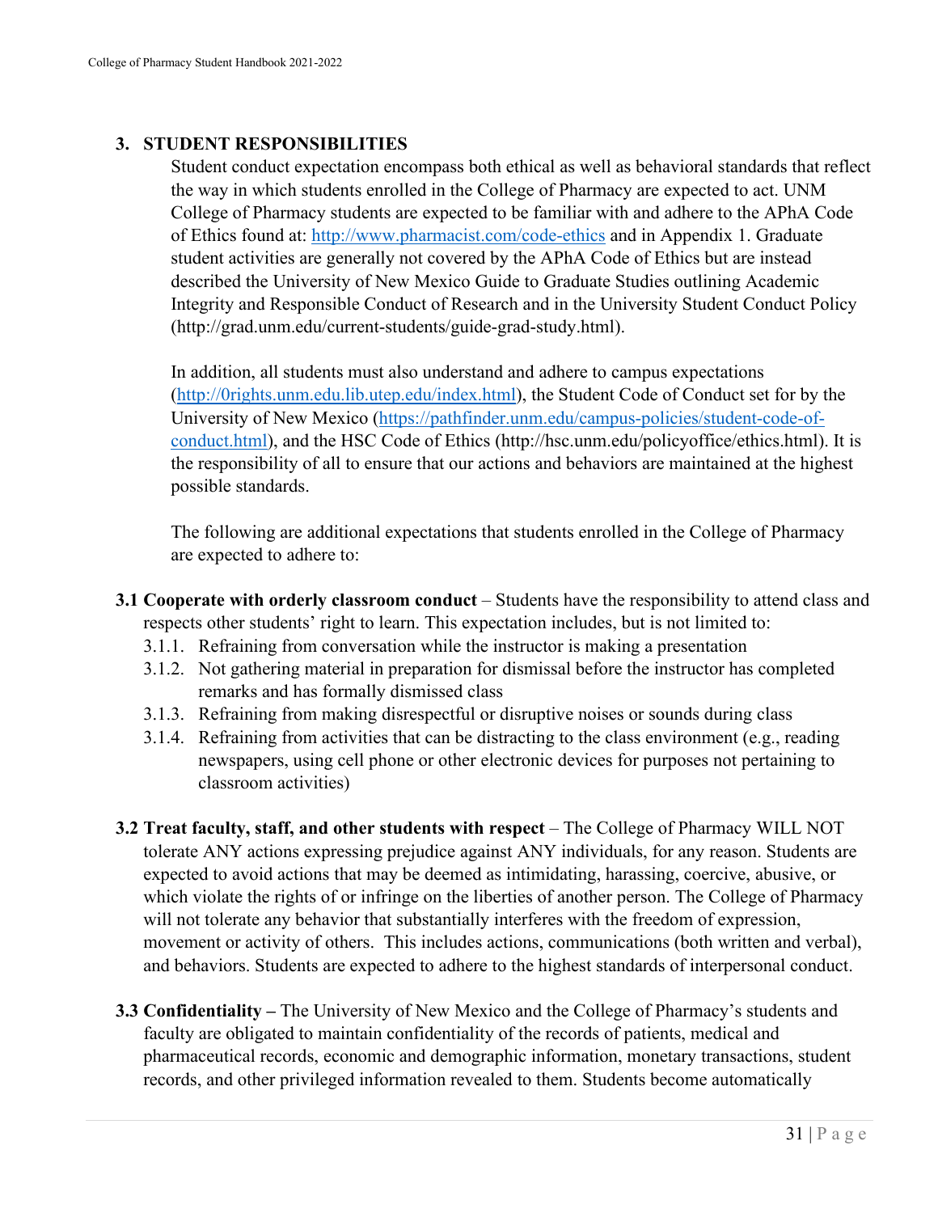## 3. STUDENT RESPONSIBILITIES

Student conduct expectation encompass both ethical as well as behavioral standards that reflect the way in which students enrolled in the College of Pharmacy are expected to act. UNM College of Pharmacy students are expected to be familiar with and adhere to the APhA Code of Ethics found at: http://www.pharmacist.com/code-ethics and in Appendix 1. Graduate student activities are generally not covered by the APhA Code of Ethics but are instead described the University of New Mexico Guide to Graduate Studies outlining Academic Integrity and Responsible Conduct of Research and in the University Student Conduct Policy (http://grad.unm.edu/current-students/guide-grad-study.html).

In addition, all students must also understand and adhere to campus expectations (http://0rights.unm.edu.lib.utep.edu/index.html), the Student Code of Conduct set for by the University of New Mexico (https://pathfinder.unm.edu/campus-policies/student-code-of-conduct.html), and the HSC Code of Ethics (http://hsc.unm.edu/policyoffice/ethics.html). It is the responsibility of all to ensure that our actions and behaviors are maintained at the highest possible standards.

The following are additional expectations that students enrolled in the College of Pharmacy are expected to adhere to:

**3.1 Cooperate with orderly classroom conduct** – Students have the responsibility to attend class and respects other students' right to learn. This expectation includes, but is not limited to:

- 3.1.1. Refraining from conversation while the instructor is making a presentation
- 3.1.2. Not gathering material in preparation for dismissal before the instructor has completed remarks and has formally dismissed class
- 3.1.3. Refraining from making disrespectful or disruptive noises or sounds during class
- 3.1.4. Refraining from activities that can be distracting to the class environment (e.g., reading newspapers, using cell phone or other electronic devices for purposes not pertaining to classroom activities)

**3.2 Treat faculty, staff, and other students with respect** – The College of Pharmacy WILL NOT tolerate ANY actions expressing prejudice against ANY individuals, for any reason. Students are expected to avoid actions that may be deemed as intimidating, harassing, coercive, abusive, or which violate the rights of or infringe on the liberties of another person. The College of Pharmacy will not tolerate any behavior that substantially interferes with the freedom of expression, movement or activity of others. This includes actions, communications (both written and verbal), and behaviors. Students are expected to adhere to the highest standards of interpersonal conduct.

**3.3 Confidentiality –** The University of New Mexico and the College of Pharmacy's students and faculty are obligated to maintain confidentiality of the records of patients, medical and pharmaceutical records, economic and demographic information, monetary transactions, student records, and other privileged information revealed to them. Students become automatically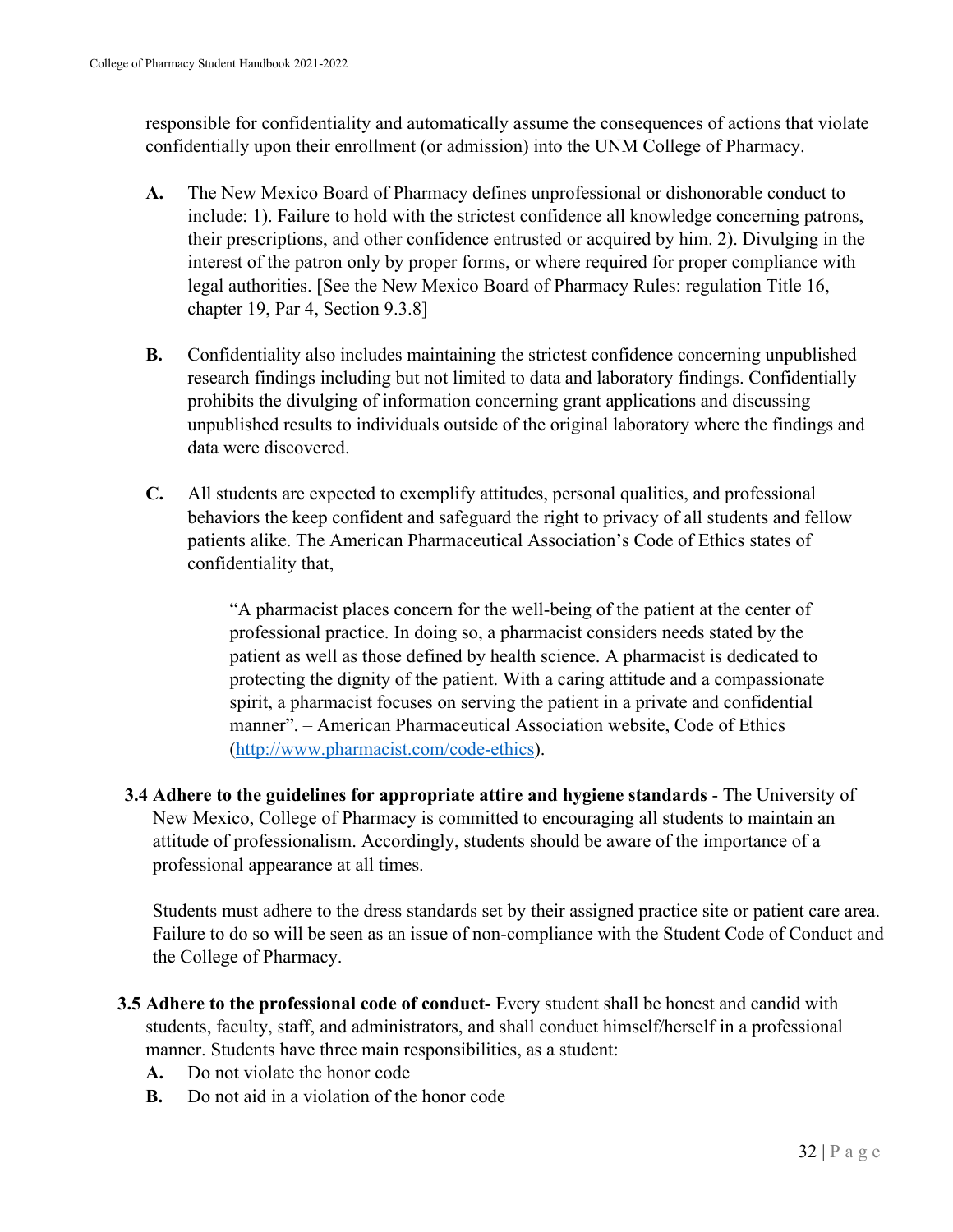responsible for confidentiality and automatically assume the consequences of actions that violate confidentially upon their enrollment (or admission) into the UNM College of Pharmacy.

**A.** The New Mexico Board of Pharmacy defines unprofessional or dishonorable conduct to include: 1). Failure to hold with the strictest confidence all knowledge concerning patrons, their prescriptions, and other confidence entrusted or acquired by him. 2). Divulging in the interest of the patron only by proper forms, or where required for proper compliance with legal authorities. [See the New Mexico Board of Pharmacy Rules: regulation Title 16, chapter 19, Par 4, Section 9.3.8]

**B.** Confidentiality also includes maintaining the strictest confidence concerning unpublished research findings including but not limited to data and laboratory findings. Confidentially prohibits the divulging of information concerning grant applications and discussing unpublished results to individuals outside of the original laboratory where the findings and data were discovered.

**C.** All students are expected to exemplify attitudes, personal qualities, and professional behaviors the keep confident and safeguard the right to privacy of all students and fellow patients alike. The American Pharmaceutical Association's Code of Ethics states of confidentiality that,

> "A pharmacist places concern for the well-being of the patient at the center of professional practice. In doing so, a pharmacist considers needs stated by the patient as well as those defined by health science. A pharmacist is dedicated to protecting the dignity of the patient. With a caring attitude and a compassionate spirit, a pharmacist focuses on serving the patient in a private and confidential manner". – American Pharmaceutical Association website, Code of Ethics (http://www.pharmacist.com/code-ethics).

**3.4 Adhere to the guidelines for appropriate attire and hygiene standards** - The University of New Mexico, College of Pharmacy is committed to encouraging all students to maintain an attitude of professionalism. Accordingly, students should be aware of the importance of a professional appearance at all times.

Students must adhere to the dress standards set by their assigned practice site or patient care area. Failure to do so will be seen as an issue of non-compliance with the Student Code of Conduct and the College of Pharmacy.

**3.5 Adhere to the professional code of conduct-** Every student shall be honest and candid with students, faculty, staff, and administrators, and shall conduct himself/herself in a professional manner. Students have three main responsibilities, as a student:

**A.** Do not violate the honor code

**B.** Do not aid in a violation of the honor code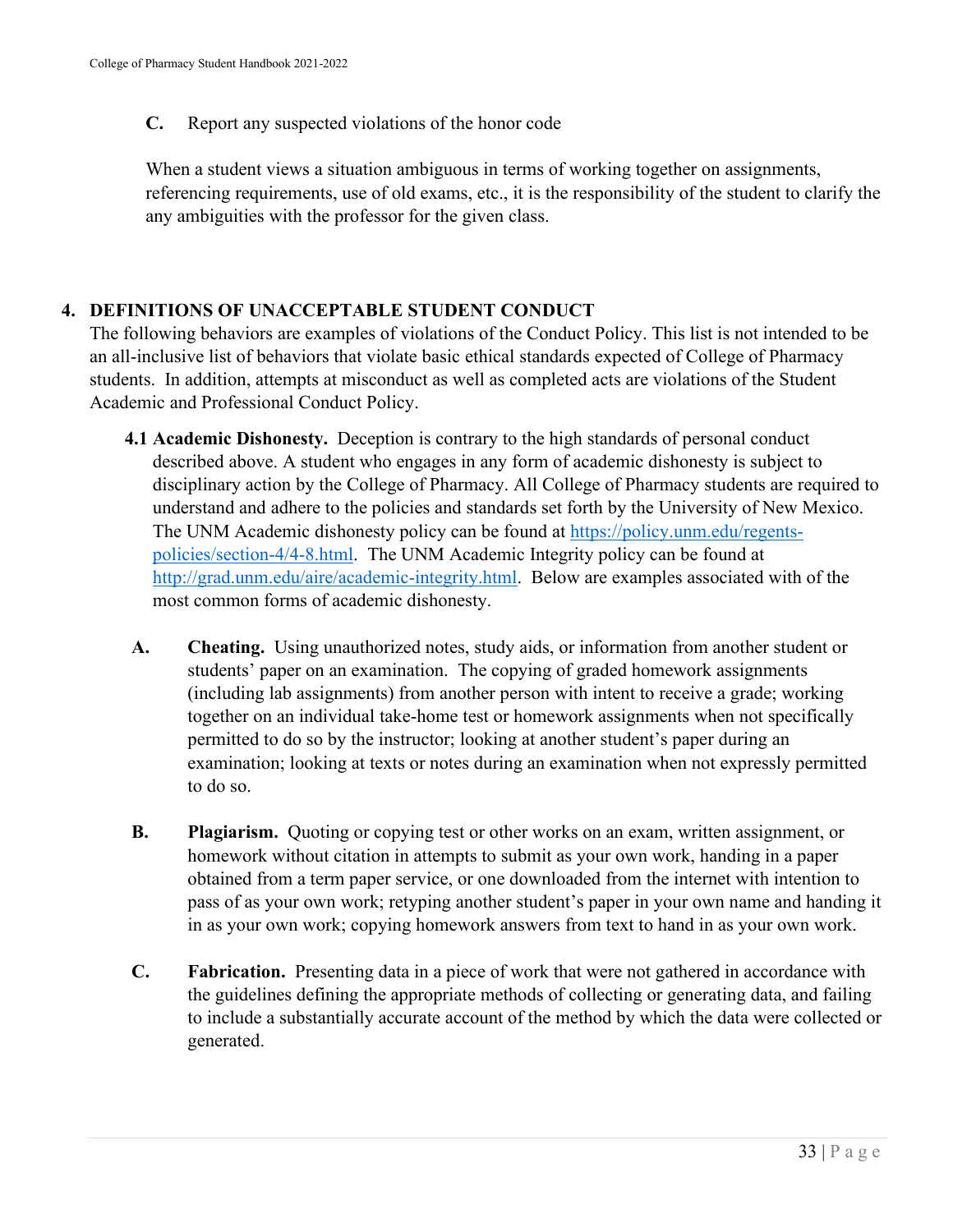**C.** Report any suspected violations of the honor code

When a student views a situation ambiguous in terms of working together on assignments, referencing requirements, use of old exams, etc., it is the responsibility of the student to clarify the any ambiguities with the professor for the given class.

## 4. DEFINITIONS OF UNACCEPTABLE STUDENT CONDUCT

The following behaviors are examples of violations of the Conduct Policy. This list is not intended to be an all-inclusive list of behaviors that violate basic ethical standards expected of College of Pharmacy students. In addition, attempts at misconduct as well as completed acts are violations of the Student Academic and Professional Conduct Policy.

**4.1 Academic Dishonesty.** Deception is contrary to the high standards of personal conduct described above. A student who engages in any form of academic dishonesty is subject to disciplinary action by the College of Pharmacy. All College of Pharmacy students are required to understand and adhere to the policies and standards set forth by the University of New Mexico. The UNM Academic dishonesty policy can be found at https://policy.unm.edu/regents-policies/section-4/4-8.html. The UNM Academic Integrity policy can be found at http://grad.unm.edu/aire/academic-integrity.html. Below are examples associated with of the most common forms of academic dishonesty.

**A. Cheating.** Using unauthorized notes, study aids, or information from another student or students' paper on an examination. The copying of graded homework assignments (including lab assignments) from another person with intent to receive a grade; working together on an individual take-home test or homework assignments when not specifically permitted to do so by the instructor; looking at another student's paper during an examination; looking at texts or notes during an examination when not expressly permitted to do so.

**B. Plagiarism.** Quoting or copying test or other works on an exam, written assignment, or homework without citation in attempts to submit as your own work, handing in a paper obtained from a term paper service, or one downloaded from the internet with intention to pass of as your own work; retyping another student's paper in your own name and handing it in as your own work; copying homework answers from text to hand in as your own work.

**C. Fabrication.** Presenting data in a piece of work that were not gathered in accordance with the guidelines defining the appropriate methods of collecting or generating data, and failing to include a substantially accurate account of the method by which the data were collected or generated.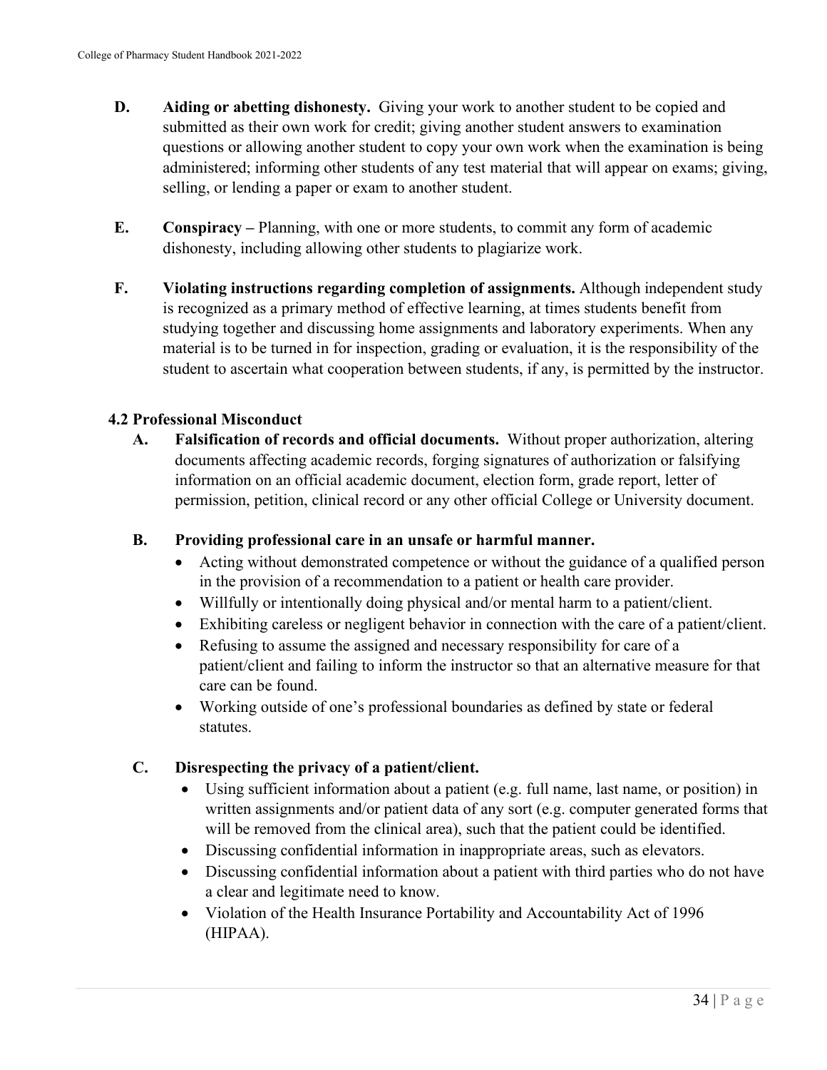**D. Aiding or abetting dishonesty.** Giving your work to another student to be copied and submitted as their own work for credit; giving another student answers to examination questions or allowing another student to copy your own work when the examination is being administered; informing other students of any test material that will appear on exams; giving, selling, or lending a paper or exam to another student.

**E. Conspiracy –** Planning, with one or more students, to commit any form of academic dishonesty, including allowing other students to plagiarize work.

**F. Violating instructions regarding completion of assignments.** Although independent study is recognized as a primary method of effective learning, at times students benefit from studying together and discussing home assignments and laboratory experiments. When any material is to be turned in for inspection, grading or evaluation, it is the responsibility of the student to ascertain what cooperation between students, if any, is permitted by the instructor.

### 4.2 Professional Misconduct

**A. Falsification of records and official documents.** Without proper authorization, altering documents affecting academic records, forging signatures of authorization or falsifying information on an official academic document, election form, grade report, letter of permission, petition, clinical record or any other official College or University document.

**B. Providing professional care in an unsafe or harmful manner.**

- Acting without demonstrated competence or without the guidance of a qualified person in the provision of a recommendation to a patient or health care provider.
- Willfully or intentionally doing physical and/or mental harm to a patient/client.
- Exhibiting careless or negligent behavior in connection with the care of a patient/client.
- Refusing to assume the assigned and necessary responsibility for care of a patient/client and failing to inform the instructor so that an alternative measure for that care can be found.
- Working outside of one's professional boundaries as defined by state or federal statutes.

**C. Disrespecting the privacy of a patient/client.**

- Using sufficient information about a patient (e.g. full name, last name, or position) in written assignments and/or patient data of any sort (e.g. computer generated forms that will be removed from the clinical area), such that the patient could be identified.
- Discussing confidential information in inappropriate areas, such as elevators.
- Discussing confidential information about a patient with third parties who do not have a clear and legitimate need to know.
- Violation of the Health Insurance Portability and Accountability Act of 1996 (HIPAA).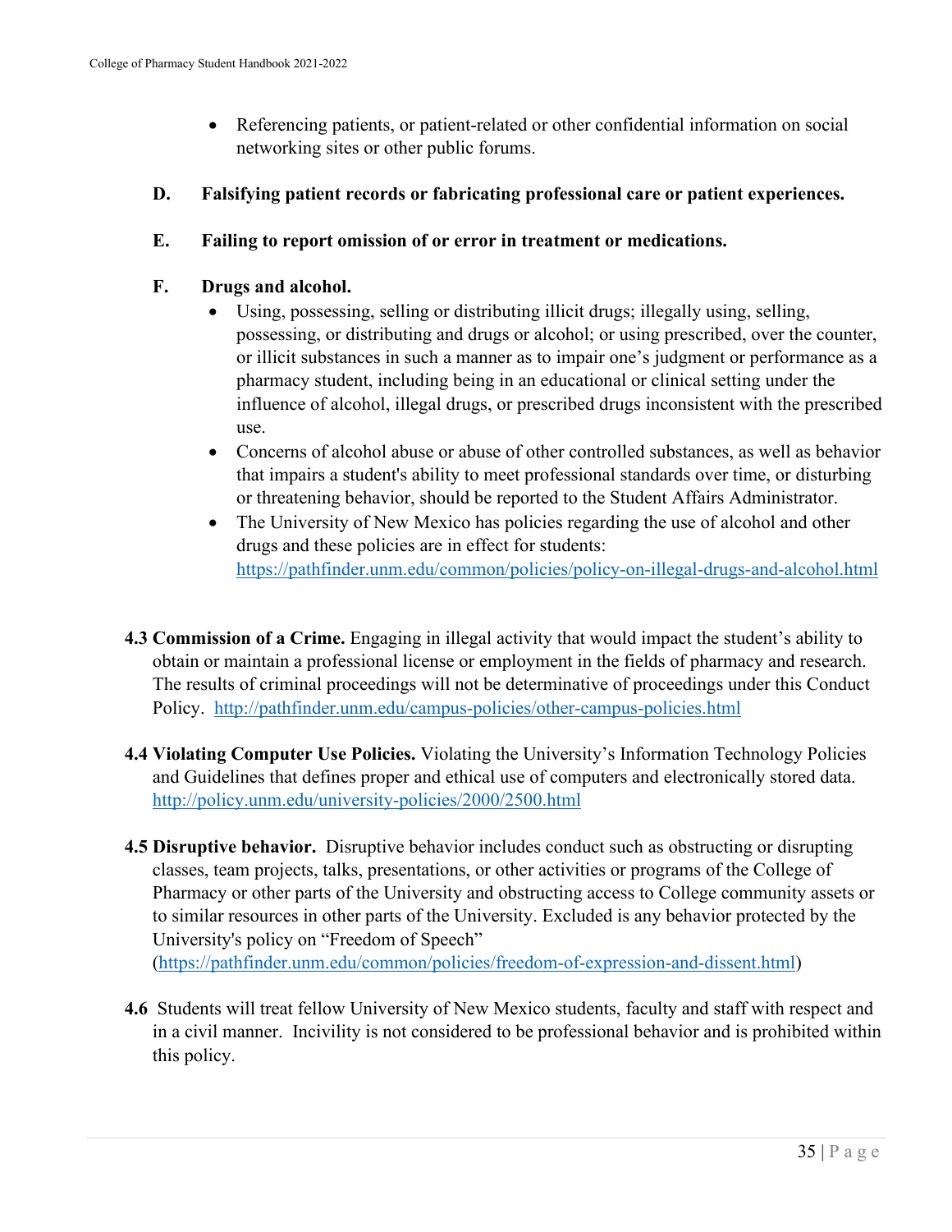- Referencing patients, or patient-related or other confidential information on social networking sites or other public forums.

**D. Falsifying patient records or fabricating professional care or patient experiences.**

**E. Failing to report omission of or error in treatment or medications.**

**F. Drugs and alcohol.**

- Using, possessing, selling or distributing illicit drugs; illegally using, selling, possessing, or distributing and drugs or alcohol; or using prescribed, over the counter, or illicit substances in such a manner as to impair one's judgment or performance as a pharmacy student, including being in an educational or clinical setting under the influence of alcohol, illegal drugs, or prescribed drugs inconsistent with the prescribed use.
- Concerns of alcohol abuse or abuse of other controlled substances, as well as behavior that impairs a student's ability to meet professional standards over time, or disturbing or threatening behavior, should be reported to the Student Affairs Administrator.
- The University of New Mexico has policies regarding the use of alcohol and other drugs and these policies are in effect for students: https://pathfinder.unm.edu/common/policies/policy-on-illegal-drugs-and-alcohol.html

**4.3 Commission of a Crime.** Engaging in illegal activity that would impact the student's ability to obtain or maintain a professional license or employment in the fields of pharmacy and research. The results of criminal proceedings will not be determinative of proceedings under this Conduct Policy. http://pathfinder.unm.edu/campus-policies/other-campus-policies.html

**4.4 Violating Computer Use Policies.** Violating the University's Information Technology Policies and Guidelines that defines proper and ethical use of computers and electronically stored data. http://policy.unm.edu/university-policies/2000/2500.html

**4.5 Disruptive behavior.** Disruptive behavior includes conduct such as obstructing or disrupting classes, team projects, talks, presentations, or other activities or programs of the College of Pharmacy or other parts of the University and obstructing access to College community assets or to similar resources in other parts of the University. Excluded is any behavior protected by the University's policy on "Freedom of Speech" (https://pathfinder.unm.edu/common/policies/freedom-of-expression-and-dissent.html)

**4.6** Students will treat fellow University of New Mexico students, faculty and staff with respect and in a civil manner. Incivility is not considered to be professional behavior and is prohibited within this policy.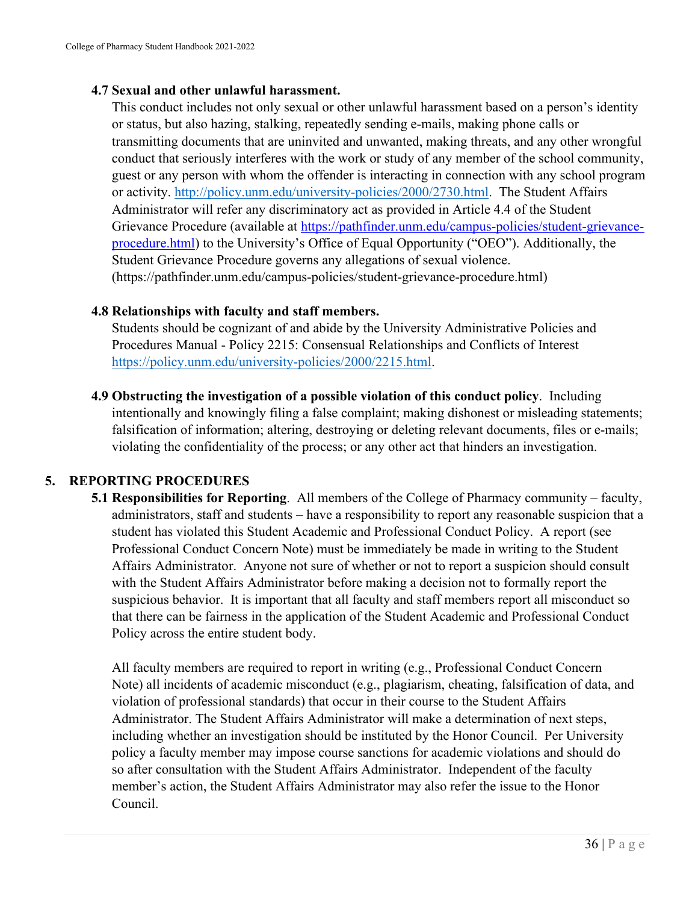**4.7 Sexual and other unlawful harassment.**

This conduct includes not only sexual or other unlawful harassment based on a person's identity or status, but also hazing, stalking, repeatedly sending e-mails, making phone calls or transmitting documents that are uninvited and unwanted, making threats, and any other wrongful conduct that seriously interferes with the work or study of any member of the school community, guest or any person with whom the offender is interacting in connection with any school program or activity. http://policy.unm.edu/university-policies/2000/2730.html. The Student Affairs Administrator will refer any discriminatory act as provided in Article 4.4 of the Student Grievance Procedure (available at https://pathfinder.unm.edu/campus-policies/student-grievance-procedure.html) to the University's Office of Equal Opportunity ("OEO"). Additionally, the Student Grievance Procedure governs any allegations of sexual violence. (https://pathfinder.unm.edu/campus-policies/student-grievance-procedure.html)

**4.8 Relationships with faculty and staff members.**

Students should be cognizant of and abide by the University Administrative Policies and Procedures Manual - Policy 2215: Consensual Relationships and Conflicts of Interest https://policy.unm.edu/university-policies/2000/2215.html.

**4.9 Obstructing the investigation of a possible violation of this conduct policy**. Including intentionally and knowingly filing a false complaint; making dishonest or misleading statements; falsification of information; altering, destroying or deleting relevant documents, files or e-mails; violating the confidentiality of the process; or any other act that hinders an investigation.

## 5. REPORTING PROCEDURES

**5.1 Responsibilities for Reporting**. All members of the College of Pharmacy community – faculty, administrators, staff and students – have a responsibility to report any reasonable suspicion that a student has violated this Student Academic and Professional Conduct Policy. A report (see Professional Conduct Concern Note) must be immediately be made in writing to the Student Affairs Administrator. Anyone not sure of whether or not to report a suspicion should consult with the Student Affairs Administrator before making a decision not to formally report the suspicious behavior. It is important that all faculty and staff members report all misconduct so that there can be fairness in the application of the Student Academic and Professional Conduct Policy across the entire student body.

All faculty members are required to report in writing (e.g., Professional Conduct Concern Note) all incidents of academic misconduct (e.g., plagiarism, cheating, falsification of data, and violation of professional standards) that occur in their course to the Student Affairs Administrator. The Student Affairs Administrator will make a determination of next steps, including whether an investigation should be instituted by the Honor Council. Per University policy a faculty member may impose course sanctions for academic violations and should do so after consultation with the Student Affairs Administrator. Independent of the faculty member's action, the Student Affairs Administrator may also refer the issue to the Honor Council.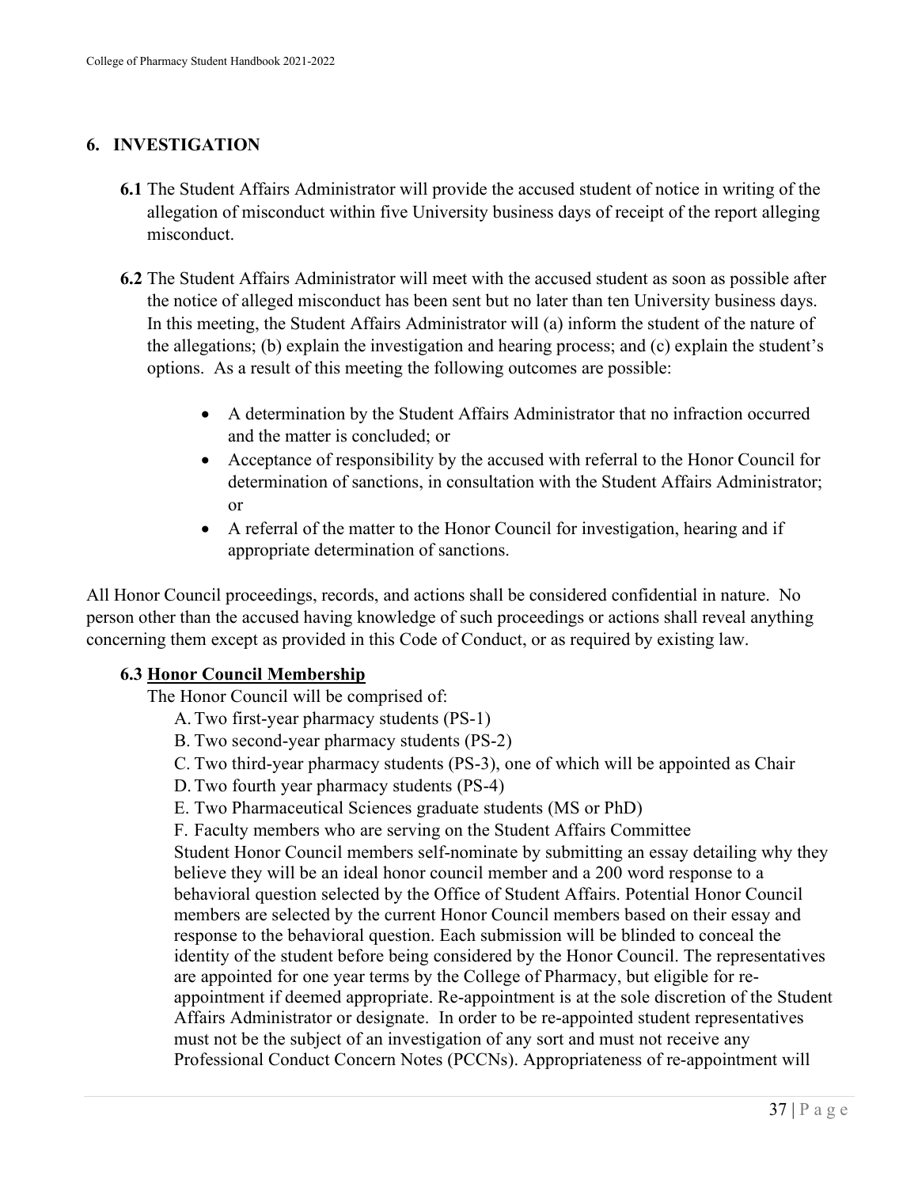## 6. INVESTIGATION

**6.1** The Student Affairs Administrator will provide the accused student of notice in writing of the allegation of misconduct within five University business days of receipt of the report alleging misconduct.

**6.2** The Student Affairs Administrator will meet with the accused student as soon as possible after the notice of alleged misconduct has been sent but no later than ten University business days. In this meeting, the Student Affairs Administrator will (a) inform the student of the nature of the allegations; (b) explain the investigation and hearing process; and (c) explain the student's options. As a result of this meeting the following outcomes are possible:

- A determination by the Student Affairs Administrator that no infraction occurred and the matter is concluded; or
- Acceptance of responsibility by the accused with referral to the Honor Council for determination of sanctions, in consultation with the Student Affairs Administrator; or
- A referral of the matter to the Honor Council for investigation, hearing and if appropriate determination of sanctions.

All Honor Council proceedings, records, and actions shall be considered confidential in nature. No person other than the accused having knowledge of such proceedings or actions shall reveal anything concerning them except as provided in this Code of Conduct, or as required by existing law.

**6.3 Honor Council Membership**

The Honor Council will be comprised of:

A. Two first-year pharmacy students (PS-1)
B. Two second-year pharmacy students (PS-2)
C. Two third-year pharmacy students (PS-3), one of which will be appointed as Chair
D. Two fourth year pharmacy students (PS-4)
E. Two Pharmaceutical Sciences graduate students (MS or PhD)
F. Faculty members who are serving on the Student Affairs Committee

Student Honor Council members self-nominate by submitting an essay detailing why they believe they will be an ideal honor council member and a 200 word response to a behavioral question selected by the Office of Student Affairs. Potential Honor Council members are selected by the current Honor Council members based on their essay and response to the behavioral question. Each submission will be blinded to conceal the identity of the student before being considered by the Honor Council. The representatives are appointed for one year terms by the College of Pharmacy, but eligible for re-appointment if deemed appropriate. Re-appointment is at the sole discretion of the Student Affairs Administrator or designate. In order to be re-appointed student representatives must not be the subject of an investigation of any sort and must not receive any Professional Conduct Concern Notes (PCCNs). Appropriateness of re-appointment will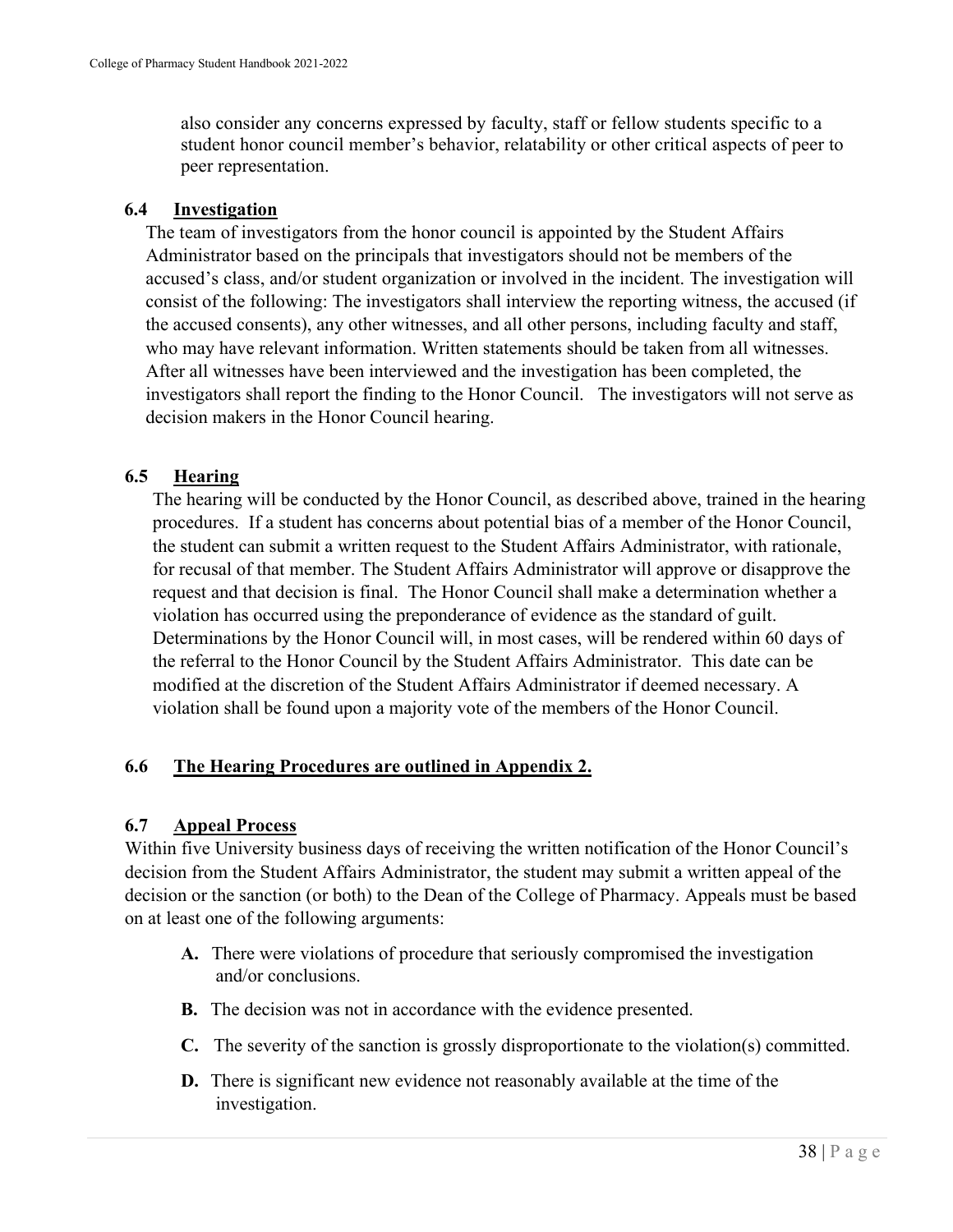also consider any concerns expressed by faculty, staff or fellow students specific to a student honor council member's behavior, relatability or other critical aspects of peer to peer representation.

### 6.4 Investigation

The team of investigators from the honor council is appointed by the Student Affairs Administrator based on the principals that investigators should not be members of the accused's class, and/or student organization or involved in the incident. The investigation will consist of the following: The investigators shall interview the reporting witness, the accused (if the accused consents), any other witnesses, and all other persons, including faculty and staff, who may have relevant information. Written statements should be taken from all witnesses. After all witnesses have been interviewed and the investigation has been completed, the investigators shall report the finding to the Honor Council. The investigators will not serve as decision makers in the Honor Council hearing.

### 6.5 Hearing

The hearing will be conducted by the Honor Council, as described above, trained in the hearing procedures. If a student has concerns about potential bias of a member of the Honor Council, the student can submit a written request to the Student Affairs Administrator, with rationale, for recusal of that member. The Student Affairs Administrator will approve or disapprove the request and that decision is final. The Honor Council shall make a determination whether a violation has occurred using the preponderance of evidence as the standard of guilt. Determinations by the Honor Council will, in most cases, will be rendered within 60 days of the referral to the Honor Council by the Student Affairs Administrator. This date can be modified at the discretion of the Student Affairs Administrator if deemed necessary. A violation shall be found upon a majority vote of the members of the Honor Council.

### 6.6 The Hearing Procedures are outlined in Appendix 2.

### 6.7 Appeal Process

Within five University business days of receiving the written notification of the Honor Council's decision from the Student Affairs Administrator, the student may submit a written appeal of the decision or the sanction (or both) to the Dean of the College of Pharmacy. Appeals must be based on at least one of the following arguments:

- **A.** There were violations of procedure that seriously compromised the investigation and/or conclusions.
- **B.** The decision was not in accordance with the evidence presented.
- **C.** The severity of the sanction is grossly disproportionate to the violation(s) committed.
- **D.** There is significant new evidence not reasonably available at the time of the investigation.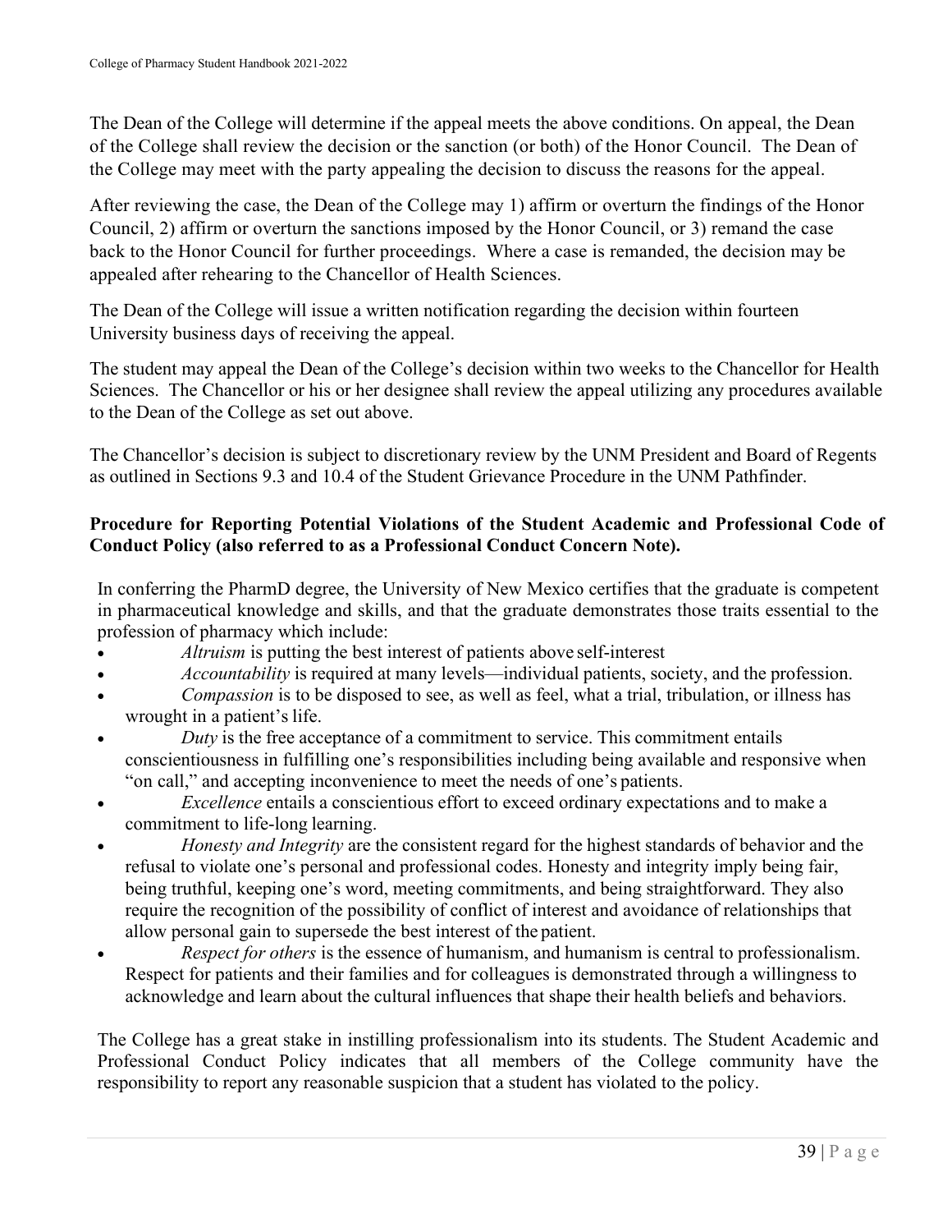The Dean of the College will determine if the appeal meets the above conditions. On appeal, the Dean of the College shall review the decision or the sanction (or both) of the Honor Council. The Dean of the College may meet with the party appealing the decision to discuss the reasons for the appeal.

After reviewing the case, the Dean of the College may 1) affirm or overturn the findings of the Honor Council, 2) affirm or overturn the sanctions imposed by the Honor Council, or 3) remand the case back to the Honor Council for further proceedings. Where a case is remanded, the decision may be appealed after rehearing to the Chancellor of Health Sciences.

The Dean of the College will issue a written notification regarding the decision within fourteen University business days of receiving the appeal.

The student may appeal the Dean of the College's decision within two weeks to the Chancellor for Health Sciences. The Chancellor or his or her designee shall review the appeal utilizing any procedures available to the Dean of the College as set out above.

The Chancellor's decision is subject to discretionary review by the UNM President and Board of Regents as outlined in Sections 9.3 and 10.4 of the Student Grievance Procedure in the UNM Pathfinder.

**Procedure for Reporting Potential Violations of the Student Academic and Professional Code of Conduct Policy (also referred to as a Professional Conduct Concern Note).**

In conferring the PharmD degree, the University of New Mexico certifies that the graduate is competent in pharmaceutical knowledge and skills, and that the graduate demonstrates those traits essential to the profession of pharmacy which include:

- *Altruism* is putting the best interest of patients above self-interest
- *Accountability* is required at many levels—individual patients, society, and the profession.
- *Compassion* is to be disposed to see, as well as feel, what a trial, tribulation, or illness has wrought in a patient's life.
- *Duty* is the free acceptance of a commitment to service. This commitment entails conscientiousness in fulfilling one's responsibilities including being available and responsive when "on call," and accepting inconvenience to meet the needs of one's patients.
- *Excellence* entails a conscientious effort to exceed ordinary expectations and to make a commitment to life-long learning.
- *Honesty and Integrity* are the consistent regard for the highest standards of behavior and the refusal to violate one's personal and professional codes. Honesty and integrity imply being fair, being truthful, keeping one's word, meeting commitments, and being straightforward. They also require the recognition of the possibility of conflict of interest and avoidance of relationships that allow personal gain to supersede the best interest of the patient.
- *Respect for others* is the essence of humanism, and humanism is central to professionalism. Respect for patients and their families and for colleagues is demonstrated through a willingness to acknowledge and learn about the cultural influences that shape their health beliefs and behaviors.

The College has a great stake in instilling professionalism into its students. The Student Academic and Professional Conduct Policy indicates that all members of the College community have the responsibility to report any reasonable suspicion that a student has violated to the policy.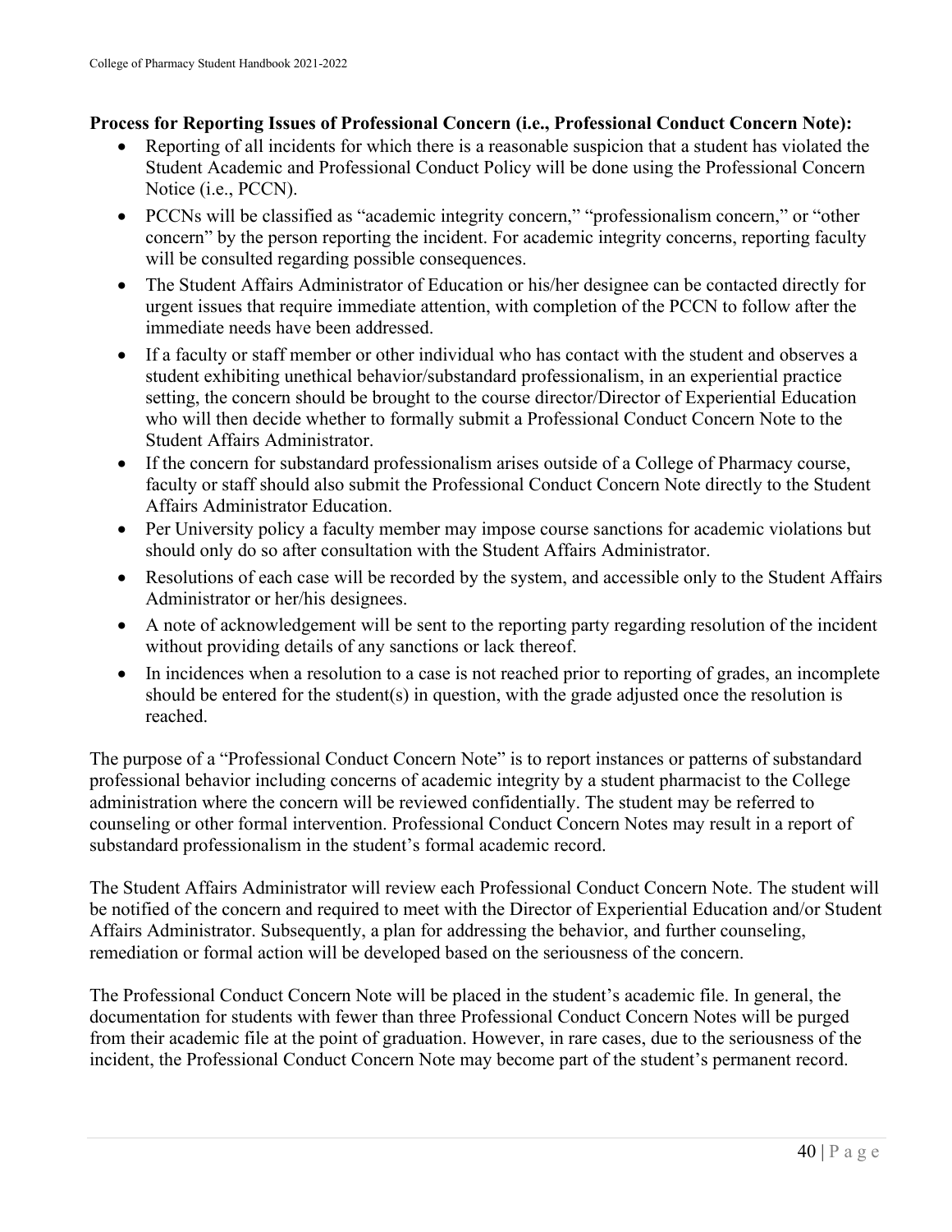**Process for Reporting Issues of Professional Concern (i.e., Professional Conduct Concern Note):**

- Reporting of all incidents for which there is a reasonable suspicion that a student has violated the Student Academic and Professional Conduct Policy will be done using the Professional Concern Notice (i.e., PCCN).
- PCCNs will be classified as "academic integrity concern," "professionalism concern," or "other concern" by the person reporting the incident. For academic integrity concerns, reporting faculty will be consulted regarding possible consequences.
- The Student Affairs Administrator of Education or his/her designee can be contacted directly for urgent issues that require immediate attention, with completion of the PCCN to follow after the immediate needs have been addressed.
- If a faculty or staff member or other individual who has contact with the student and observes a student exhibiting unethical behavior/substandard professionalism, in an experiential practice setting, the concern should be brought to the course director/Director of Experiential Education who will then decide whether to formally submit a Professional Conduct Concern Note to the Student Affairs Administrator.
- If the concern for substandard professionalism arises outside of a College of Pharmacy course, faculty or staff should also submit the Professional Conduct Concern Note directly to the Student Affairs Administrator Education.
- Per University policy a faculty member may impose course sanctions for academic violations but should only do so after consultation with the Student Affairs Administrator.
- Resolutions of each case will be recorded by the system, and accessible only to the Student Affairs Administrator or her/his designees.
- A note of acknowledgement will be sent to the reporting party regarding resolution of the incident without providing details of any sanctions or lack thereof.
- In incidences when a resolution to a case is not reached prior to reporting of grades, an incomplete should be entered for the student(s) in question, with the grade adjusted once the resolution is reached.

The purpose of a "Professional Conduct Concern Note" is to report instances or patterns of substandard professional behavior including concerns of academic integrity by a student pharmacist to the College administration where the concern will be reviewed confidentially. The student may be referred to counseling or other formal intervention. Professional Conduct Concern Notes may result in a report of substandard professionalism in the student's formal academic record.

The Student Affairs Administrator will review each Professional Conduct Concern Note. The student will be notified of the concern and required to meet with the Director of Experiential Education and/or Student Affairs Administrator. Subsequently, a plan for addressing the behavior, and further counseling, remediation or formal action will be developed based on the seriousness of the concern.

The Professional Conduct Concern Note will be placed in the student's academic file. In general, the documentation for students with fewer than three Professional Conduct Concern Notes will be purged from their academic file at the point of graduation. However, in rare cases, due to the seriousness of the incident, the Professional Conduct Concern Note may become part of the student's permanent record.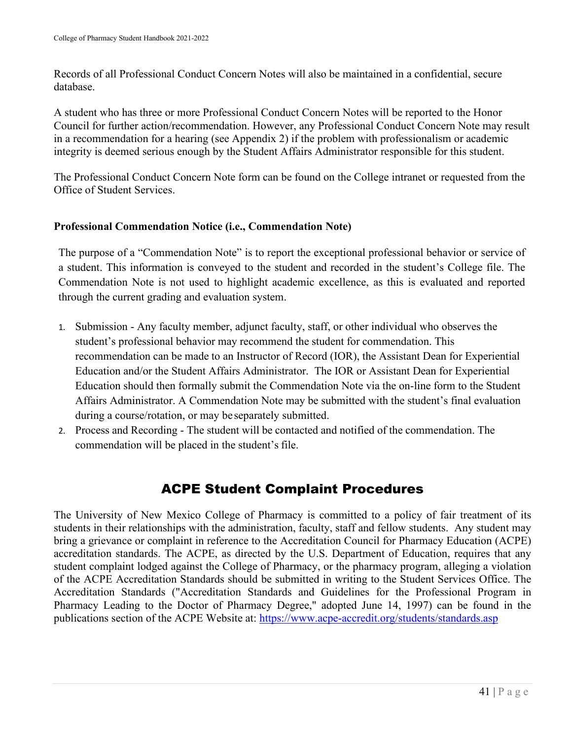Records of all Professional Conduct Concern Notes will also be maintained in a confidential, secure database.

A student who has three or more Professional Conduct Concern Notes will be reported to the Honor Council for further action/recommendation. However, any Professional Conduct Concern Note may result in a recommendation for a hearing (see Appendix 2) if the problem with professionalism or academic integrity is deemed serious enough by the Student Affairs Administrator responsible for this student.

The Professional Conduct Concern Note form can be found on the College intranet or requested from the Office of Student Services.

### Professional Commendation Notice (i.e., Commendation Note)

The purpose of a "Commendation Note" is to report the exceptional professional behavior or service of a student. This information is conveyed to the student and recorded in the student's College file. The Commendation Note is not used to highlight academic excellence, as this is evaluated and reported through the current grading and evaluation system.

1. Submission - Any faculty member, adjunct faculty, staff, or other individual who observes the student's professional behavior may recommend the student for commendation. This recommendation can be made to an Instructor of Record (IOR), the Assistant Dean for Experiential Education and/or the Student Affairs Administrator. The IOR or Assistant Dean for Experiential Education should then formally submit the Commendation Note via the on-line form to the Student Affairs Administrator. A Commendation Note may be submitted with the student's final evaluation during a course/rotation, or may be separately submitted.
2. Process and Recording - The student will be contacted and notified of the commendation. The commendation will be placed in the student's file.

## ACPE Student Complaint Procedures

The University of New Mexico College of Pharmacy is committed to a policy of fair treatment of its students in their relationships with the administration, faculty, staff and fellow students. Any student may bring a grievance or complaint in reference to the Accreditation Council for Pharmacy Education (ACPE) accreditation standards. The ACPE, as directed by the U.S. Department of Education, requires that any student complaint lodged against the College of Pharmacy, or the pharmacy program, alleging a violation of the ACPE Accreditation Standards should be submitted in writing to the Student Services Office. The Accreditation Standards ("Accreditation Standards and Guidelines for the Professional Program in Pharmacy Leading to the Doctor of Pharmacy Degree," adopted June 14, 1997) can be found in the publications section of the ACPE Website at: https://www.acpe-accredit.org/students/standards.asp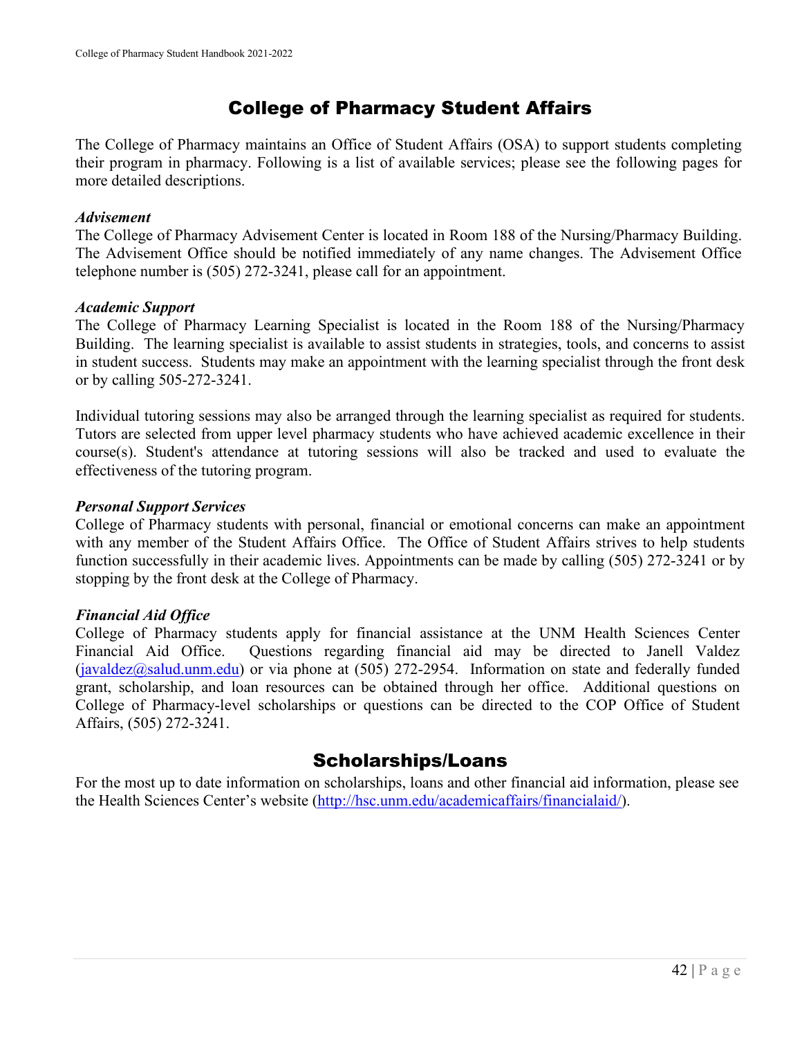# College of Pharmacy Student Affairs

The College of Pharmacy maintains an Office of Student Affairs (OSA) to support students completing their program in pharmacy. Following is a list of available services; please see the following pages for more detailed descriptions.

***Advisement***

The College of Pharmacy Advisement Center is located in Room 188 of the Nursing/Pharmacy Building. The Advisement Office should be notified immediately of any name changes. The Advisement Office telephone number is (505) 272-3241, please call for an appointment.

***Academic Support***

The College of Pharmacy Learning Specialist is located in the Room 188 of the Nursing/Pharmacy Building. The learning specialist is available to assist students in strategies, tools, and concerns to assist in student success. Students may make an appointment with the learning specialist through the front desk or by calling 505-272-3241.

Individual tutoring sessions may also be arranged through the learning specialist as required for students. Tutors are selected from upper level pharmacy students who have achieved academic excellence in their course(s). Student's attendance at tutoring sessions will also be tracked and used to evaluate the effectiveness of the tutoring program.

***Personal Support Services***

College of Pharmacy students with personal, financial or emotional concerns can make an appointment with any member of the Student Affairs Office. The Office of Student Affairs strives to help students function successfully in their academic lives. Appointments can be made by calling (505) 272-3241 or by stopping by the front desk at the College of Pharmacy.

***Financial Aid Office***

College of Pharmacy students apply for financial assistance at the UNM Health Sciences Center Financial Aid Office. Questions regarding financial aid may be directed to Janell Valdez (javaldez@salud.unm.edu) or via phone at (505) 272-2954. Information on state and federally funded grant, scholarship, and loan resources can be obtained through her office. Additional questions on College of Pharmacy-level scholarships or questions can be directed to the COP Office of Student Affairs, (505) 272-3241.

# Scholarships/Loans

For the most up to date information on scholarships, loans and other financial aid information, please see the Health Sciences Center's website (http://hsc.unm.edu/academicaffairs/financialaid/).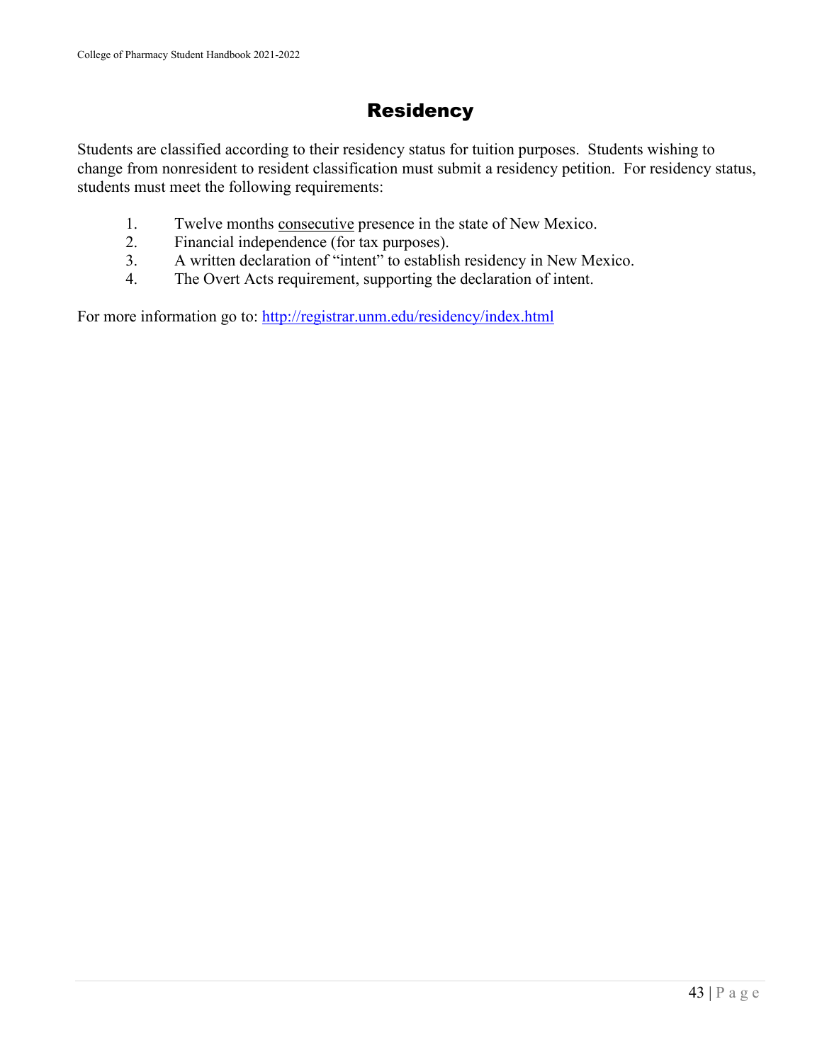# Residency

Students are classified according to their residency status for tuition purposes. Students wishing to change from nonresident to resident classification must submit a residency petition. For residency status, students must meet the following requirements:

1. Twelve months consecutive presence in the state of New Mexico.
2. Financial independence (for tax purposes).
3. A written declaration of "intent" to establish residency in New Mexico.
4. The Overt Acts requirement, supporting the declaration of intent.

For more information go to: http://registrar.unm.edu/residency/index.html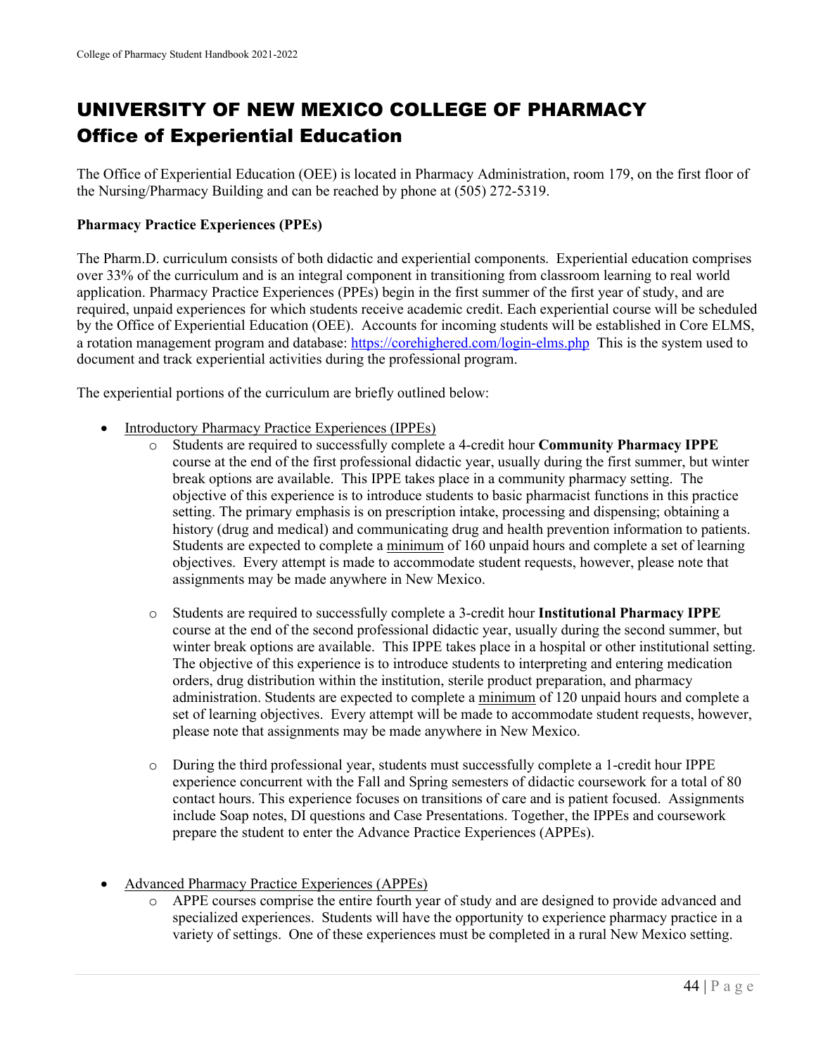# UNIVERSITY OF NEW MEXICO COLLEGE OF PHARMACY

## Office of Experiential Education

The Office of Experiential Education (OEE) is located in Pharmacy Administration, room 179, on the first floor of the Nursing/Pharmacy Building and can be reached by phone at (505) 272-5319.

**Pharmacy Practice Experiences (PPEs)**

The Pharm.D. curriculum consists of both didactic and experiential components. Experiential education comprises over 33% of the curriculum and is an integral component in transitioning from classroom learning to real world application. Pharmacy Practice Experiences (PPEs) begin in the first summer of the first year of study, and are required, unpaid experiences for which students receive academic credit. Each experiential course will be scheduled by the Office of Experiential Education (OEE). Accounts for incoming students will be established in Core ELMS, a rotation management program and database: [https://corehighered.com/login-elms.php](https://corehighered.com/login-elms.php) This is the system used to document and track experiential activities during the professional program.

The experiential portions of the curriculum are briefly outlined below:

- Introductory Pharmacy Practice Experiences (IPPEs)
  - Students are required to successfully complete a 4-credit hour **Community Pharmacy IPPE** course at the end of the first professional didactic year, usually during the first summer, but winter break options are available. This IPPE takes place in a community pharmacy setting. The objective of this experience is to introduce students to basic pharmacist functions in this practice setting. The primary emphasis is on prescription intake, processing and dispensing; obtaining a history (drug and medical) and communicating drug and health prevention information to patients. Students are expected to complete a minimum of 160 unpaid hours and complete a set of learning objectives. Every attempt is made to accommodate student requests, however, please note that assignments may be made anywhere in New Mexico.

  - Students are required to successfully complete a 3-credit hour **Institutional Pharmacy IPPE** course at the end of the second professional didactic year, usually during the second summer, but winter break options are available. This IPPE takes place in a hospital or other institutional setting. The objective of this experience is to introduce students to interpreting and entering medication orders, drug distribution within the institution, sterile product preparation, and pharmacy administration. Students are expected to complete a minimum of 120 unpaid hours and complete a set of learning objectives. Every attempt will be made to accommodate student requests, however, please note that assignments may be made anywhere in New Mexico.

  - During the third professional year, students must successfully complete a 1-credit hour IPPE experience concurrent with the Fall and Spring semesters of didactic coursework for a total of 80 contact hours. This experience focuses on transitions of care and is patient focused. Assignments include Soap notes, DI questions and Case Presentations. Together, the IPPEs and coursework prepare the student to enter the Advance Practice Experiences (APPEs).

- Advanced Pharmacy Practice Experiences (APPEs)
  - APPE courses comprise the entire fourth year of study and are designed to provide advanced and specialized experiences. Students will have the opportunity to experience pharmacy practice in a variety of settings. One of these experiences must be completed in a rural New Mexico setting.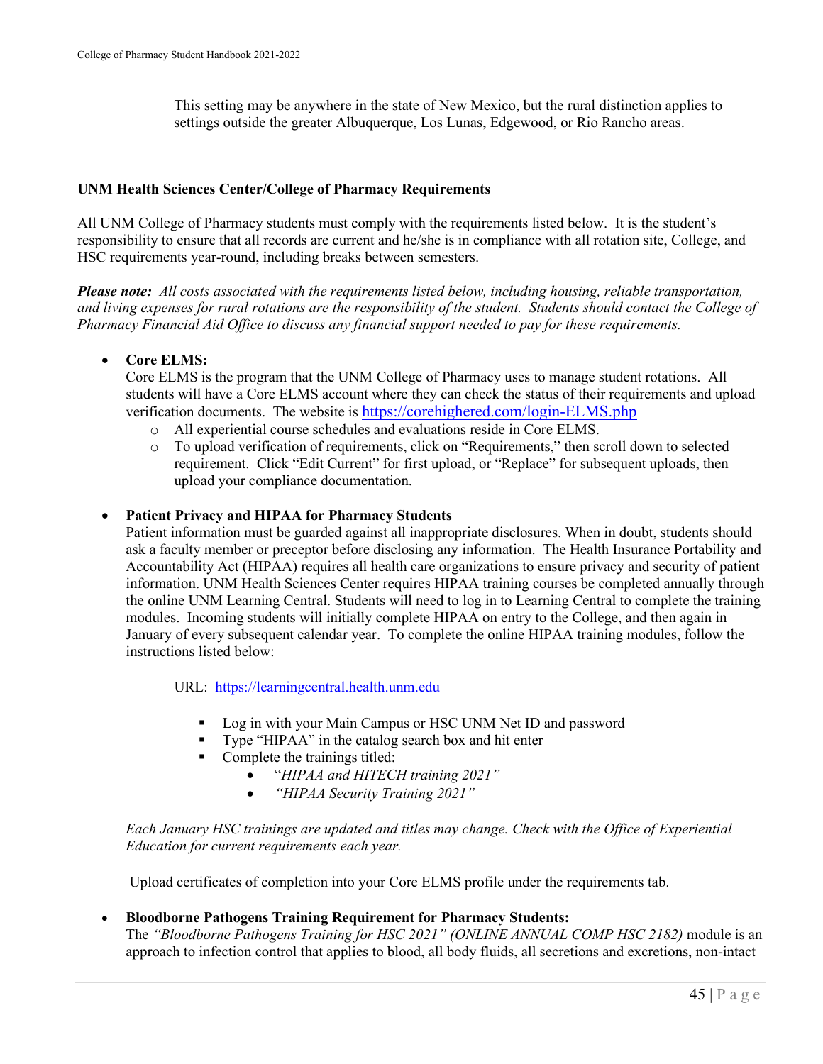This setting may be anywhere in the state of New Mexico, but the rural distinction applies to settings outside the greater Albuquerque, Los Lunas, Edgewood, or Rio Rancho areas.

### UNM Health Sciences Center/College of Pharmacy Requirements

All UNM College of Pharmacy students must comply with the requirements listed below. It is the student's responsibility to ensure that all records are current and he/she is in compliance with all rotation site, College, and HSC requirements year-round, including breaks between semesters.

***Please note:*** *All costs associated with the requirements listed below, including housing, reliable transportation, and living expenses for rural rotations are the responsibility of the student. Students should contact the College of Pharmacy Financial Aid Office to discuss any financial support needed to pay for these requirements.*

- **Core ELMS:**
  Core ELMS is the program that the UNM College of Pharmacy uses to manage student rotations. All students will have a Core ELMS account where they can check the status of their requirements and upload verification documents. The website is https://corehighered.com/login-ELMS.php
  - All experiential course schedules and evaluations reside in Core ELMS.
  - To upload verification of requirements, click on "Requirements," then scroll down to selected requirement. Click "Edit Current" for first upload, or "Replace" for subsequent uploads, then upload your compliance documentation.

- **Patient Privacy and HIPAA for Pharmacy Students**
  Patient information must be guarded against all inappropriate disclosures. When in doubt, students should ask a faculty member or preceptor before disclosing any information. The Health Insurance Portability and Accountability Act (HIPAA) requires all health care organizations to ensure privacy and security of patient information. UNM Health Sciences Center requires HIPAA training courses be completed annually through the online UNM Learning Central. Students will need to log in to Learning Central to complete the training modules. Incoming students will initially complete HIPAA on entry to the College, and then again in January of every subsequent calendar year. To complete the online HIPAA training modules, follow the instructions listed below:

  URL: https://learningcentral.health.unm.edu

  - Log in with your Main Campus or HSC UNM Net ID and password
  - Type "HIPAA" in the catalog search box and hit enter
  - Complete the trainings titled:
    - "*HIPAA and HITECH training 2021"*
    - *"HIPAA Security Training 2021"*

  *Each January HSC trainings are updated and titles may change. Check with the Office of Experiential Education for current requirements each year.*

  Upload certificates of completion into your Core ELMS profile under the requirements tab.

- **Bloodborne Pathogens Training Requirement for Pharmacy Students:**
  The *"Bloodborne Pathogens Training for HSC 2021" (ONLINE ANNUAL COMP HSC 2182)* module is an approach to infection control that applies to blood, all body fluids, all secretions and excretions, non-intact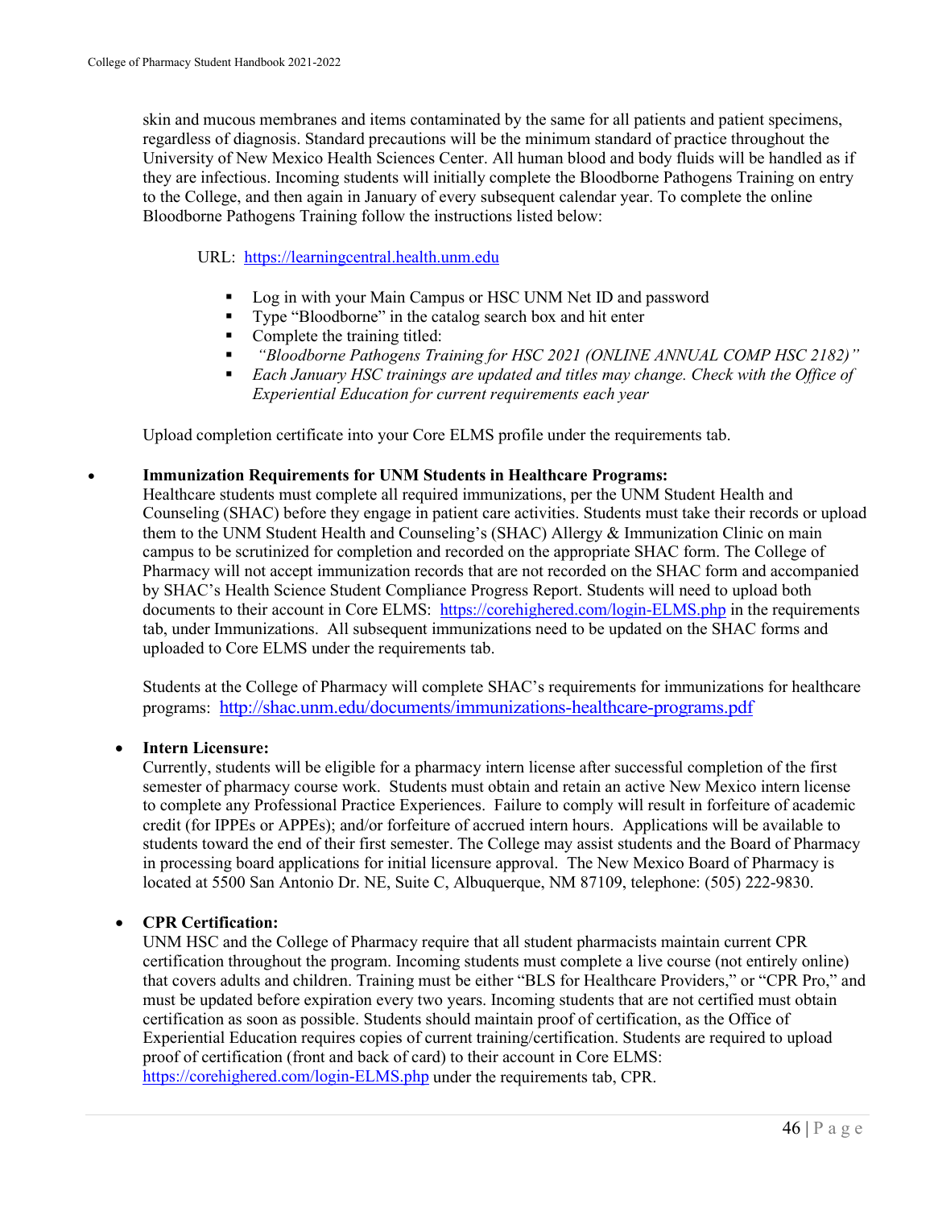skin and mucous membranes and items contaminated by the same for all patients and patient specimens, regardless of diagnosis. Standard precautions will be the minimum standard of practice throughout the University of New Mexico Health Sciences Center. All human blood and body fluids will be handled as if they are infectious. Incoming students will initially complete the Bloodborne Pathogens Training on entry to the College, and then again in January of every subsequent calendar year. To complete the online Bloodborne Pathogens Training follow the instructions listed below:

URL: https://learningcentral.health.unm.edu

- Log in with your Main Campus or HSC UNM Net ID and password
- Type "Bloodborne" in the catalog search box and hit enter
- Complete the training titled:
- *"Bloodborne Pathogens Training for HSC 2021 (ONLINE ANNUAL COMP HSC 2182)"*
- *Each January HSC trainings are updated and titles may change. Check with the Office of Experiential Education for current requirements each year*

Upload completion certificate into your Core ELMS profile under the requirements tab.

- **Immunization Requirements for UNM Students in Healthcare Programs:**
  Healthcare students must complete all required immunizations, per the UNM Student Health and Counseling (SHAC) before they engage in patient care activities. Students must take their records or upload them to the UNM Student Health and Counseling's (SHAC) Allergy & Immunization Clinic on main campus to be scrutinized for completion and recorded on the appropriate SHAC form. The College of Pharmacy will not accept immunization records that are not recorded on the SHAC form and accompanied by SHAC's Health Science Student Compliance Progress Report. Students will need to upload both documents to their account in Core ELMS: https://corehighered.com/login-ELMS.php in the requirements tab, under Immunizations. All subsequent immunizations need to be updated on the SHAC forms and uploaded to Core ELMS under the requirements tab.

  Students at the College of Pharmacy will complete SHAC's requirements for immunizations for healthcare programs: http://shac.unm.edu/documents/immunizations-healthcare-programs.pdf

- **Intern Licensure:**
  Currently, students will be eligible for a pharmacy intern license after successful completion of the first semester of pharmacy course work. Students must obtain and retain an active New Mexico intern license to complete any Professional Practice Experiences. Failure to comply will result in forfeiture of academic credit (for IPPEs or APPEs); and/or forfeiture of accrued intern hours. Applications will be available to students toward the end of their first semester. The College may assist students and the Board of Pharmacy in processing board applications for initial licensure approval. The New Mexico Board of Pharmacy is located at 5500 San Antonio Dr. NE, Suite C, Albuquerque, NM 87109, telephone: (505) 222-9830.

- **CPR Certification:**
  UNM HSC and the College of Pharmacy require that all student pharmacists maintain current CPR certification throughout the program. Incoming students must complete a live course (not entirely online) that covers adults and children. Training must be either "BLS for Healthcare Providers," or "CPR Pro," and must be updated before expiration every two years. Incoming students that are not certified must obtain certification as soon as possible. Students should maintain proof of certification, as the Office of Experiential Education requires copies of current training/certification. Students are required to upload proof of certification (front and back of card) to their account in Core ELMS: https://corehighered.com/login-ELMS.php under the requirements tab, CPR.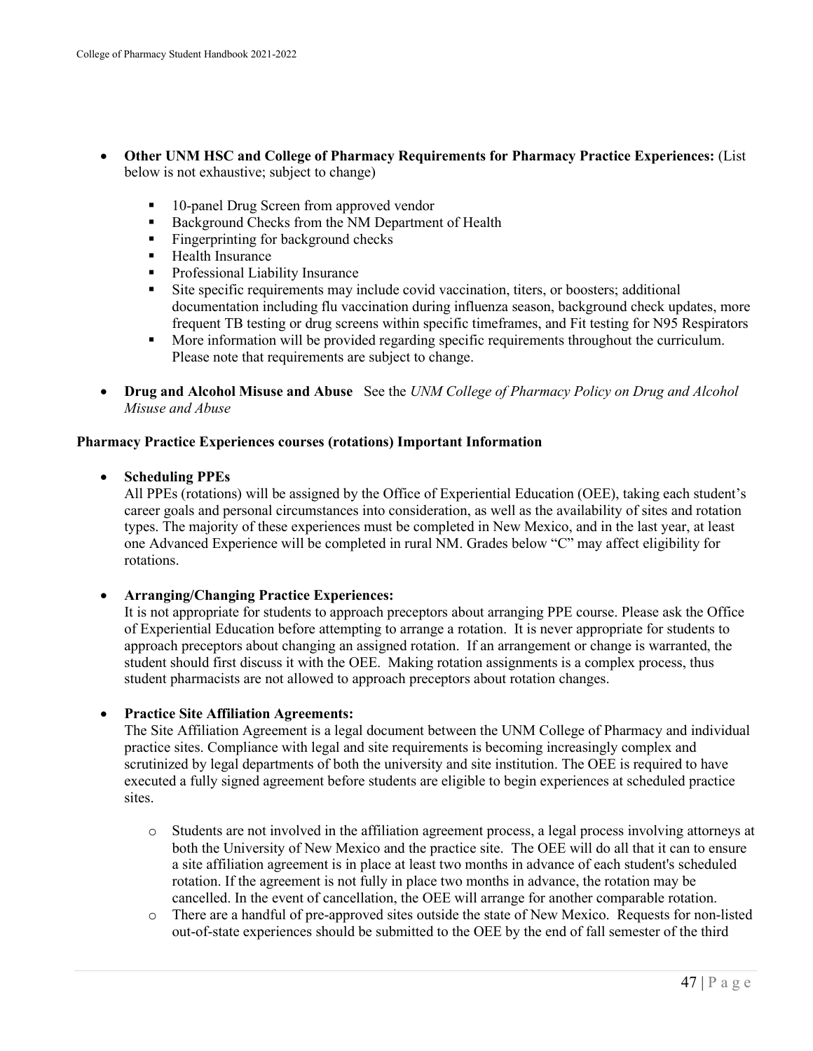- **Other UNM HSC and College of Pharmacy Requirements for Pharmacy Practice Experiences:** (List below is not exhaustive; subject to change)
  - 10-panel Drug Screen from approved vendor
  - Background Checks from the NM Department of Health
  - Fingerprinting for background checks
  - Health Insurance
  - Professional Liability Insurance
  - Site specific requirements may include covid vaccination, titers, or boosters; additional documentation including flu vaccination during influenza season, background check updates, more frequent TB testing or drug screens within specific timeframes, and Fit testing for N95 Respirators
  - More information will be provided regarding specific requirements throughout the curriculum. Please note that requirements are subject to change.
- **Drug and Alcohol Misuse and Abuse** See the *UNM College of Pharmacy Policy on Drug and Alcohol Misuse and Abuse*

**Pharmacy Practice Experiences courses (rotations) Important Information**

- **Scheduling PPEs**
  All PPEs (rotations) will be assigned by the Office of Experiential Education (OEE), taking each student's career goals and personal circumstances into consideration, as well as the availability of sites and rotation types. The majority of these experiences must be completed in New Mexico, and in the last year, at least one Advanced Experience will be completed in rural NM. Grades below "C" may affect eligibility for rotations.

- **Arranging/Changing Practice Experiences:**
  It is not appropriate for students to approach preceptors about arranging PPE course. Please ask the Office of Experiential Education before attempting to arrange a rotation. It is never appropriate for students to approach preceptors about changing an assigned rotation. If an arrangement or change is warranted, the student should first discuss it with the OEE. Making rotation assignments is a complex process, thus student pharmacists are not allowed to approach preceptors about rotation changes.

- **Practice Site Affiliation Agreements:**
  The Site Affiliation Agreement is a legal document between the UNM College of Pharmacy and individual practice sites. Compliance with legal and site requirements is becoming increasingly complex and scrutinized by legal departments of both the university and site institution. The OEE is required to have executed a fully signed agreement before students are eligible to begin experiences at scheduled practice sites.
  - Students are not involved in the affiliation agreement process, a legal process involving attorneys at both the University of New Mexico and the practice site. The OEE will do all that it can to ensure a site affiliation agreement is in place at least two months in advance of each student's scheduled rotation. If the agreement is not fully in place two months in advance, the rotation may be cancelled. In the event of cancellation, the OEE will arrange for another comparable rotation.
  - There are a handful of pre-approved sites outside the state of New Mexico. Requests for non-listed out-of-state experiences should be submitted to the OEE by the end of fall semester of the third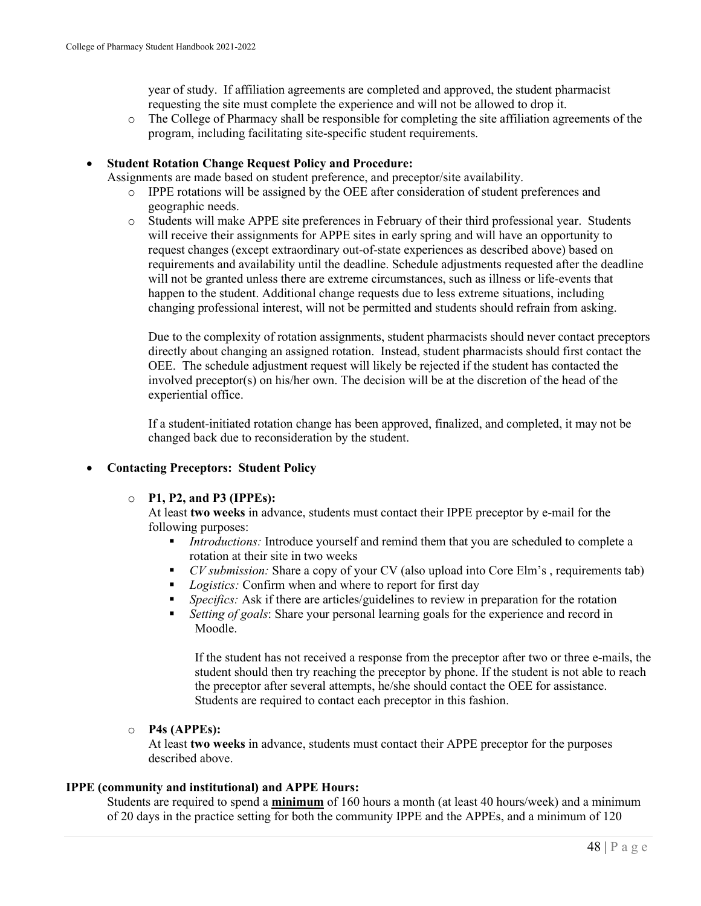- year of study. If affiliation agreements are completed and approved, the student pharmacist requesting the site must complete the experience and will not be allowed to drop it.
  - The College of Pharmacy shall be responsible for completing the site affiliation agreements of the program, including facilitating site-specific student requirements.

- **Student Rotation Change Request Policy and Procedure:**
  Assignments are made based on student preference, and preceptor/site availability.
  - IPPE rotations will be assigned by the OEE after consideration of student preferences and geographic needs.
  - Students will make APPE site preferences in February of their third professional year. Students will receive their assignments for APPE sites in early spring and will have an opportunity to request changes (except extraordinary out-of-state experiences as described above) based on requirements and availability until the deadline. Schedule adjustments requested after the deadline will not be granted unless there are extreme circumstances, such as illness or life-events that happen to the student. Additional change requests due to less extreme situations, including changing professional interest, will not be permitted and students should refrain from asking.

    Due to the complexity of rotation assignments, student pharmacists should never contact preceptors directly about changing an assigned rotation. Instead, student pharmacists should first contact the OEE. The schedule adjustment request will likely be rejected if the student has contacted the involved preceptor(s) on his/her own. The decision will be at the discretion of the head of the experiential office.

    If a student-initiated rotation change has been approved, finalized, and completed, it may not be changed back due to reconsideration by the student.

- **Contacting Preceptors: Student Policy**
  - **P1, P2, and P3 (IPPEs):**
    At least **two weeks** in advance, students must contact their IPPE preceptor by e-mail for the following purposes:
    - *Introductions:* Introduce yourself and remind them that you are scheduled to complete a rotation at their site in two weeks
    - *CV submission:* Share a copy of your CV (also upload into Core Elm's , requirements tab)
    - *Logistics:* Confirm when and where to report for first day
    - *Specifics:* Ask if there are articles/guidelines to review in preparation for the rotation
    - *Setting of goals*: Share your personal learning goals for the experience and record in Moodle.

      If the student has not received a response from the preceptor after two or three e-mails, the student should then try reaching the preceptor by phone. If the student is not able to reach the preceptor after several attempts, he/she should contact the OEE for assistance. Students are required to contact each preceptor in this fashion.
  - **P4s (APPEs):**
    At least **two weeks** in advance, students must contact their APPE preceptor for the purposes described above.

**IPPE (community and institutional) and APPE Hours:**

Students are required to spend a **minimum** of 160 hours a month (at least 40 hours/week) and a minimum of 20 days in the practice setting for both the community IPPE and the APPEs, and a minimum of 120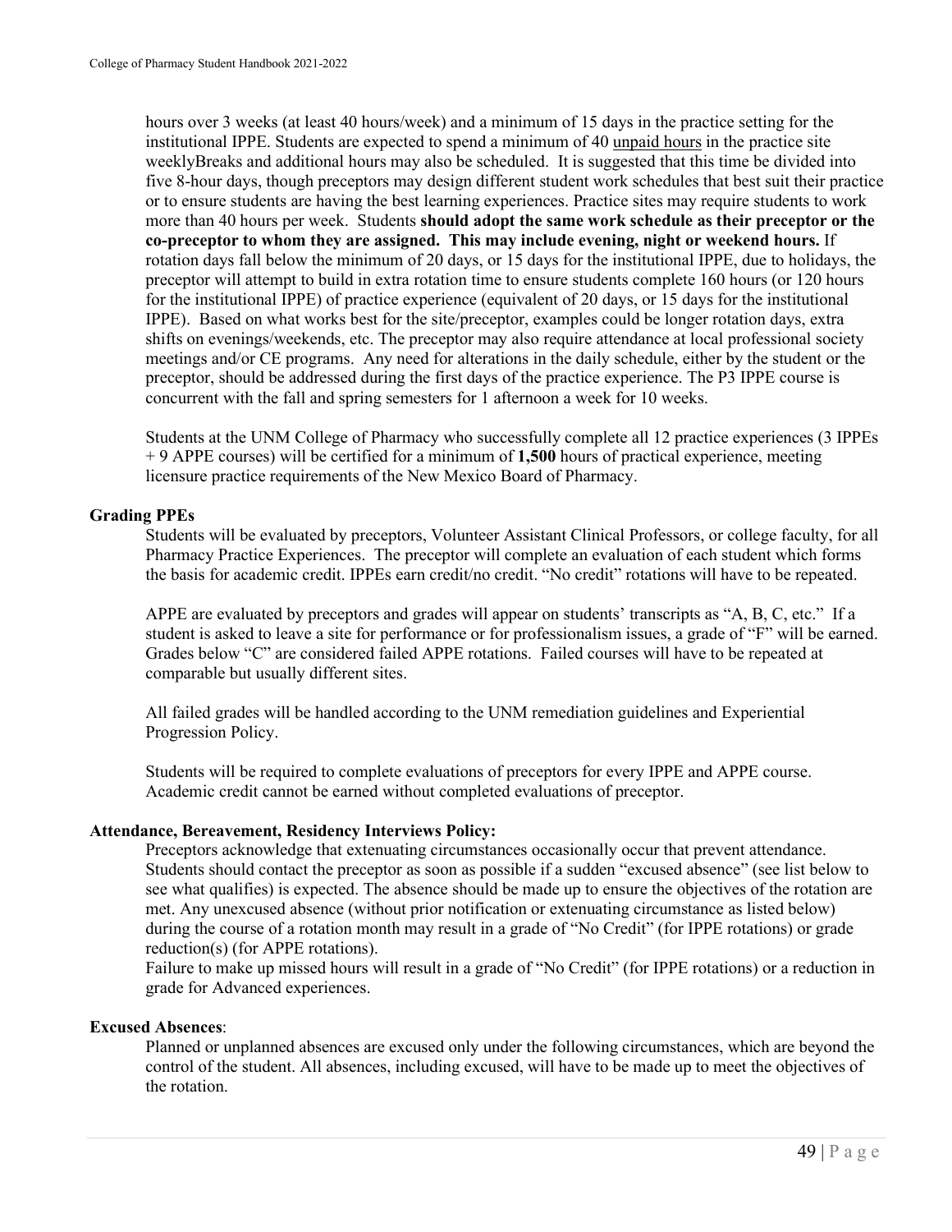hours over 3 weeks (at least 40 hours/week) and a minimum of 15 days in the practice setting for the institutional IPPE. Students are expected to spend a minimum of 40 unpaid hours in the practice site weeklyBreaks and additional hours may also be scheduled. It is suggested that this time be divided into five 8-hour days, though preceptors may design different student work schedules that best suit their practice or to ensure students are having the best learning experiences. Practice sites may require students to work more than 40 hours per week. Students **should adopt the same work schedule as their preceptor or the co-preceptor to whom they are assigned. This may include evening, night or weekend hours.** If rotation days fall below the minimum of 20 days, or 15 days for the institutional IPPE, due to holidays, the preceptor will attempt to build in extra rotation time to ensure students complete 160 hours (or 120 hours for the institutional IPPE) of practice experience (equivalent of 20 days, or 15 days for the institutional IPPE). Based on what works best for the site/preceptor, examples could be longer rotation days, extra shifts on evenings/weekends, etc. The preceptor may also require attendance at local professional society meetings and/or CE programs. Any need for alterations in the daily schedule, either by the student or the preceptor, should be addressed during the first days of the practice experience. The P3 IPPE course is concurrent with the fall and spring semesters for 1 afternoon a week for 10 weeks.

Students at the UNM College of Pharmacy who successfully complete all 12 practice experiences (3 IPPEs + 9 APPE courses) will be certified for a minimum of **1,500** hours of practical experience, meeting licensure practice requirements of the New Mexico Board of Pharmacy.

**Grading PPEs**

Students will be evaluated by preceptors, Volunteer Assistant Clinical Professors, or college faculty, for all Pharmacy Practice Experiences. The preceptor will complete an evaluation of each student which forms the basis for academic credit. IPPEs earn credit/no credit. "No credit" rotations will have to be repeated.

APPE are evaluated by preceptors and grades will appear on students' transcripts as "A, B, C, etc." If a student is asked to leave a site for performance or for professionalism issues, a grade of "F" will be earned. Grades below "C" are considered failed APPE rotations. Failed courses will have to be repeated at comparable but usually different sites.

All failed grades will be handled according to the UNM remediation guidelines and Experiential Progression Policy.

Students will be required to complete evaluations of preceptors for every IPPE and APPE course. Academic credit cannot be earned without completed evaluations of preceptor.

**Attendance, Bereavement, Residency Interviews Policy:**

Preceptors acknowledge that extenuating circumstances occasionally occur that prevent attendance. Students should contact the preceptor as soon as possible if a sudden "excused absence" (see list below to see what qualifies) is expected. The absence should be made up to ensure the objectives of the rotation are met. Any unexcused absence (without prior notification or extenuating circumstance as listed below) during the course of a rotation month may result in a grade of "No Credit" (for IPPE rotations) or grade reduction(s) (for APPE rotations).

Failure to make up missed hours will result in a grade of "No Credit" (for IPPE rotations) or a reduction in grade for Advanced experiences.

**Excused Absences**:

Planned or unplanned absences are excused only under the following circumstances, which are beyond the control of the student. All absences, including excused, will have to be made up to meet the objectives of the rotation.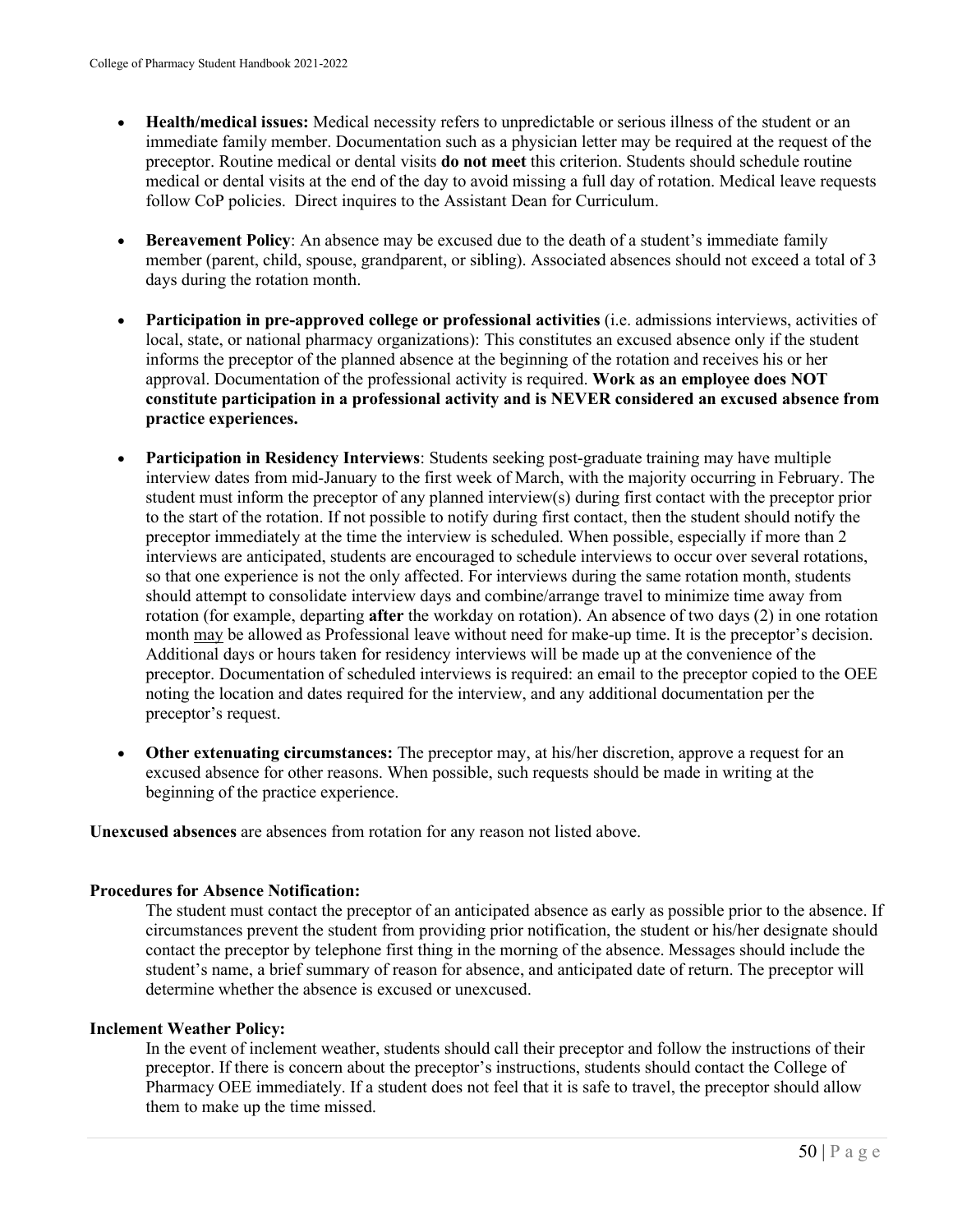- **Health/medical issues:** Medical necessity refers to unpredictable or serious illness of the student or an immediate family member. Documentation such as a physician letter may be required at the request of the preceptor. Routine medical or dental visits **do not meet** this criterion. Students should schedule routine medical or dental visits at the end of the day to avoid missing a full day of rotation. Medical leave requests follow CoP policies. Direct inquires to the Assistant Dean for Curriculum.

- **Bereavement Policy**: An absence may be excused due to the death of a student's immediate family member (parent, child, spouse, grandparent, or sibling). Associated absences should not exceed a total of 3 days during the rotation month.

- **Participation in pre-approved college or professional activities** (i.e. admissions interviews, activities of local, state, or national pharmacy organizations): This constitutes an excused absence only if the student informs the preceptor of the planned absence at the beginning of the rotation and receives his or her approval. Documentation of the professional activity is required. **Work as an employee does NOT constitute participation in a professional activity and is NEVER considered an excused absence from practice experiences.**

- **Participation in Residency Interviews**: Students seeking post-graduate training may have multiple interview dates from mid-January to the first week of March, with the majority occurring in February. The student must inform the preceptor of any planned interview(s) during first contact with the preceptor prior to the start of the rotation. If not possible to notify during first contact, then the student should notify the preceptor immediately at the time the interview is scheduled. When possible, especially if more than 2 interviews are anticipated, students are encouraged to schedule interviews to occur over several rotations, so that one experience is not the only affected. For interviews during the same rotation month, students should attempt to consolidate interview days and combine/arrange travel to minimize time away from rotation (for example, departing **after** the workday on rotation). An absence of two days (2) in one rotation month <u>may</u> be allowed as Professional leave without need for make-up time. It is the preceptor's decision. Additional days or hours taken for residency interviews will be made up at the convenience of the preceptor. Documentation of scheduled interviews is required: an email to the preceptor copied to the OEE noting the location and dates required for the interview, and any additional documentation per the preceptor's request.

- **Other extenuating circumstances:** The preceptor may, at his/her discretion, approve a request for an excused absence for other reasons. When possible, such requests should be made in writing at the beginning of the practice experience.

**Unexcused absences** are absences from rotation for any reason not listed above.

**Procedures for Absence Notification:**

The student must contact the preceptor of an anticipated absence as early as possible prior to the absence. If circumstances prevent the student from providing prior notification, the student or his/her designate should contact the preceptor by telephone first thing in the morning of the absence. Messages should include the student's name, a brief summary of reason for absence, and anticipated date of return. The preceptor will determine whether the absence is excused or unexcused.

**Inclement Weather Policy:**

In the event of inclement weather, students should call their preceptor and follow the instructions of their preceptor. If there is concern about the preceptor's instructions, students should contact the College of Pharmacy OEE immediately. If a student does not feel that it is safe to travel, the preceptor should allow them to make up the time missed.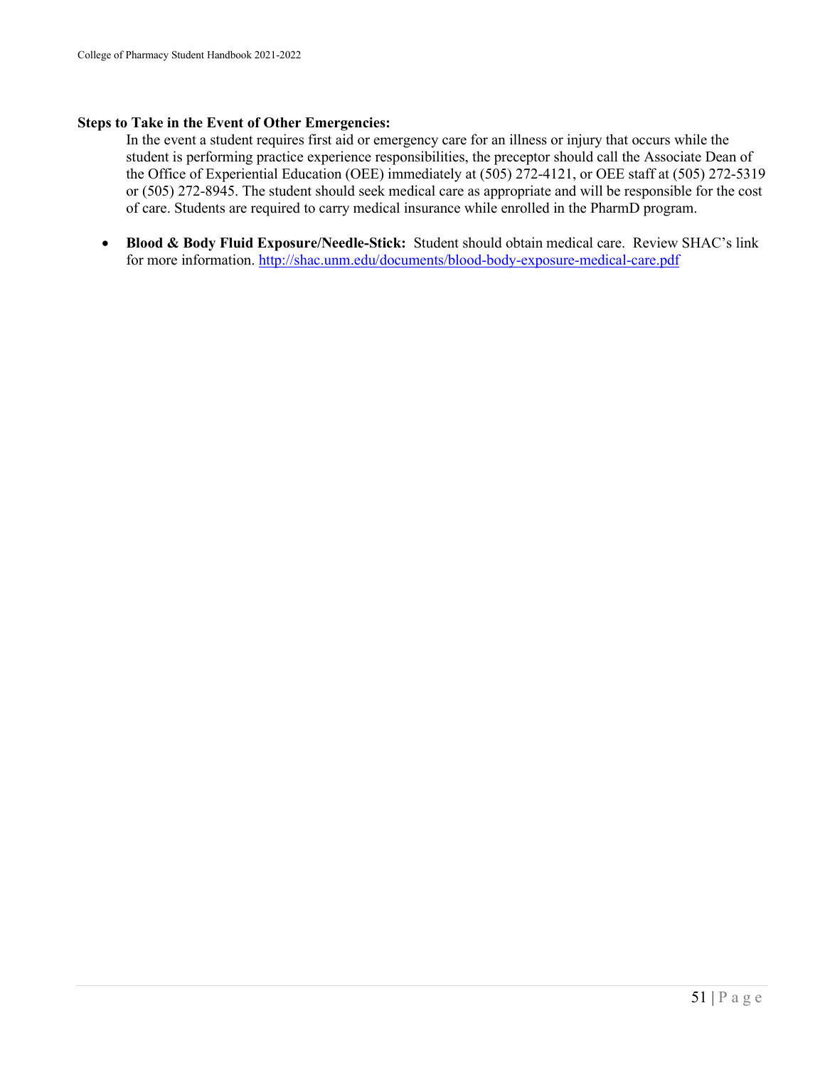**Steps to Take in the Event of Other Emergencies:**

In the event a student requires first aid or emergency care for an illness or injury that occurs while the student is performing practice experience responsibilities, the preceptor should call the Associate Dean of the Office of Experiential Education (OEE) immediately at (505) 272-4121, or OEE staff at (505) 272-5319 or (505) 272-8945. The student should seek medical care as appropriate and will be responsible for the cost of care. Students are required to carry medical insurance while enrolled in the PharmD program.

- **Blood & Body Fluid Exposure/Needle-Stick:** Student should obtain medical care. Review SHAC's link for more information. [http://shac.unm.edu/documents/blood-body-exposure-medical-care.pdf](http://shac.unm.edu/documents/blood-body-exposure-medical-care.pdf)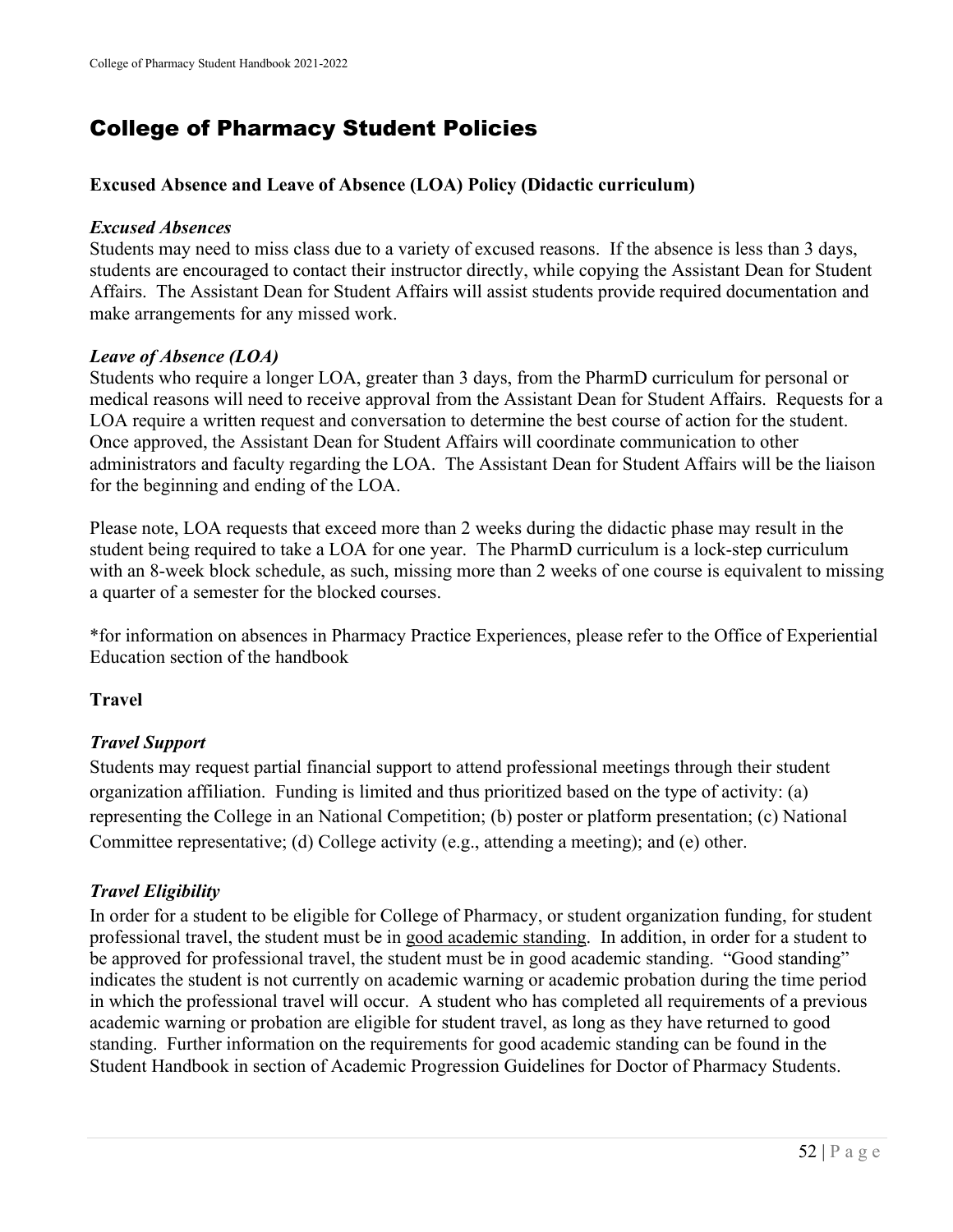# College of Pharmacy Student Policies

**Excused Absence and Leave of Absence (LOA) Policy (Didactic curriculum)**

***Excused Absences***

Students may need to miss class due to a variety of excused reasons. If the absence is less than 3 days, students are encouraged to contact their instructor directly, while copying the Assistant Dean for Student Affairs. The Assistant Dean for Student Affairs will assist students provide required documentation and make arrangements for any missed work.

***Leave of Absence (LOA)***

Students who require a longer LOA, greater than 3 days, from the PharmD curriculum for personal or medical reasons will need to receive approval from the Assistant Dean for Student Affairs. Requests for a LOA require a written request and conversation to determine the best course of action for the student. Once approved, the Assistant Dean for Student Affairs will coordinate communication to other administrators and faculty regarding the LOA. The Assistant Dean for Student Affairs will be the liaison for the beginning and ending of the LOA.

Please note, LOA requests that exceed more than 2 weeks during the didactic phase may result in the student being required to take a LOA for one year. The PharmD curriculum is a lock-step curriculum with an 8-week block schedule, as such, missing more than 2 weeks of one course is equivalent to missing a quarter of a semester for the blocked courses.

*for information on absences in Pharmacy Practice Experiences, please refer to the Office of Experiential Education section of the handbook

**Travel**

***Travel Support***

Students may request partial financial support to attend professional meetings through their student organization affiliation. Funding is limited and thus prioritized based on the type of activity: (a) representing the College in an National Competition; (b) poster or platform presentation; (c) National Committee representative; (d) College activity (e.g., attending a meeting); and (e) other.

***Travel Eligibility***

In order for a student to be eligible for College of Pharmacy, or student organization funding, for student professional travel, the student must be in good academic standing. In addition, in order for a student to be approved for professional travel, the student must be in good academic standing. "Good standing" indicates the student is not currently on academic warning or academic probation during the time period in which the professional travel will occur. A student who has completed all requirements of a previous academic warning or probation are eligible for student travel, as long as they have returned to good standing. Further information on the requirements for good academic standing can be found in the Student Handbook in section of Academic Progression Guidelines for Doctor of Pharmacy Students.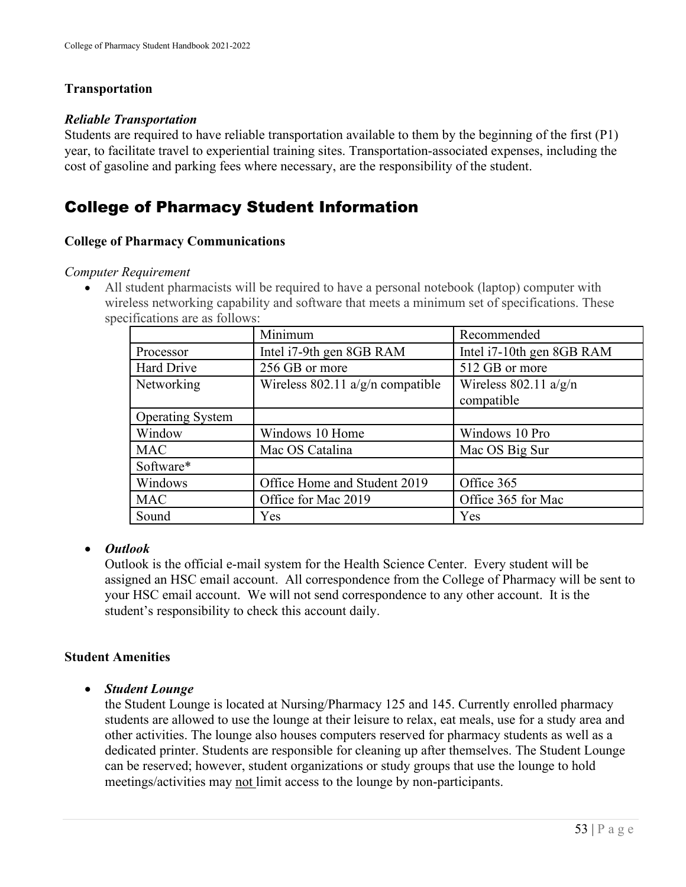### Transportation

#### *Reliable Transportation*

Students are required to have reliable transportation available to them by the beginning of the first (P1) year, to facilitate travel to experiential training sites. Transportation-associated expenses, including the cost of gasoline and parking fees where necessary, are the responsibility of the student.

## College of Pharmacy Student Information

### College of Pharmacy Communications

*Computer Requirement*

- All student pharmacists will be required to have a personal notebook (laptop) computer with wireless networking capability and software that meets a minimum set of specifications. These specifications are as follows:

| | Minimum | Recommended |
|---|---|---|
| Processor | Intel i7-9th gen 8GB RAM | Intel i7-10th gen 8GB RAM |
| Hard Drive | 256 GB or more | 512 GB or more |
| Networking | Wireless 802.11 a/g/n compatible | Wireless 802.11 a/g/n compatible |
| Operating System | | |
| Window | Windows 10 Home | Windows 10 Pro |
| MAC | Mac OS Catalina | Mac OS Big Sur |
| Software* | | |
| Windows | Office Home and Student 2019 | Office 365 |
| MAC | Office for Mac 2019 | Office 365 for Mac |
| Sound | Yes | Yes |

- ***Outlook***
  Outlook is the official e-mail system for the Health Science Center. Every student will be assigned an HSC email account. All correspondence from the College of Pharmacy will be sent to your HSC email account. We will not send correspondence to any other account. It is the student's responsibility to check this account daily.

### Student Amenities

- ***Student Lounge***
  the Student Lounge is located at Nursing/Pharmacy 125 and 145. Currently enrolled pharmacy students are allowed to use the lounge at their leisure to relax, eat meals, use for a study area and other activities. The lounge also houses computers reserved for pharmacy students as well as a dedicated printer. Students are responsible for cleaning up after themselves. The Student Lounge can be reserved; however, student organizations or study groups that use the lounge to hold meetings/activities may not limit access to the lounge by non-participants.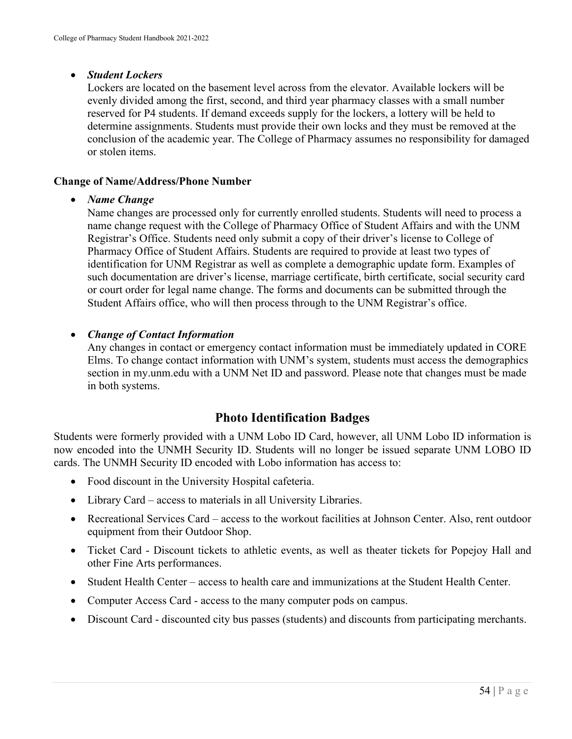- ***Student Lockers***
  Lockers are located on the basement level across from the elevator. Available lockers will be evenly divided among the first, second, and third year pharmacy classes with a small number reserved for P4 students. If demand exceeds supply for the lockers, a lottery will be held to determine assignments. Students must provide their own locks and they must be removed at the conclusion of the academic year. The College of Pharmacy assumes no responsibility for damaged or stolen items.

**Change of Name/Address/Phone Number**

- ***Name Change***
  Name changes are processed only for currently enrolled students. Students will need to process a name change request with the College of Pharmacy Office of Student Affairs and with the UNM Registrar's Office. Students need only submit a copy of their driver's license to College of Pharmacy Office of Student Affairs. Students are required to provide at least two types of identification for UNM Registrar as well as complete a demographic update form. Examples of such documentation are driver's license, marriage certificate, birth certificate, social security card or court order for legal name change. The forms and documents can be submitted through the Student Affairs office, who will then process through to the UNM Registrar's office.

- ***Change of Contact Information***
  Any changes in contact or emergency contact information must be immediately updated in CORE Elms. To change contact information with UNM's system, students must access the demographics section in my.unm.edu with a UNM Net ID and password. Please note that changes must be made in both systems.

## Photo Identification Badges

Students were formerly provided with a UNM Lobo ID Card, however, all UNM Lobo ID information is now encoded into the UNMH Security ID. Students will no longer be issued separate UNM LOBO ID cards. The UNMH Security ID encoded with Lobo information has access to:

- Food discount in the University Hospital cafeteria.
- Library Card – access to materials in all University Libraries.
- Recreational Services Card – access to the workout facilities at Johnson Center. Also, rent outdoor equipment from their Outdoor Shop.
- Ticket Card - Discount tickets to athletic events, as well as theater tickets for Popejoy Hall and other Fine Arts performances.
- Student Health Center – access to health care and immunizations at the Student Health Center.
- Computer Access Card - access to the many computer pods on campus.
- Discount Card - discounted city bus passes (students) and discounts from participating merchants.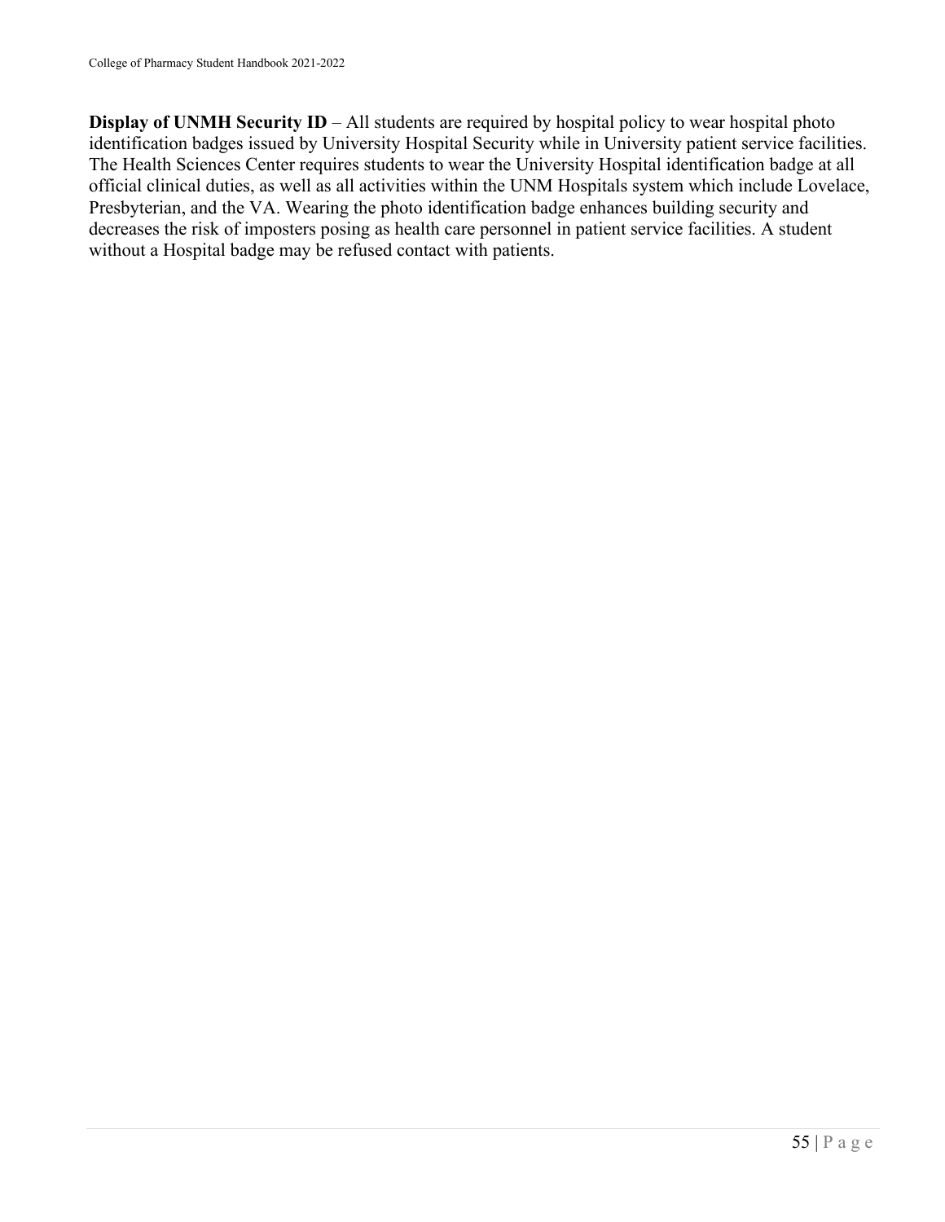**Display of UNMH Security ID** – All students are required by hospital policy to wear hospital photo identification badges issued by University Hospital Security while in University patient service facilities. The Health Sciences Center requires students to wear the University Hospital identification badge at all official clinical duties, as well as all activities within the UNM Hospitals system which include Lovelace, Presbyterian, and the VA. Wearing the photo identification badge enhances building security and decreases the risk of imposters posing as health care personnel in patient service facilities. A student without a Hospital badge may be refused contact with patients.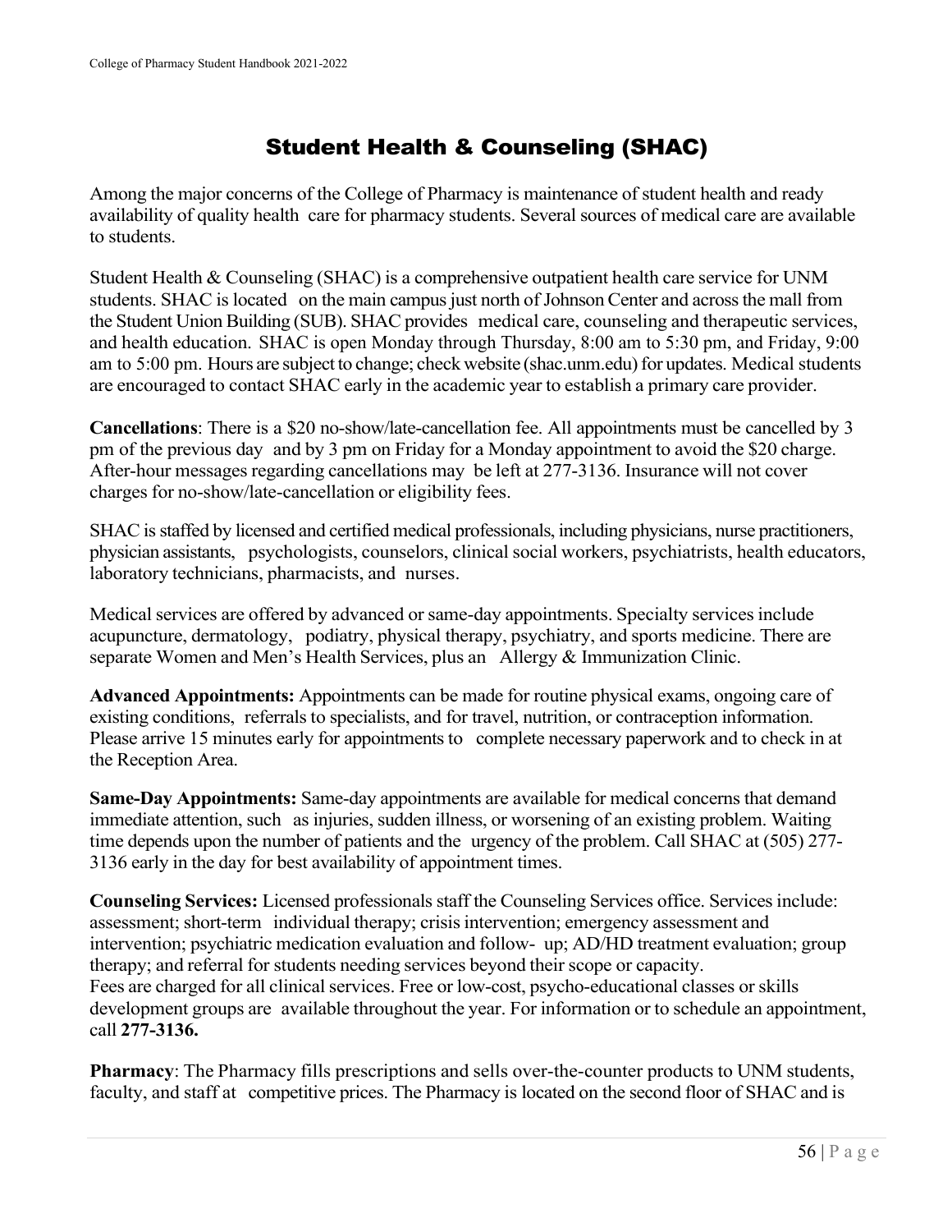# Student Health & Counseling (SHAC)

Among the major concerns of the College of Pharmacy is maintenance of student health and ready availability of quality health care for pharmacy students. Several sources of medical care are available to students.

Student Health & Counseling (SHAC) is a comprehensive outpatient health care service for UNM students. SHAC is located on the main campus just north of Johnson Center and across the mall from the Student Union Building (SUB). SHAC provides medical care, counseling and therapeutic services, and health education. SHAC is open Monday through Thursday, 8:00 am to 5:30 pm, and Friday, 9:00 am to 5:00 pm. Hours are subject to change; check website (shac.unm.edu) for updates. Medical students are encouraged to contact SHAC early in the academic year to establish a primary care provider.

**Cancellations**: There is a $20 no-show/late-cancellation fee. All appointments must be cancelled by 3 pm of the previous day and by 3 pm on Friday for a Monday appointment to avoid the $20 charge. After-hour messages regarding cancellations may be left at 277-3136. Insurance will not cover charges for no-show/late-cancellation or eligibility fees.

SHAC is staffed by licensed and certified medical professionals, including physicians, nurse practitioners, physician assistants, psychologists, counselors, clinical social workers, psychiatrists, health educators, laboratory technicians, pharmacists, and nurses.

Medical services are offered by advanced or same-day appointments. Specialty services include acupuncture, dermatology, podiatry, physical therapy, psychiatry, and sports medicine. There are separate Women and Men's Health Services, plus an Allergy & Immunization Clinic.

**Advanced Appointments:** Appointments can be made for routine physical exams, ongoing care of existing conditions, referrals to specialists, and for travel, nutrition, or contraception information. Please arrive 15 minutes early for appointments to complete necessary paperwork and to check in at the Reception Area.

**Same-Day Appointments:** Same-day appointments are available for medical concerns that demand immediate attention, such as injuries, sudden illness, or worsening of an existing problem. Waiting time depends upon the number of patients and the urgency of the problem. Call SHAC at (505) 277-3136 early in the day for best availability of appointment times.

**Counseling Services:** Licensed professionals staff the Counseling Services office. Services include: assessment; short-term individual therapy; crisis intervention; emergency assessment and intervention; psychiatric medication evaluation and follow- up; AD/HD treatment evaluation; group therapy; and referral for students needing services beyond their scope or capacity.
Fees are charged for all clinical services. Free or low-cost, psycho-educational classes or skills development groups are available throughout the year. For information or to schedule an appointment, call **277-3136.**

**Pharmacy**: The Pharmacy fills prescriptions and sells over-the-counter products to UNM students, faculty, and staff at competitive prices. The Pharmacy is located on the second floor of SHAC and is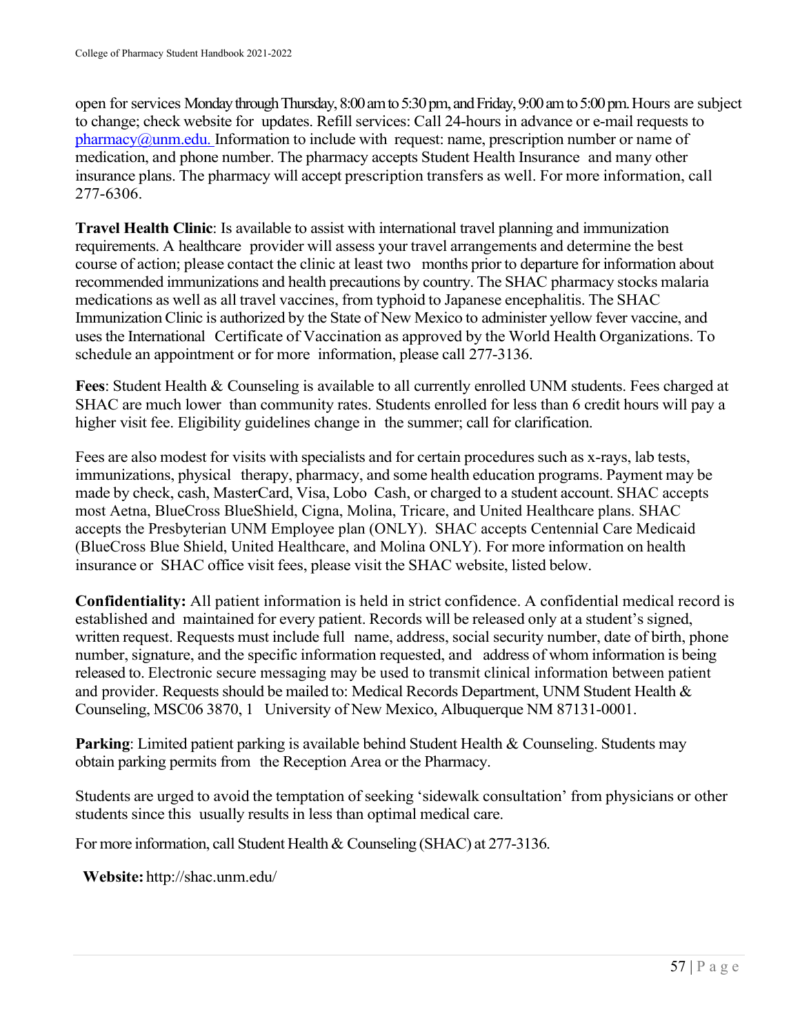open for services Monday through Thursday, 8:00 am to 5:30 pm, and Friday, 9:00 am to 5:00 pm. Hours are subject to change; check website for updates. Refill services: Call 24-hours in advance or e-mail requests to pharmacy@unm.edu. Information to include with request: name, prescription number or name of medication, and phone number. The pharmacy accepts Student Health Insurance and many other insurance plans. The pharmacy will accept prescription transfers as well. For more information, call 277-6306.

**Travel Health Clinic**: Is available to assist with international travel planning and immunization requirements. A healthcare provider will assess your travel arrangements and determine the best course of action; please contact the clinic at least two months prior to departure for information about recommended immunizations and health precautions by country. The SHAC pharmacy stocks malaria medications as well as all travel vaccines, from typhoid to Japanese encephalitis. The SHAC Immunization Clinic is authorized by the State of New Mexico to administer yellow fever vaccine, and uses the International Certificate of Vaccination as approved by the World Health Organizations. To schedule an appointment or for more information, please call 277-3136.

**Fees**: Student Health & Counseling is available to all currently enrolled UNM students. Fees charged at SHAC are much lower than community rates. Students enrolled for less than 6 credit hours will pay a higher visit fee. Eligibility guidelines change in the summer; call for clarification.

Fees are also modest for visits with specialists and for certain procedures such as x-rays, lab tests, immunizations, physical therapy, pharmacy, and some health education programs. Payment may be made by check, cash, MasterCard, Visa, Lobo Cash, or charged to a student account. SHAC accepts most Aetna, BlueCross BlueShield, Cigna, Molina, Tricare, and United Healthcare plans. SHAC accepts the Presbyterian UNM Employee plan (ONLY). SHAC accepts Centennial Care Medicaid (BlueCross Blue Shield, United Healthcare, and Molina ONLY). For more information on health insurance or SHAC office visit fees, please visit the SHAC website, listed below.

**Confidentiality:** All patient information is held in strict confidence. A confidential medical record is established and maintained for every patient. Records will be released only at a student's signed, written request. Requests must include full name, address, social security number, date of birth, phone number, signature, and the specific information requested, and address of whom information is being released to. Electronic secure messaging may be used to transmit clinical information between patient and provider. Requests should be mailed to: Medical Records Department, UNM Student Health & Counseling, MSC06 3870, 1 University of New Mexico, Albuquerque NM 87131-0001.

**Parking**: Limited patient parking is available behind Student Health & Counseling. Students may obtain parking permits from the Reception Area or the Pharmacy.

Students are urged to avoid the temptation of seeking 'sidewalk consultation' from physicians or other students since this usually results in less than optimal medical care.

For more information, call Student Health & Counseling (SHAC) at 277-3136.

**Website:** http://shac.unm.edu/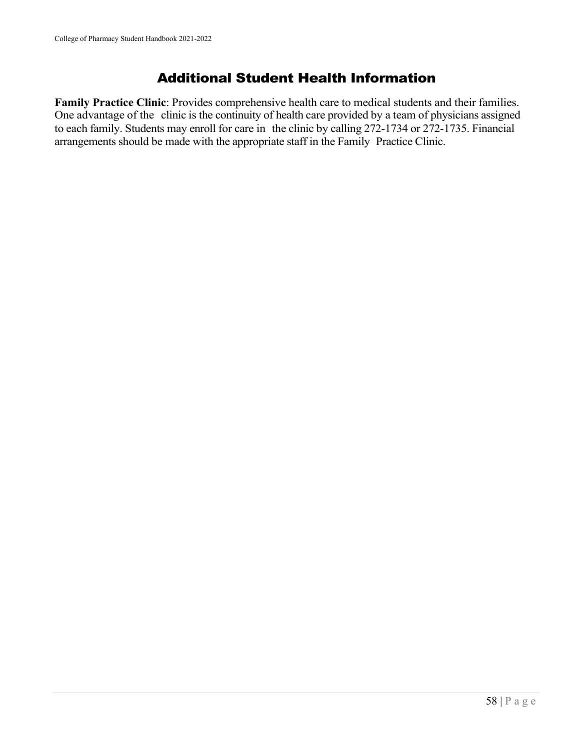# Additional Student Health Information

**Family Practice Clinic**: Provides comprehensive health care to medical students and their families. One advantage of the clinic is the continuity of health care provided by a team of physicians assigned to each family. Students may enroll for care in the clinic by calling 272-1734 or 272-1735. Financial arrangements should be made with the appropriate staff in the Family Practice Clinic.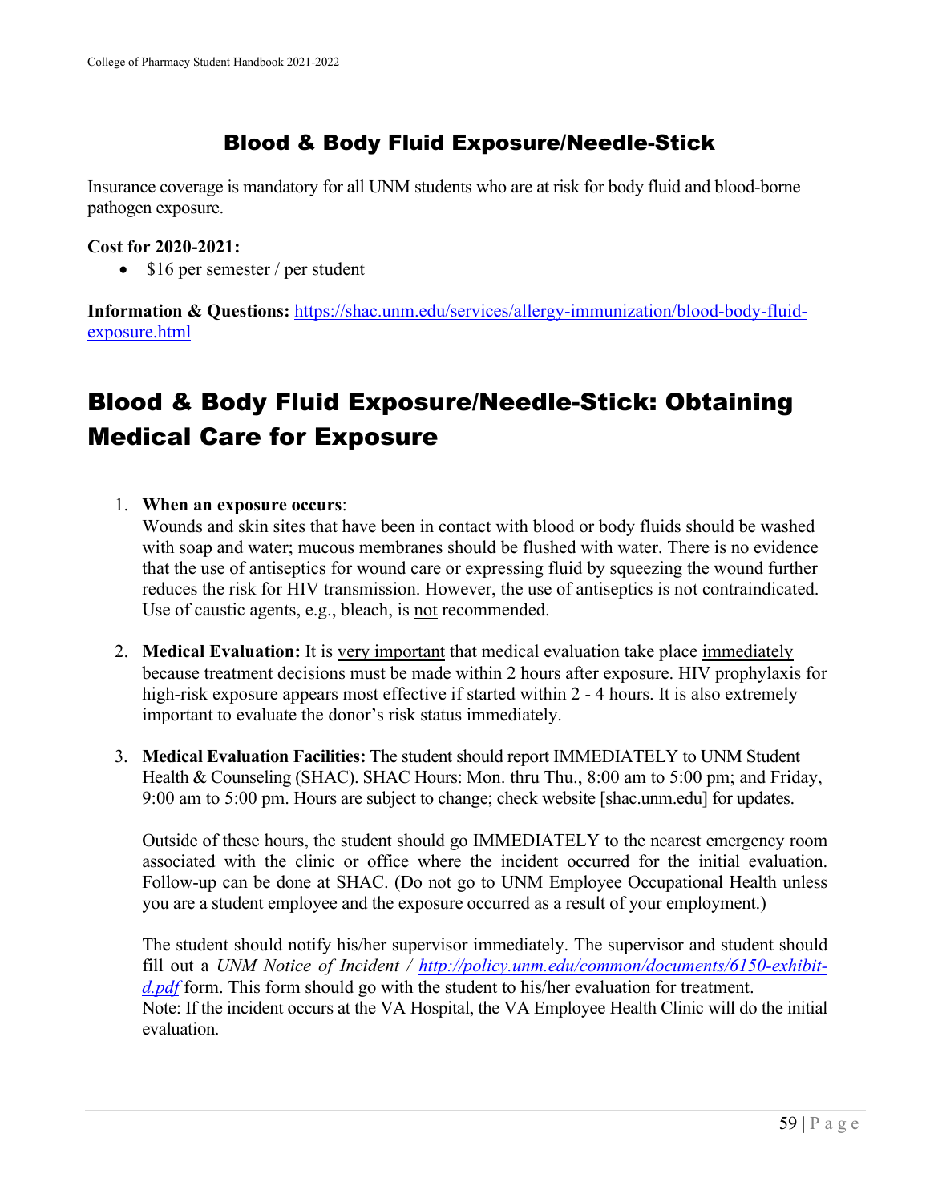## Blood & Body Fluid Exposure/Needle-Stick

Insurance coverage is mandatory for all UNM students who are at risk for body fluid and blood-borne pathogen exposure.

**Cost for 2020-2021:**

- $16 per semester / per student

**Information & Questions:** [https://shac.unm.edu/services/allergy-immunization/blood-body-fluid-exposure.html](https://shac.unm.edu/services/allergy-immunization/blood-body-fluid-exposure.html)

# Blood & Body Fluid Exposure/Needle-Stick: Obtaining Medical Care for Exposure

1. **When an exposure occurs**:
   Wounds and skin sites that have been in contact with blood or body fluids should be washed with soap and water; mucous membranes should be flushed with water. There is no evidence that the use of antiseptics for wound care or expressing fluid by squeezing the wound further reduces the risk for HIV transmission. However, the use of antiseptics is not contraindicated. Use of caustic agents, e.g., bleach, is not recommended.

2. **Medical Evaluation:** It is very important that medical evaluation take place immediately because treatment decisions must be made within 2 hours after exposure. HIV prophylaxis for high-risk exposure appears most effective if started within 2 - 4 hours. It is also extremely important to evaluate the donor's risk status immediately.

3. **Medical Evaluation Facilities:** The student should report IMMEDIATELY to UNM Student Health & Counseling (SHAC). SHAC Hours: Mon. thru Thu., 8:00 am to 5:00 pm; and Friday, 9:00 am to 5:00 pm. Hours are subject to change; check website [shac.unm.edu] for updates.

   Outside of these hours, the student should go IMMEDIATELY to the nearest emergency room associated with the clinic or office where the incident occurred for the initial evaluation. Follow-up can be done at SHAC. (Do not go to UNM Employee Occupational Health unless you are a student employee and the exposure occurred as a result of your employment.)

   The student should notify his/her supervisor immediately. The supervisor and student should fill out a *UNM Notice of Incident / [http://policy.unm.edu/common/documents/6150-exhibit-d.pdf](http://policy.unm.edu/common/documents/6150-exhibit-d.pdf)* form. This form should go with the student to his/her evaluation for treatment.
   Note: If the incident occurs at the VA Hospital, the VA Employee Health Clinic will do the initial evaluation.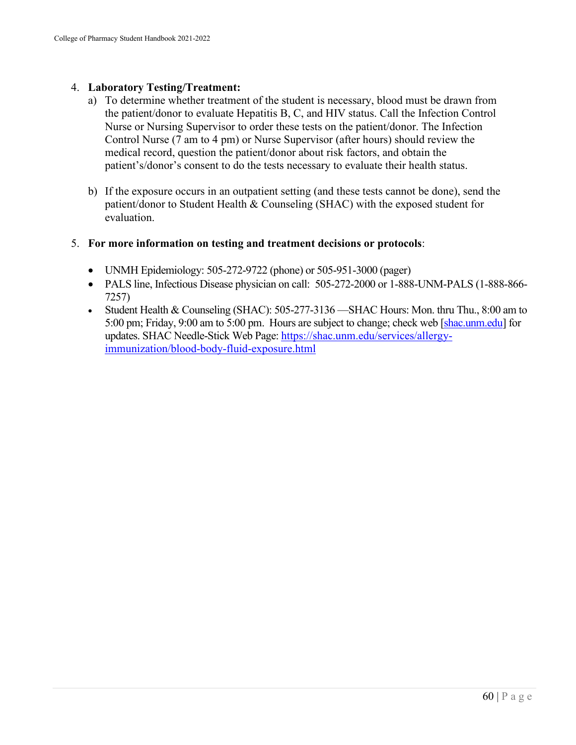4. **Laboratory Testing/Treatment:**
   a) To determine whether treatment of the student is necessary, blood must be drawn from the patient/donor to evaluate Hepatitis B, C, and HIV status. Call the Infection Control Nurse or Nursing Supervisor to order these tests on the patient/donor. The Infection Control Nurse (7 am to 4 pm) or Nurse Supervisor (after hours) should review the medical record, question the patient/donor about risk factors, and obtain the patient's/donor's consent to do the tests necessary to evaluate their health status.

   b) If the exposure occurs in an outpatient setting (and these tests cannot be done), send the patient/donor to Student Health & Counseling (SHAC) with the exposed student for evaluation.

5. **For more information on testing and treatment decisions or protocols**:

   - UNMH Epidemiology: 505-272-9722 (phone) or 505-951-3000 (pager)
   - PALS line, Infectious Disease physician on call: 505-272-2000 or 1-888-UNM-PALS (1-888-866-7257)
   - Student Health & Counseling (SHAC): 505-277-3136 —SHAC Hours: Mon. thru Thu., 8:00 am to 5:00 pm; Friday, 9:00 am to 5:00 pm. Hours are subject to change; check web [[shac.unm.edu](shac.unm.edu)] for updates. SHAC Needle-Stick Web Page: [https://shac.unm.edu/services/allergy-immunization/blood-body-fluid-exposure.html](https://shac.unm.edu/services/allergy-immunization/blood-body-fluid-exposure.html)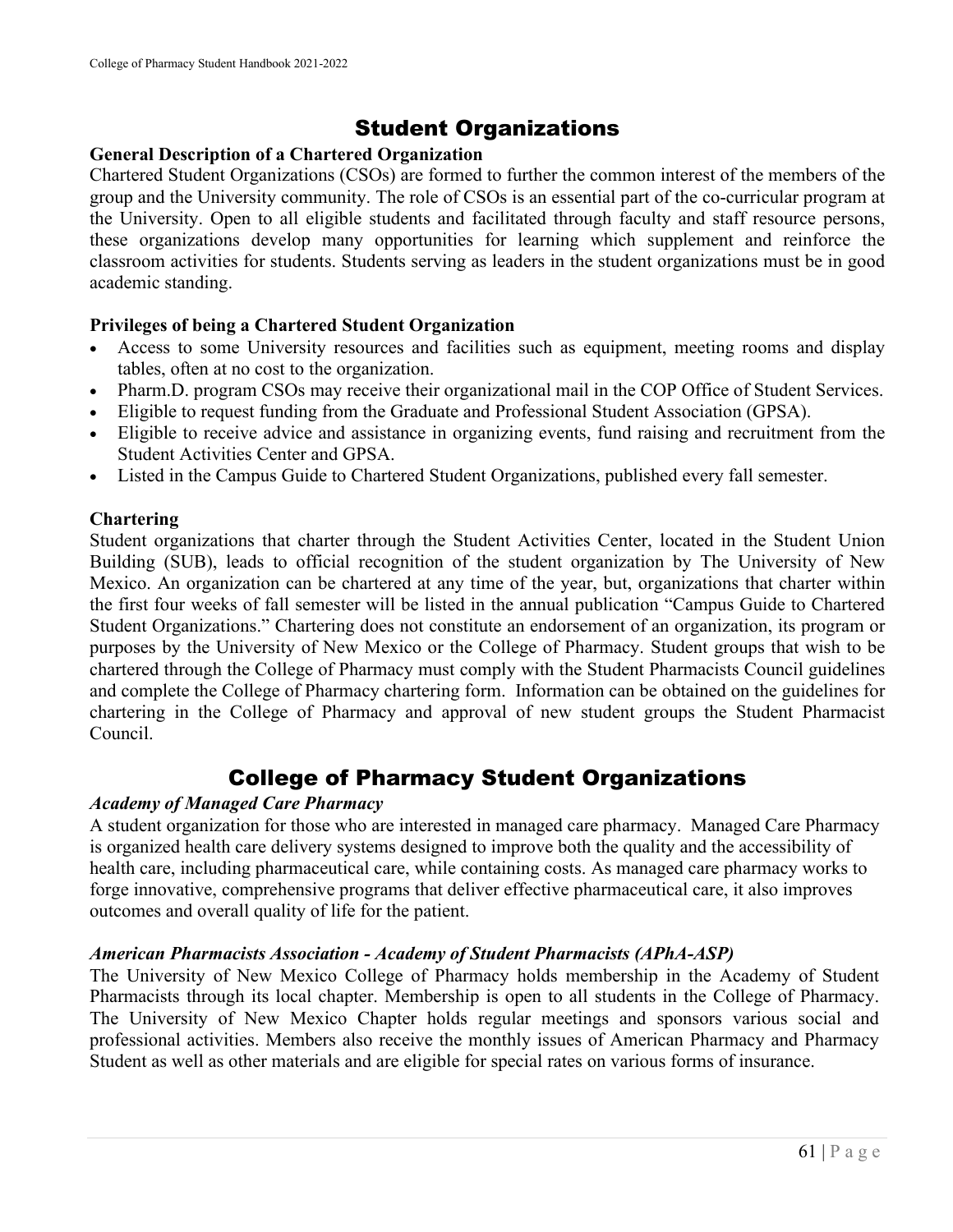# Student Organizations

**General Description of a Chartered Organization**

Chartered Student Organizations (CSOs) are formed to further the common interest of the members of the group and the University community. The role of CSOs is an essential part of the co-curricular program at the University. Open to all eligible students and facilitated through faculty and staff resource persons, these organizations develop many opportunities for learning which supplement and reinforce the classroom activities for students. Students serving as leaders in the student organizations must be in good academic standing.

**Privileges of being a Chartered Student Organization**

- Access to some University resources and facilities such as equipment, meeting rooms and display tables, often at no cost to the organization.
- Pharm.D. program CSOs may receive their organizational mail in the COP Office of Student Services.
- Eligible to request funding from the Graduate and Professional Student Association (GPSA).
- Eligible to receive advice and assistance in organizing events, fund raising and recruitment from the Student Activities Center and GPSA.
- Listed in the Campus Guide to Chartered Student Organizations, published every fall semester.

**Chartering**

Student organizations that charter through the Student Activities Center, located in the Student Union Building (SUB), leads to official recognition of the student organization by The University of New Mexico. An organization can be chartered at any time of the year, but, organizations that charter within the first four weeks of fall semester will be listed in the annual publication "Campus Guide to Chartered Student Organizations." Chartering does not constitute an endorsement of an organization, its program or purposes by the University of New Mexico or the College of Pharmacy. Student groups that wish to be chartered through the College of Pharmacy must comply with the Student Pharmacists Council guidelines and complete the College of Pharmacy chartering form. Information can be obtained on the guidelines for chartering in the College of Pharmacy and approval of new student groups the Student Pharmacist Council.

# College of Pharmacy Student Organizations

***Academy of Managed Care Pharmacy***

A student organization for those who are interested in managed care pharmacy. Managed Care Pharmacy is organized health care delivery systems designed to improve both the quality and the accessibility of health care, including pharmaceutical care, while containing costs. As managed care pharmacy works to forge innovative, comprehensive programs that deliver effective pharmaceutical care, it also improves outcomes and overall quality of life for the patient.

***American Pharmacists Association - Academy of Student Pharmacists (APhA-ASP)***

The University of New Mexico College of Pharmacy holds membership in the Academy of Student Pharmacists through its local chapter. Membership is open to all students in the College of Pharmacy. The University of New Mexico Chapter holds regular meetings and sponsors various social and professional activities. Members also receive the monthly issues of American Pharmacy and Pharmacy Student as well as other materials and are eligible for special rates on various forms of insurance.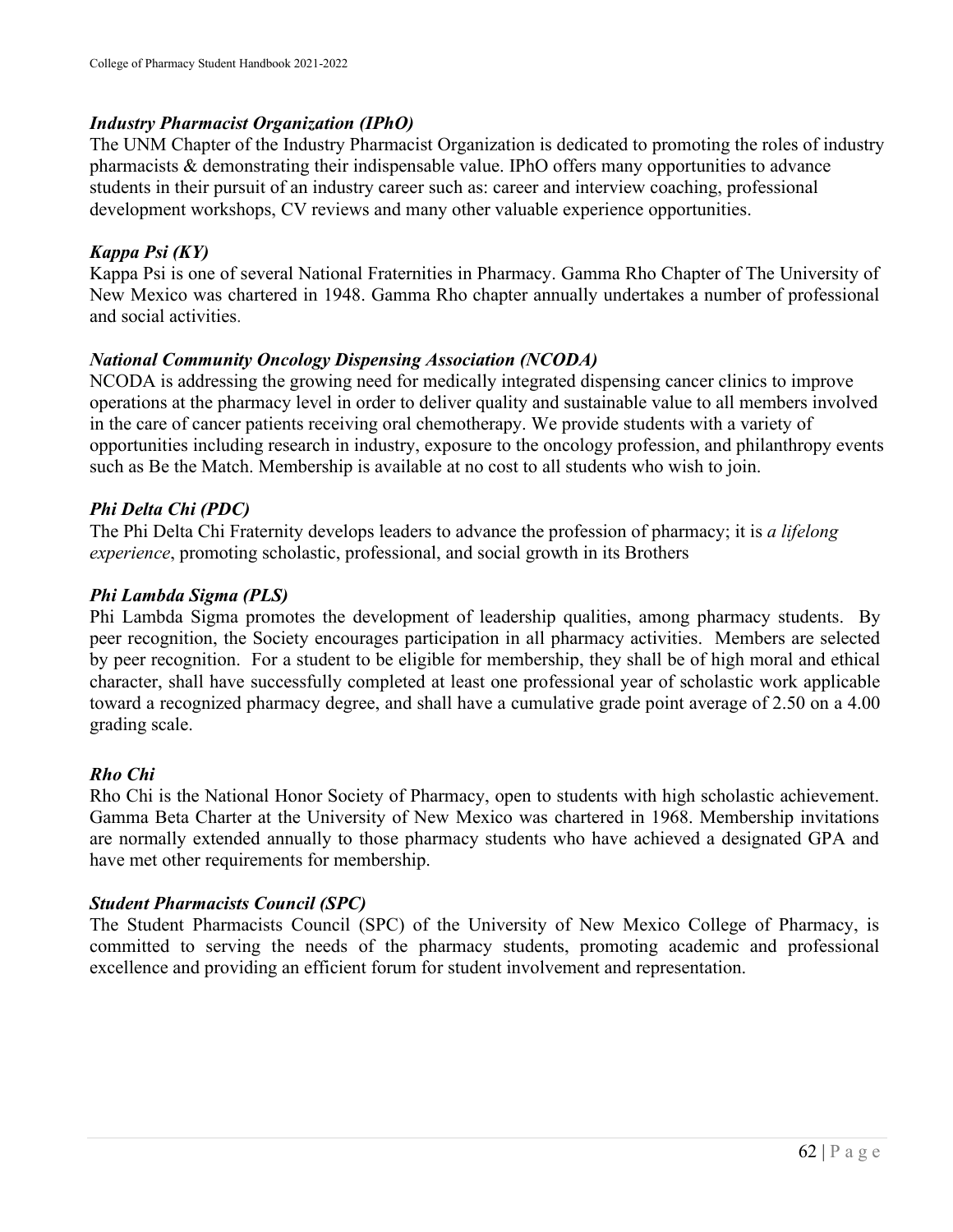### *Industry Pharmacist Organization (IPhO)*

The UNM Chapter of the Industry Pharmacist Organization is dedicated to promoting the roles of industry pharmacists & demonstrating their indispensable value. IPhO offers many opportunities to advance students in their pursuit of an industry career such as: career and interview coaching, professional development workshops, CV reviews and many other valuable experience opportunities.

### *Kappa Psi (KY)*

Kappa Psi is one of several National Fraternities in Pharmacy. Gamma Rho Chapter of The University of New Mexico was chartered in 1948. Gamma Rho chapter annually undertakes a number of professional and social activities.

### *National Community Oncology Dispensing Association (NCODA)*

NCODA is addressing the growing need for medically integrated dispensing cancer clinics to improve operations at the pharmacy level in order to deliver quality and sustainable value to all members involved in the care of cancer patients receiving oral chemotherapy. We provide students with a variety of opportunities including research in industry, exposure to the oncology profession, and philanthropy events such as Be the Match. Membership is available at no cost to all students who wish to join.

### *Phi Delta Chi (PDC)*

The Phi Delta Chi Fraternity develops leaders to advance the profession of pharmacy; it is *a lifelong experience*, promoting scholastic, professional, and social growth in its Brothers

### *Phi Lambda Sigma (PLS)*

Phi Lambda Sigma promotes the development of leadership qualities, among pharmacy students. By peer recognition, the Society encourages participation in all pharmacy activities. Members are selected by peer recognition. For a student to be eligible for membership, they shall be of high moral and ethical character, shall have successfully completed at least one professional year of scholastic work applicable toward a recognized pharmacy degree, and shall have a cumulative grade point average of 2.50 on a 4.00 grading scale.

### *Rho Chi*

Rho Chi is the National Honor Society of Pharmacy, open to students with high scholastic achievement. Gamma Beta Charter at the University of New Mexico was chartered in 1968. Membership invitations are normally extended annually to those pharmacy students who have achieved a designated GPA and have met other requirements for membership.

### *Student Pharmacists Council (SPC)*

The Student Pharmacists Council (SPC) of the University of New Mexico College of Pharmacy, is committed to serving the needs of the pharmacy students, promoting academic and professional excellence and providing an efficient forum for student involvement and representation.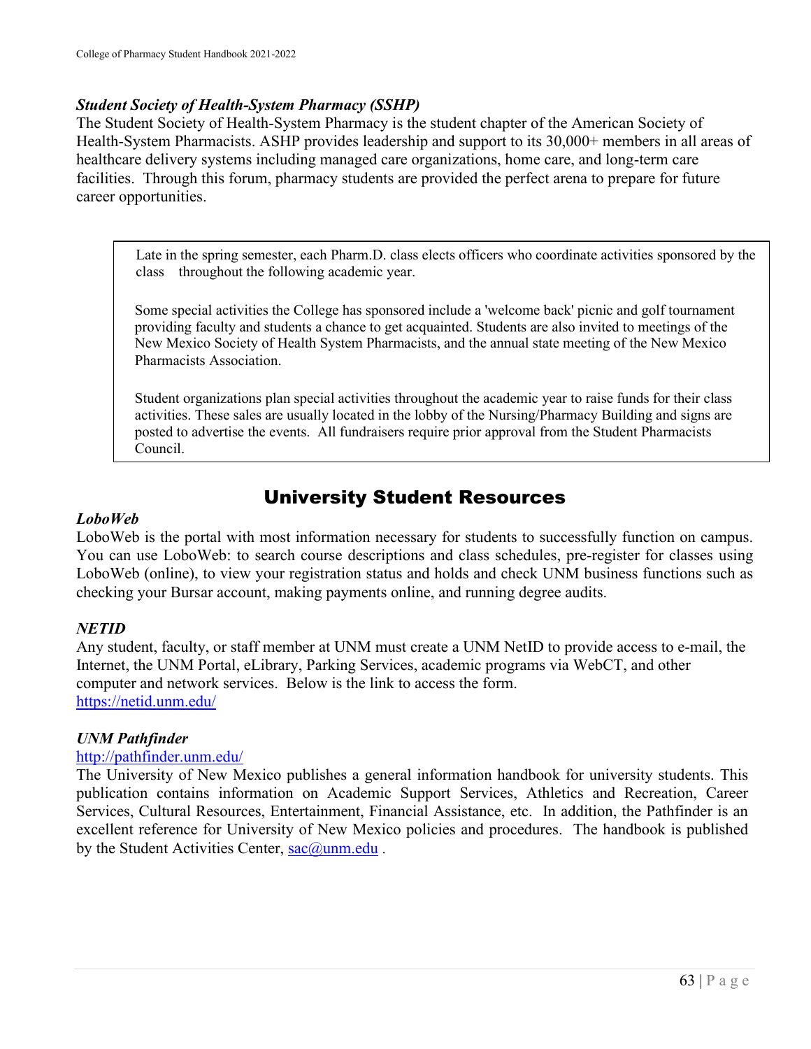### *Student Society of Health-System Pharmacy (SSHP)*

The Student Society of Health-System Pharmacy is the student chapter of the American Society of Health-System Pharmacists. ASHP provides leadership and support to its 30,000+ members in all areas of healthcare delivery systems including managed care organizations, home care, and long-term care facilities. Through this forum, pharmacy students are provided the perfect arena to prepare for future career opportunities.

> Late in the spring semester, each Pharm.D. class elects officers who coordinate activities sponsored by the class throughout the following academic year.
>
> Some special activities the College has sponsored include a 'welcome back' picnic and golf tournament providing faculty and students a chance to get acquainted. Students are also invited to meetings of the New Mexico Society of Health System Pharmacists, and the annual state meeting of the New Mexico Pharmacists Association.
>
> Student organizations plan special activities throughout the academic year to raise funds for their class activities. These sales are usually located in the lobby of the Nursing/Pharmacy Building and signs are posted to advertise the events. All fundraisers require prior approval from the Student Pharmacists Council.

## University Student Resources

### *LoboWeb*

LoboWeb is the portal with most information necessary for students to successfully function on campus. You can use LoboWeb: to search course descriptions and class schedules, pre-register for classes using LoboWeb (online), to view your registration status and holds and check UNM business functions such as checking your Bursar account, making payments online, and running degree audits.

### *NETID*

Any student, faculty, or staff member at UNM must create a UNM NetID to provide access to e-mail, the Internet, the UNM Portal, eLibrary, Parking Services, academic programs via WebCT, and other computer and network services. Below is the link to access the form.
[https://netid.unm.edu/](https://netid.unm.edu/)

### *UNM Pathfinder*

[http://pathfinder.unm.edu/](http://pathfinder.unm.edu/)
The University of New Mexico publishes a general information handbook for university students. This publication contains information on Academic Support Services, Athletics and Recreation, Career Services, Cultural Resources, Entertainment, Financial Assistance, etc. In addition, the Pathfinder is an excellent reference for University of New Mexico policies and procedures. The handbook is published by the Student Activities Center, [sac@unm.edu](mailto:sac@unm.edu) .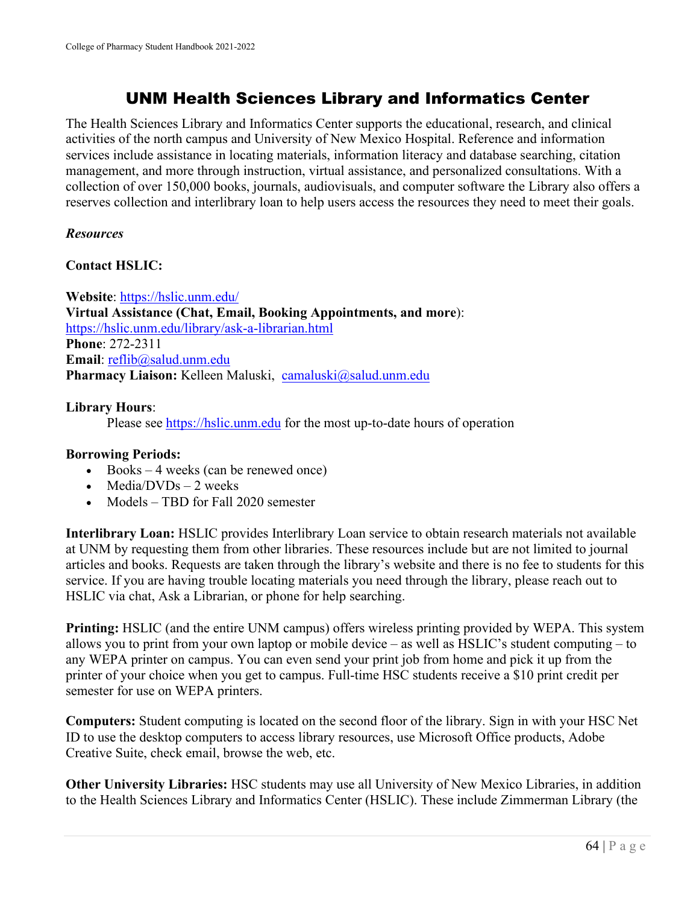# UNM Health Sciences Library and Informatics Center

The Health Sciences Library and Informatics Center supports the educational, research, and clinical activities of the north campus and University of New Mexico Hospital. Reference and information services include assistance in locating materials, information literacy and database searching, citation management, and more through instruction, virtual assistance, and personalized consultations. With a collection of over 150,000 books, journals, audiovisuals, and computer software the Library also offers a reserves collection and interlibrary loan to help users access the resources they need to meet their goals.

***Resources***

**Contact HSLIC:**

**Website**: https://hslic.unm.edu/
**Virtual Assistance (Chat, Email, Booking Appointments, and more)**: https://hslic.unm.edu/library/ask-a-librarian.html
**Phone**: 272-2311
**Email**: reflib@salud.unm.edu
**Pharmacy Liaison:** Kelleen Maluski, camaluski@salud.unm.edu

**Library Hours**:

Please see https://hslic.unm.edu for the most up-to-date hours of operation

**Borrowing Periods:**

- Books – 4 weeks (can be renewed once)
- Media/DVDs – 2 weeks
- Models – TBD for Fall 2020 semester

**Interlibrary Loan:** HSLIC provides Interlibrary Loan service to obtain research materials not available at UNM by requesting them from other libraries. These resources include but are not limited to journal articles and books. Requests are taken through the library's website and there is no fee to students for this service. If you are having trouble locating materials you need through the library, please reach out to HSLIC via chat, Ask a Librarian, or phone for help searching.

**Printing:** HSLIC (and the entire UNM campus) offers wireless printing provided by WEPA. This system allows you to print from your own laptop or mobile device – as well as HSLIC's student computing – to any WEPA printer on campus. You can even send your print job from home and pick it up from the printer of your choice when you get to campus. Full-time HSC students receive a $10 print credit per semester for use on WEPA printers.

**Computers:** Student computing is located on the second floor of the library. Sign in with your HSC Net ID to use the desktop computers to access library resources, use Microsoft Office products, Adobe Creative Suite, check email, browse the web, etc.

**Other University Libraries:** HSC students may use all University of New Mexico Libraries, in addition to the Health Sciences Library and Informatics Center (HSLIC). These include Zimmerman Library (the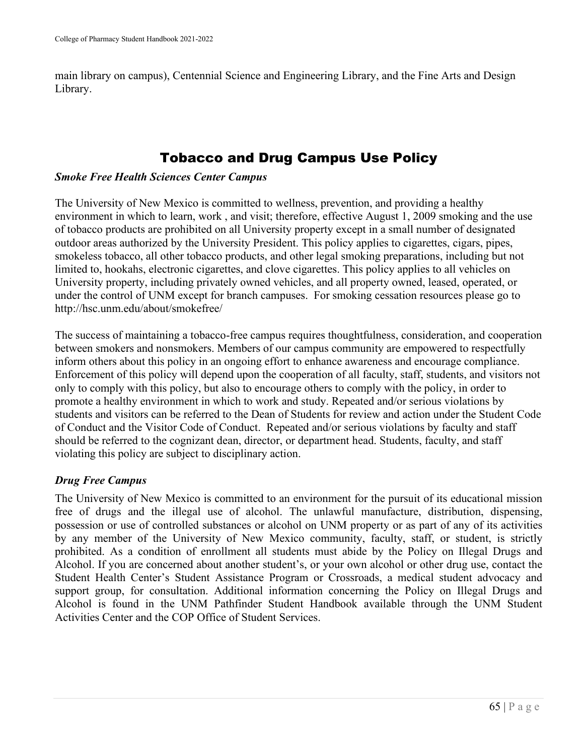main library on campus), Centennial Science and Engineering Library, and the Fine Arts and Design Library.

## Tobacco and Drug Campus Use Policy

***Smoke Free Health Sciences Center Campus***

The University of New Mexico is committed to wellness, prevention, and providing a healthy environment in which to learn, work , and visit; therefore, effective August 1, 2009 smoking and the use of tobacco products are prohibited on all University property except in a small number of designated outdoor areas authorized by the University President. This policy applies to cigarettes, cigars, pipes, smokeless tobacco, all other tobacco products, and other legal smoking preparations, including but not limited to, hookahs, electronic cigarettes, and clove cigarettes. This policy applies to all vehicles on University property, including privately owned vehicles, and all property owned, leased, operated, or under the control of UNM except for branch campuses. For smoking cessation resources please go to http://hsc.unm.edu/about/smokefree/

The success of maintaining a tobacco-free campus requires thoughtfulness, consideration, and cooperation between smokers and nonsmokers. Members of our campus community are empowered to respectfully inform others about this policy in an ongoing effort to enhance awareness and encourage compliance. Enforcement of this policy will depend upon the cooperation of all faculty, staff, students, and visitors not only to comply with this policy, but also to encourage others to comply with the policy, in order to promote a healthy environment in which to work and study. Repeated and/or serious violations by students and visitors can be referred to the Dean of Students for review and action under the Student Code of Conduct and the Visitor Code of Conduct. Repeated and/or serious violations by faculty and staff should be referred to the cognizant dean, director, or department head. Students, faculty, and staff violating this policy are subject to disciplinary action.

***Drug Free Campus***

The University of New Mexico is committed to an environment for the pursuit of its educational mission free of drugs and the illegal use of alcohol. The unlawful manufacture, distribution, dispensing, possession or use of controlled substances or alcohol on UNM property or as part of any of its activities by any member of the University of New Mexico community, faculty, staff, or student, is strictly prohibited. As a condition of enrollment all students must abide by the Policy on Illegal Drugs and Alcohol. If you are concerned about another student's, or your own alcohol or other drug use, contact the Student Health Center's Student Assistance Program or Crossroads, a medical student advocacy and support group, for consultation. Additional information concerning the Policy on Illegal Drugs and Alcohol is found in the UNM Pathfinder Student Handbook available through the UNM Student Activities Center and the COP Office of Student Services.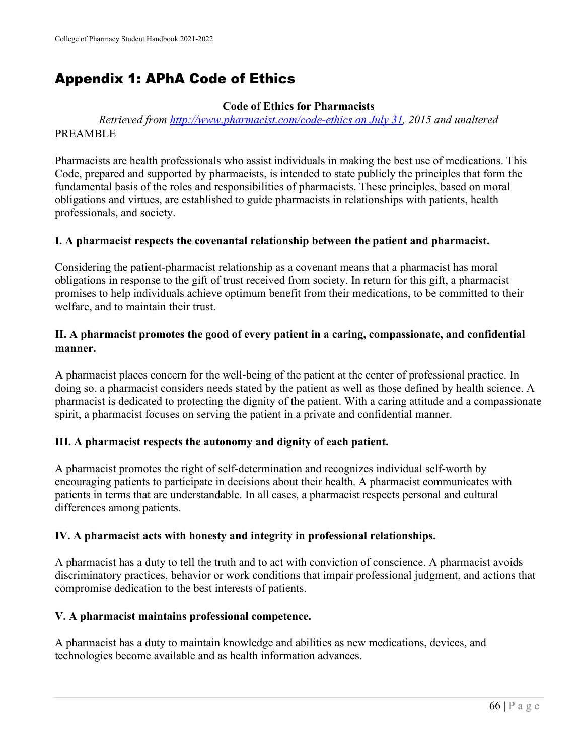# Appendix 1: APhA Code of Ethics

**Code of Ethics for Pharmacists**

*Retrieved from [http://www.pharmacist.com/code-ethics on July 31](http://www.pharmacist.com/code-ethics), 2015 and unaltered*

PREAMBLE

Pharmacists are health professionals who assist individuals in making the best use of medications. This Code, prepared and supported by pharmacists, is intended to state publicly the principles that form the fundamental basis of the roles and responsibilities of pharmacists. These principles, based on moral obligations and virtues, are established to guide pharmacists in relationships with patients, health professionals, and society.

**I. A pharmacist respects the covenantal relationship between the patient and pharmacist.**

Considering the patient-pharmacist relationship as a covenant means that a pharmacist has moral obligations in response to the gift of trust received from society. In return for this gift, a pharmacist promises to help individuals achieve optimum benefit from their medications, to be committed to their welfare, and to maintain their trust.

**II. A pharmacist promotes the good of every patient in a caring, compassionate, and confidential manner.**

A pharmacist places concern for the well-being of the patient at the center of professional practice. In doing so, a pharmacist considers needs stated by the patient as well as those defined by health science. A pharmacist is dedicated to protecting the dignity of the patient. With a caring attitude and a compassionate spirit, a pharmacist focuses on serving the patient in a private and confidential manner.

**III. A pharmacist respects the autonomy and dignity of each patient.**

A pharmacist promotes the right of self-determination and recognizes individual self-worth by encouraging patients to participate in decisions about their health. A pharmacist communicates with patients in terms that are understandable. In all cases, a pharmacist respects personal and cultural differences among patients.

**IV. A pharmacist acts with honesty and integrity in professional relationships.**

A pharmacist has a duty to tell the truth and to act with conviction of conscience. A pharmacist avoids discriminatory practices, behavior or work conditions that impair professional judgment, and actions that compromise dedication to the best interests of patients.

**V. A pharmacist maintains professional competence.**

A pharmacist has a duty to maintain knowledge and abilities as new medications, devices, and technologies become available and as health information advances.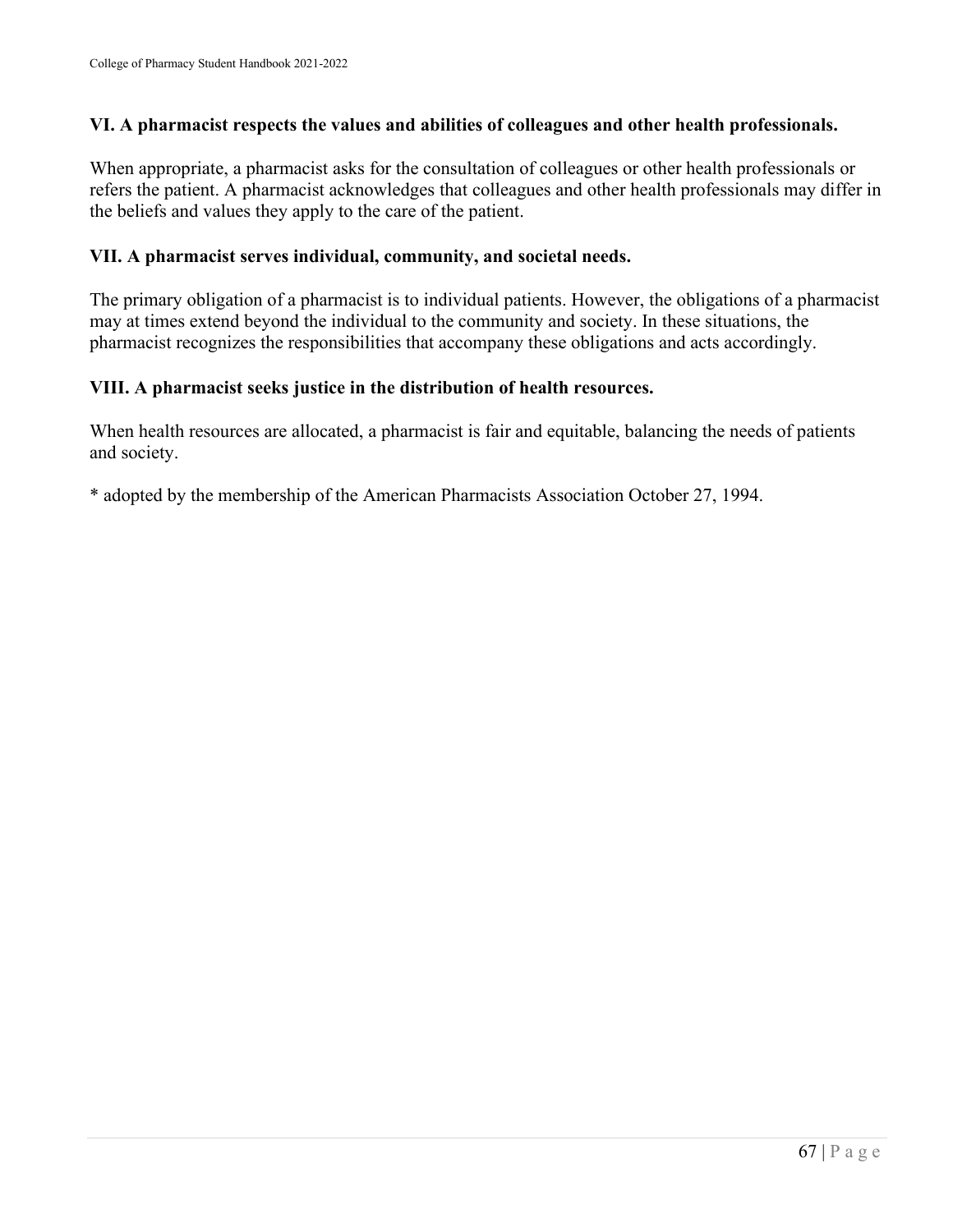**VI. A pharmacist respects the values and abilities of colleagues and other health professionals.**

When appropriate, a pharmacist asks for the consultation of colleagues or other health professionals or refers the patient. A pharmacist acknowledges that colleagues and other health professionals may differ in the beliefs and values they apply to the care of the patient.

**VII. A pharmacist serves individual, community, and societal needs.**

The primary obligation of a pharmacist is to individual patients. However, the obligations of a pharmacist may at times extend beyond the individual to the community and society. In these situations, the pharmacist recognizes the responsibilities that accompany these obligations and acts accordingly.

**VIII. A pharmacist seeks justice in the distribution of health resources.**

When health resources are allocated, a pharmacist is fair and equitable, balancing the needs of patients and society.

* adopted by the membership of the American Pharmacists Association October 27, 1994.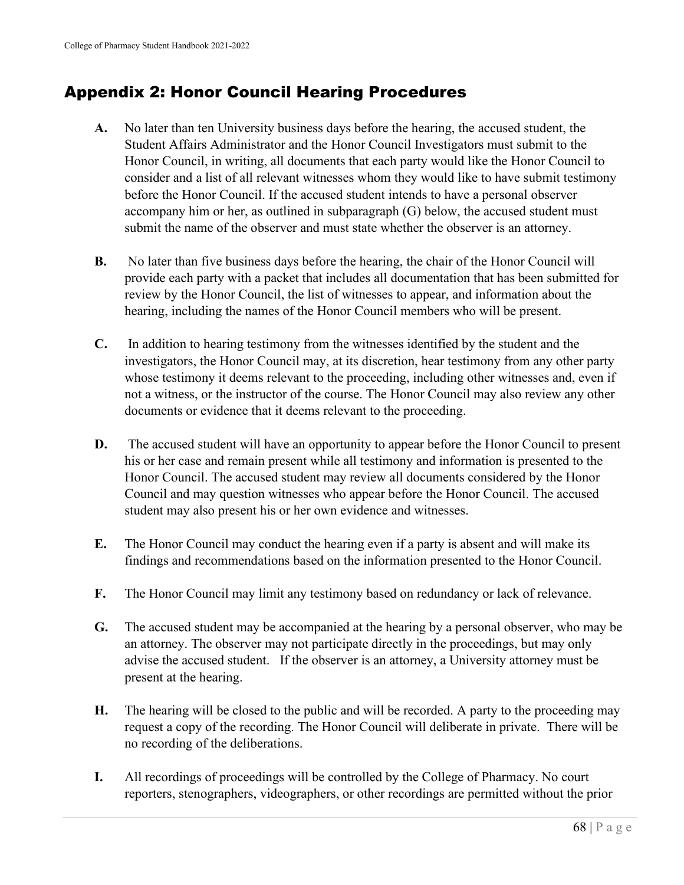## Appendix 2: Honor Council Hearing Procedures

**A.** No later than ten University business days before the hearing, the accused student, the Student Affairs Administrator and the Honor Council Investigators must submit to the Honor Council, in writing, all documents that each party would like the Honor Council to consider and a list of all relevant witnesses whom they would like to have submit testimony before the Honor Council. If the accused student intends to have a personal observer accompany him or her, as outlined in subparagraph (G) below, the accused student must submit the name of the observer and must state whether the observer is an attorney.

**B.** No later than five business days before the hearing, the chair of the Honor Council will provide each party with a packet that includes all documentation that has been submitted for review by the Honor Council, the list of witnesses to appear, and information about the hearing, including the names of the Honor Council members who will be present.

**C.** In addition to hearing testimony from the witnesses identified by the student and the investigators, the Honor Council may, at its discretion, hear testimony from any other party whose testimony it deems relevant to the proceeding, including other witnesses and, even if not a witness, or the instructor of the course. The Honor Council may also review any other documents or evidence that it deems relevant to the proceeding.

**D.** The accused student will have an opportunity to appear before the Honor Council to present his or her case and remain present while all testimony and information is presented to the Honor Council. The accused student may review all documents considered by the Honor Council and may question witnesses who appear before the Honor Council. The accused student may also present his or her own evidence and witnesses.

**E.** The Honor Council may conduct the hearing even if a party is absent and will make its findings and recommendations based on the information presented to the Honor Council.

**F.** The Honor Council may limit any testimony based on redundancy or lack of relevance.

**G.** The accused student may be accompanied at the hearing by a personal observer, who may be an attorney. The observer may not participate directly in the proceedings, but may only advise the accused student. If the observer is an attorney, a University attorney must be present at the hearing.

**H.** The hearing will be closed to the public and will be recorded. A party to the proceeding may request a copy of the recording. The Honor Council will deliberate in private. There will be no recording of the deliberations.

**I.** All recordings of proceedings will be controlled by the College of Pharmacy. No court reporters, stenographers, videographers, or other recordings are permitted without the prior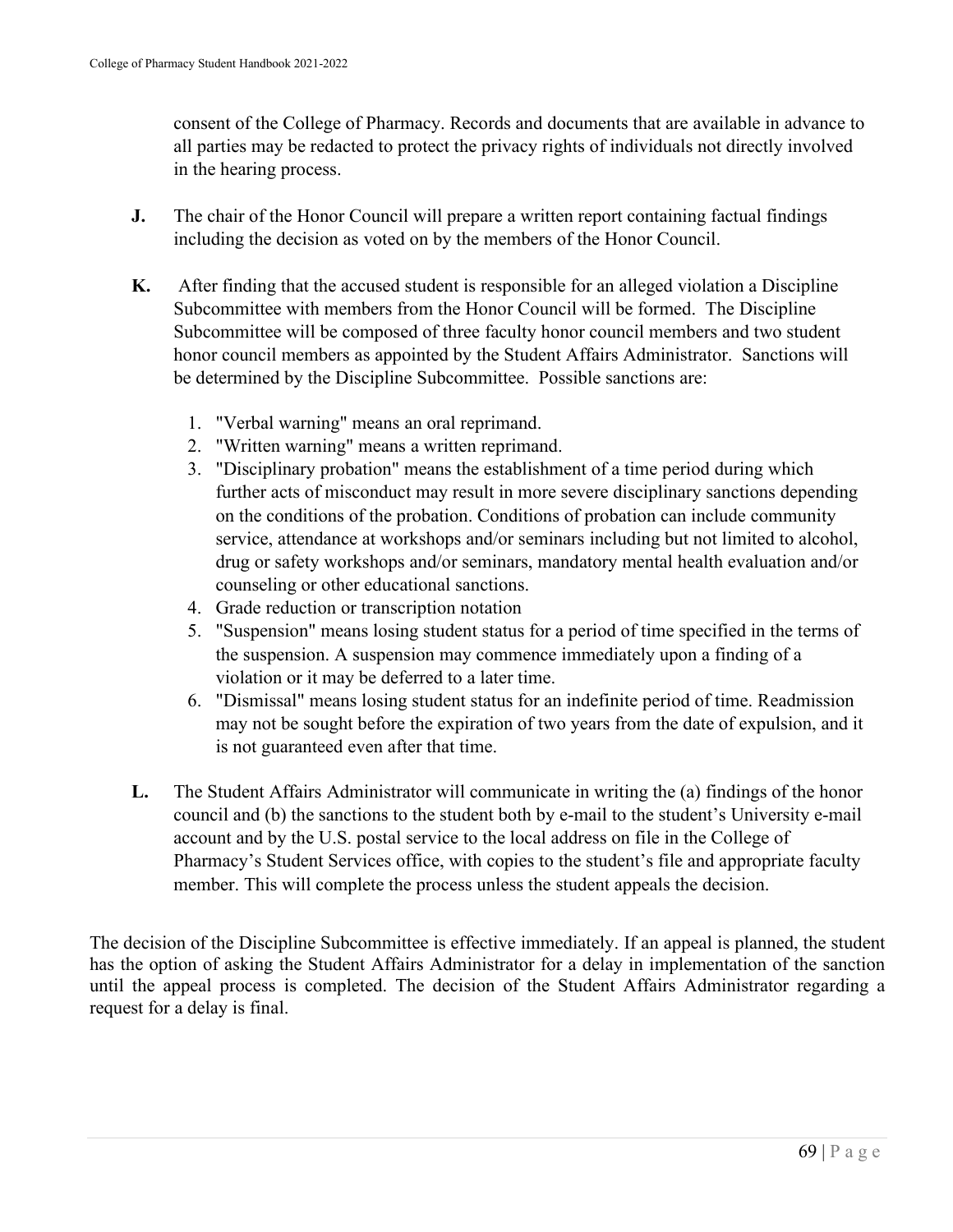consent of the College of Pharmacy. Records and documents that are available in advance to all parties may be redacted to protect the privacy rights of individuals not directly involved in the hearing process.

**J.** The chair of the Honor Council will prepare a written report containing factual findings including the decision as voted on by the members of the Honor Council.

**K.** After finding that the accused student is responsible for an alleged violation a Discipline Subcommittee with members from the Honor Council will be formed. The Discipline Subcommittee will be composed of three faculty honor council members and two student honor council members as appointed by the Student Affairs Administrator. Sanctions will be determined by the Discipline Subcommittee. Possible sanctions are:

1. "Verbal warning" means an oral reprimand.
2. "Written warning" means a written reprimand.
3. "Disciplinary probation" means the establishment of a time period during which further acts of misconduct may result in more severe disciplinary sanctions depending on the conditions of the probation. Conditions of probation can include community service, attendance at workshops and/or seminars including but not limited to alcohol, drug or safety workshops and/or seminars, mandatory mental health evaluation and/or counseling or other educational sanctions.
4. Grade reduction or transcription notation
5. "Suspension" means losing student status for a period of time specified in the terms of the suspension. A suspension may commence immediately upon a finding of a violation or it may be deferred to a later time.
6. "Dismissal" means losing student status for an indefinite period of time. Readmission may not be sought before the expiration of two years from the date of expulsion, and it is not guaranteed even after that time.

**L.** The Student Affairs Administrator will communicate in writing the (a) findings of the honor council and (b) the sanctions to the student both by e-mail to the student's University e-mail account and by the U.S. postal service to the local address on file in the College of Pharmacy's Student Services office, with copies to the student's file and appropriate faculty member. This will complete the process unless the student appeals the decision.

The decision of the Discipline Subcommittee is effective immediately. If an appeal is planned, the student has the option of asking the Student Affairs Administrator for a delay in implementation of the sanction until the appeal process is completed. The decision of the Student Affairs Administrator regarding a request for a delay is final.